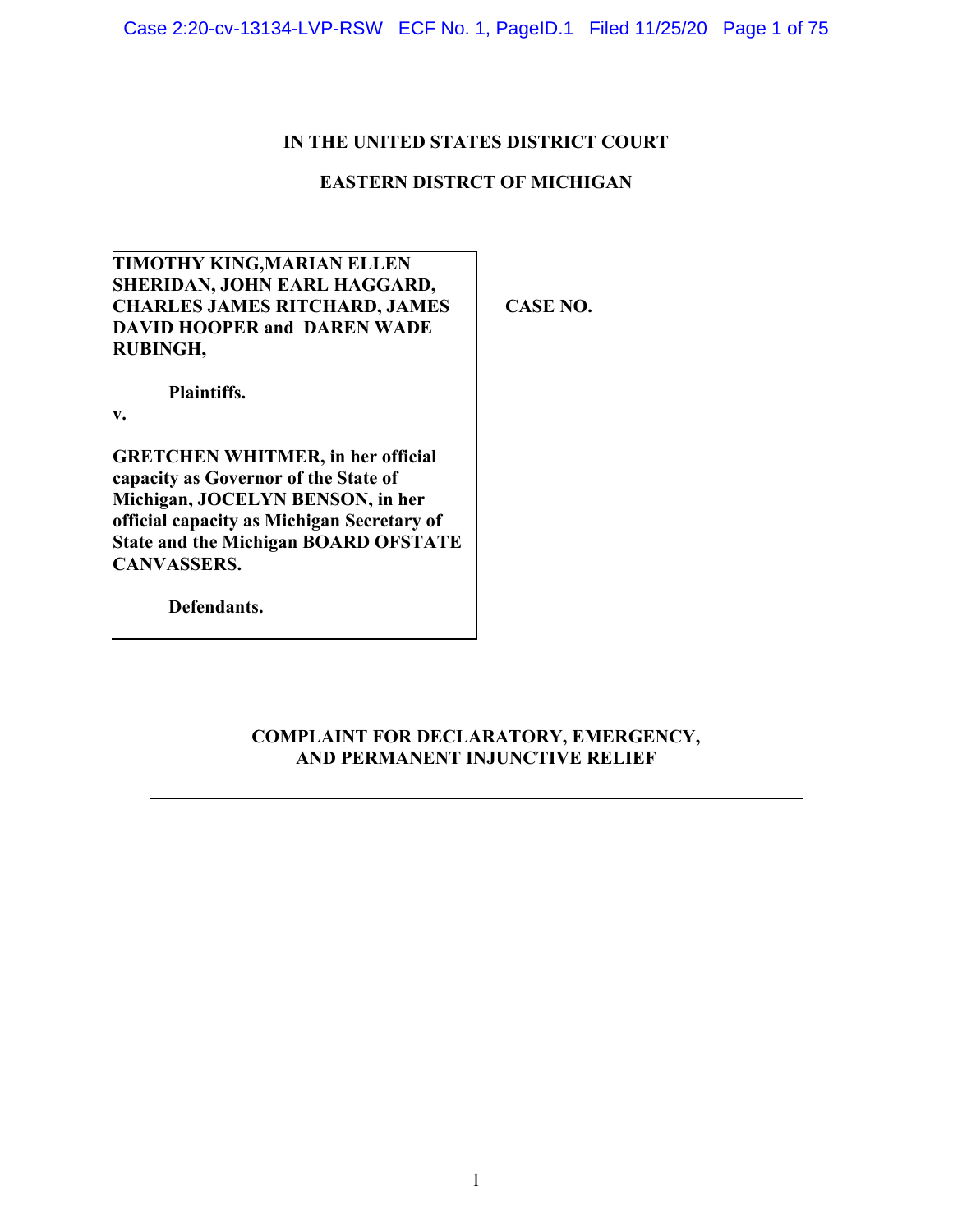**IN THE UNITED STATES DISTRICT COURT**

**EASTERN DISTRCT OF MICHIGAN**

| | |
|---|---|
| **TIMOTHY KING,MARIAN ELLEN SHERIDAN, JOHN EARL HAGGARD, CHARLES JAMES RITCHARD, JAMES DAVID HOOPER and DAREN WADE RUBINGH,** <br><br> **Plaintiffs.** <br> **v.** <br><br> **GRETCHEN WHITMER, in her official capacity as Governor of the State of Michigan, JOCELYN BENSON, in her official capacity as Michigan Secretary of State and the Michigan BOARD OFSTATE CANVASSERS.** <br><br> **Defendants.** | **CASE NO.** |

**COMPLAINT FOR DECLARATORY, EMERGENCY, AND PERMANENT INJUNCTIVE RELIEF**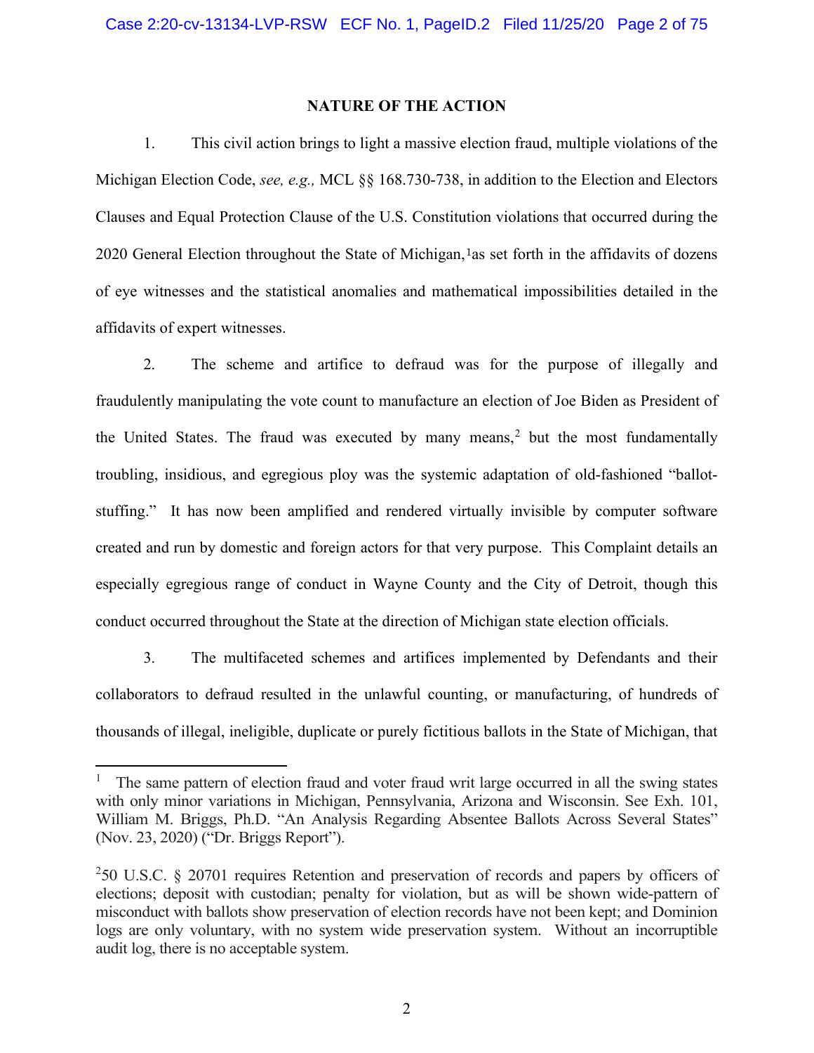## NATURE OF THE ACTION

1. This civil action brings to light a massive election fraud, multiple violations of the Michigan Election Code, *see, e.g.,* MCL §§ 168.730-738, in addition to the Election and Electors Clauses and Equal Protection Clause of the U.S. Constitution violations that occurred during the 2020 General Election throughout the State of Michigan,[1]as set forth in the affidavits of dozens of eye witnesses and the statistical anomalies and mathematical impossibilities detailed in the affidavits of expert witnesses.

2. The scheme and artifice to defraud was for the purpose of illegally and fraudulently manipulating the vote count to manufacture an election of Joe Biden as President of the United States. The fraud was executed by many means,[2] but the most fundamentally troubling, insidious, and egregious ploy was the systemic adaptation of old-fashioned "ballot-stuffing." It has now been amplified and rendered virtually invisible by computer software created and run by domestic and foreign actors for that very purpose. This Complaint details an especially egregious range of conduct in Wayne County and the City of Detroit, though this conduct occurred throughout the State at the direction of Michigan state election officials.

3. The multifaceted schemes and artifices implemented by Defendants and their collaborators to defraud resulted in the unlawful counting, or manufacturing, of hundreds of thousands of illegal, ineligible, duplicate or purely fictitious ballots in the State of Michigan, that

---

[1] The same pattern of election fraud and voter fraud writ large occurred in all the swing states with only minor variations in Michigan, Pennsylvania, Arizona and Wisconsin. See Exh. 101, William M. Briggs, Ph.D. "An Analysis Regarding Absentee Ballots Across Several States" (Nov. 23, 2020) ("Dr. Briggs Report").

[2]50 U.S.C. § 20701 requires Retention and preservation of records and papers by officers of elections; deposit with custodian; penalty for violation, but as will be shown wide-pattern of misconduct with ballots show preservation of election records have not been kept; and Dominion logs are only voluntary, with no system wide preservation system. Without an incorruptible audit log, there is no acceptable system.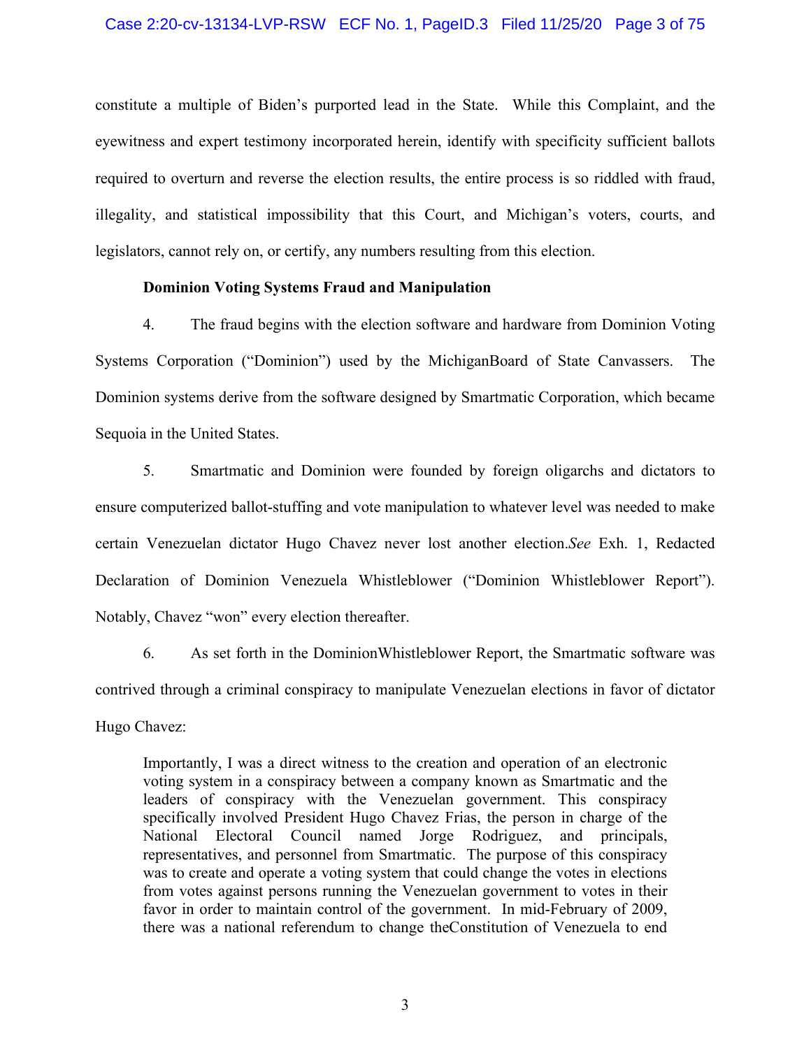constitute a multiple of Biden's purported lead in the State. While this Complaint, and the eyewitness and expert testimony incorporated herein, identify with specificity sufficient ballots required to overturn and reverse the election results, the entire process is so riddled with fraud, illegality, and statistical impossibility that this Court, and Michigan's voters, courts, and legislators, cannot rely on, or certify, any numbers resulting from this election.

**Dominion Voting Systems Fraud and Manipulation**

4. The fraud begins with the election software and hardware from Dominion Voting Systems Corporation ("Dominion") used by the MichiganBoard of State Canvassers. The Dominion systems derive from the software designed by Smartmatic Corporation, which became Sequoia in the United States.

5. Smartmatic and Dominion were founded by foreign oligarchs and dictators to ensure computerized ballot-stuffing and vote manipulation to whatever level was needed to make certain Venezuelan dictator Hugo Chavez never lost another election.*See* Exh. 1, Redacted Declaration of Dominion Venezuela Whistleblower ("Dominion Whistleblower Report"). Notably, Chavez "won" every election thereafter.

6. As set forth in the DominionWhistleblower Report, the Smartmatic software was contrived through a criminal conspiracy to manipulate Venezuelan elections in favor of dictator Hugo Chavez:

> Importantly, I was a direct witness to the creation and operation of an electronic voting system in a conspiracy between a company known as Smartmatic and the leaders of conspiracy with the Venezuelan government. This conspiracy specifically involved President Hugo Chavez Frias, the person in charge of the National Electoral Council named Jorge Rodriguez, and principals, representatives, and personnel from Smartmatic. The purpose of this conspiracy was to create and operate a voting system that could change the votes in elections from votes against persons running the Venezuelan government to votes in their favor in order to maintain control of the government. In mid-February of 2009, there was a national referendum to change theConstitution of Venezuela to end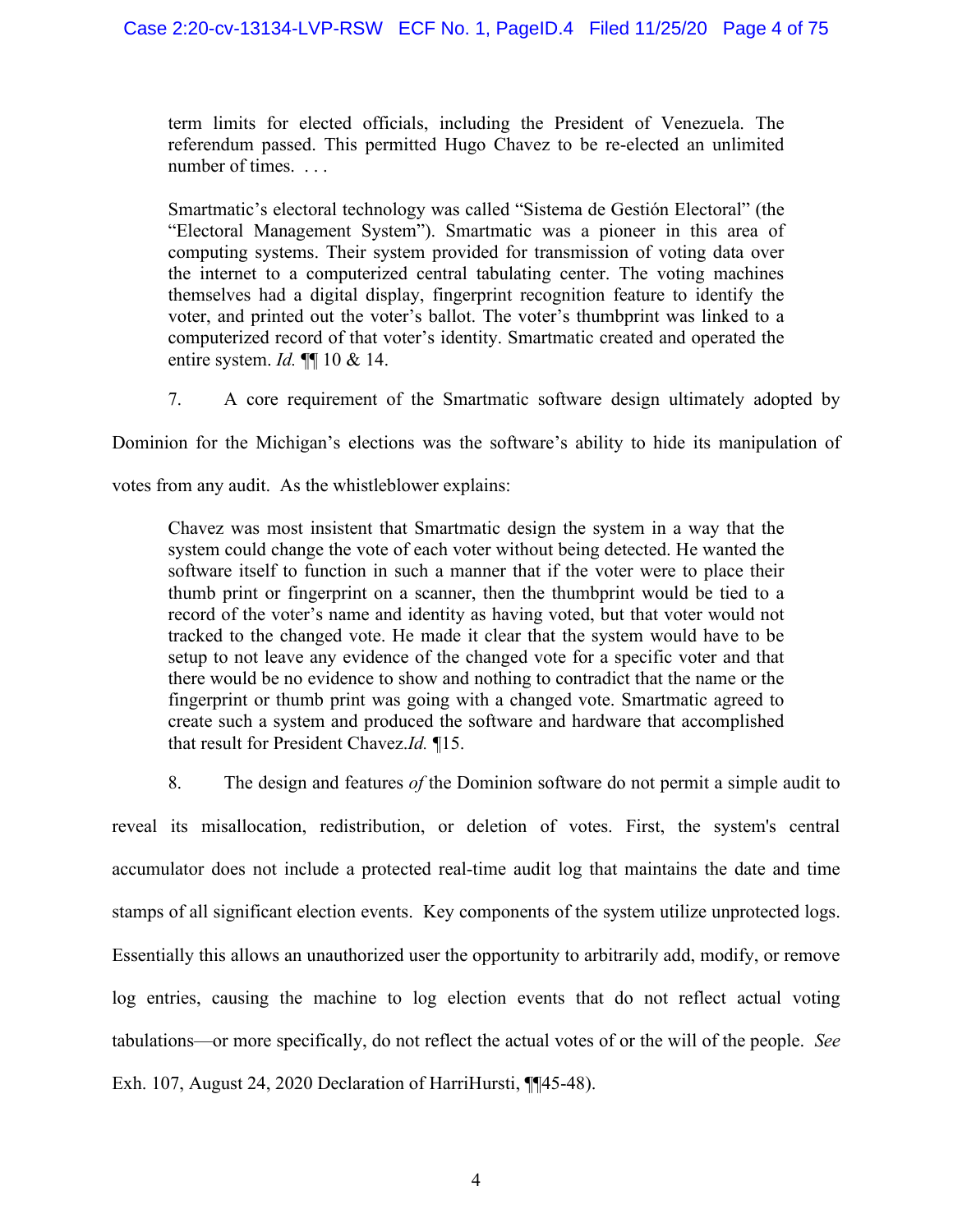> term limits for elected officials, including the President of Venezuela. The referendum passed. This permitted Hugo Chavez to be re-elected an unlimited number of times. . . .
>
> Smartmatic's electoral technology was called "Sistema de Gestión Electoral" (the "Electoral Management System"). Smartmatic was a pioneer in this area of computing systems. Their system provided for transmission of voting data over the internet to a computerized central tabulating center. The voting machines themselves had a digital display, fingerprint recognition feature to identify the voter, and printed out the voter's ballot. The voter's thumbprint was linked to a computerized record of that voter's identity. Smartmatic created and operated the entire system. *Id.* ¶¶ 10 & 14.

7. A core requirement of the Smartmatic software design ultimately adopted by Dominion for the Michigan's elections was the software's ability to hide its manipulation of votes from any audit. As the whistleblower explains:

> Chavez was most insistent that Smartmatic design the system in a way that the system could change the vote of each voter without being detected. He wanted the software itself to function in such a manner that if the voter were to place their thumb print or fingerprint on a scanner, then the thumbprint would be tied to a record of the voter's name and identity as having voted, but that voter would not tracked to the changed vote. He made it clear that the system would have to be setup to not leave any evidence of the changed vote for a specific voter and that there would be no evidence to show and nothing to contradict that the name or the fingerprint or thumb print was going with a changed vote. Smartmatic agreed to create such a system and produced the software and hardware that accomplished that result for President Chavez.*Id.* ¶15.

8. The design and features *of* the Dominion software do not permit a simple audit to reveal its misallocation, redistribution, or deletion of votes. First, the system's central accumulator does not include a protected real-time audit log that maintains the date and time stamps of all significant election events. Key components of the system utilize unprotected logs. Essentially this allows an unauthorized user the opportunity to arbitrarily add, modify, or remove log entries, causing the machine to log election events that do not reflect actual voting tabulations—or more specifically, do not reflect the actual votes of or the will of the people. *See* Exh. 107, August 24, 2020 Declaration of HarriHursti, ¶¶45-48).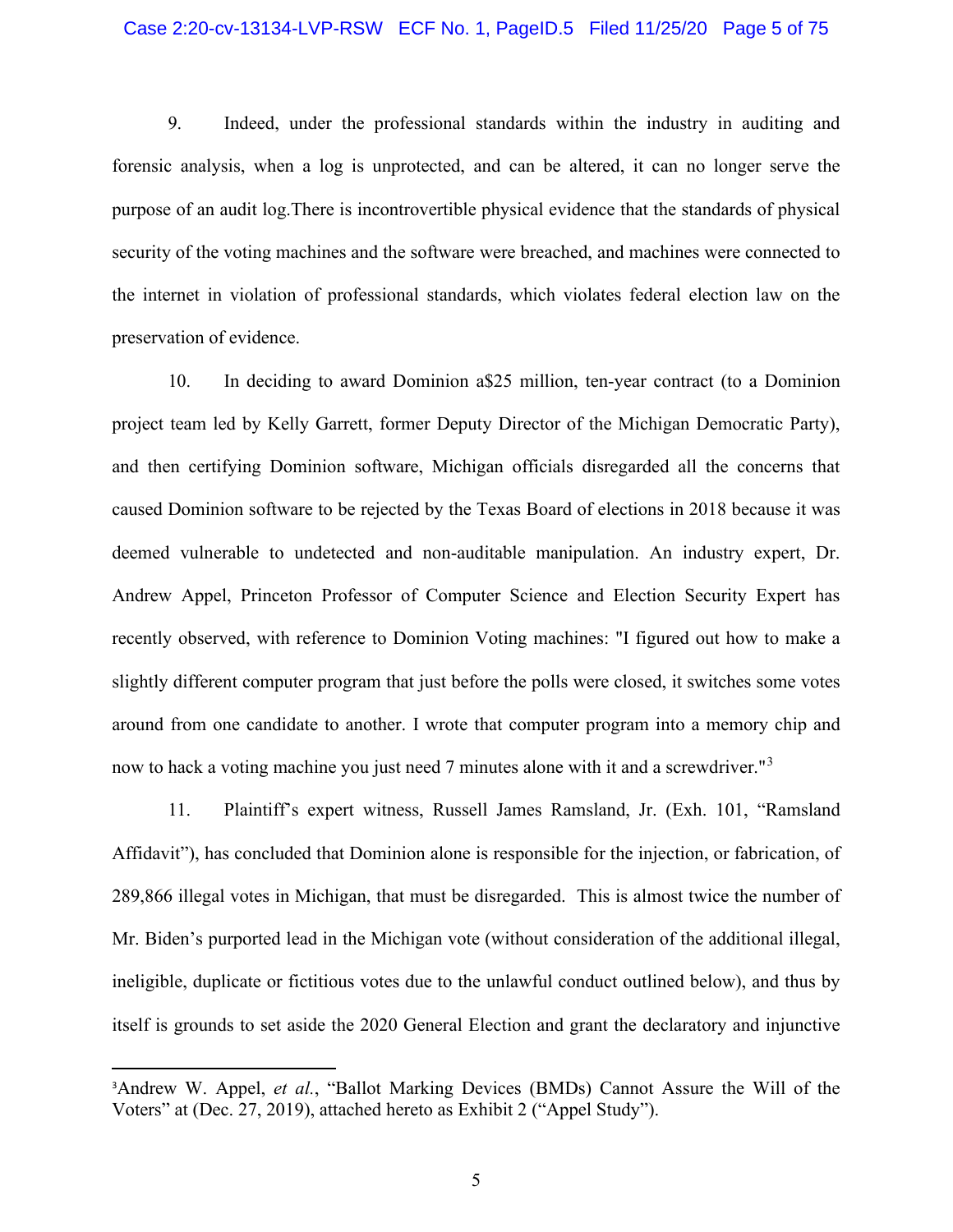9. Indeed, under the professional standards within the industry in auditing and forensic analysis, when a log is unprotected, and can be altered, it can no longer serve the purpose of an audit log.There is incontrovertible physical evidence that the standards of physical security of the voting machines and the software were breached, and machines were connected to the internet in violation of professional standards, which violates federal election law on the preservation of evidence.

10. In deciding to award Dominion a$25 million, ten-year contract (to a Dominion project team led by Kelly Garrett, former Deputy Director of the Michigan Democratic Party), and then certifying Dominion software, Michigan officials disregarded all the concerns that caused Dominion software to be rejected by the Texas Board of elections in 2018 because it was deemed vulnerable to undetected and non-auditable manipulation. An industry expert, Dr. Andrew Appel, Princeton Professor of Computer Science and Election Security Expert has recently observed, with reference to Dominion Voting machines: "I figured out how to make a slightly different computer program that just before the polls were closed, it switches some votes around from one candidate to another. I wrote that computer program into a memory chip and now to hack a voting machine you just need 7 minutes alone with it and a screwdriver."[3]

11. Plaintiff's expert witness, Russell James Ramsland, Jr. (Exh. 101, "Ramsland Affidavit"), has concluded that Dominion alone is responsible for the injection, or fabrication, of 289,866 illegal votes in Michigan, that must be disregarded. This is almost twice the number of Mr. Biden's purported lead in the Michigan vote (without consideration of the additional illegal, ineligible, duplicate or fictitious votes due to the unlawful conduct outlined below), and thus by itself is grounds to set aside the 2020 General Election and grant the declaratory and injunctive

---

[3]Andrew W. Appel, *et al.*, "Ballot Marking Devices (BMDs) Cannot Assure the Will of the Voters" at (Dec. 27, 2019), attached hereto as Exhibit 2 ("Appel Study").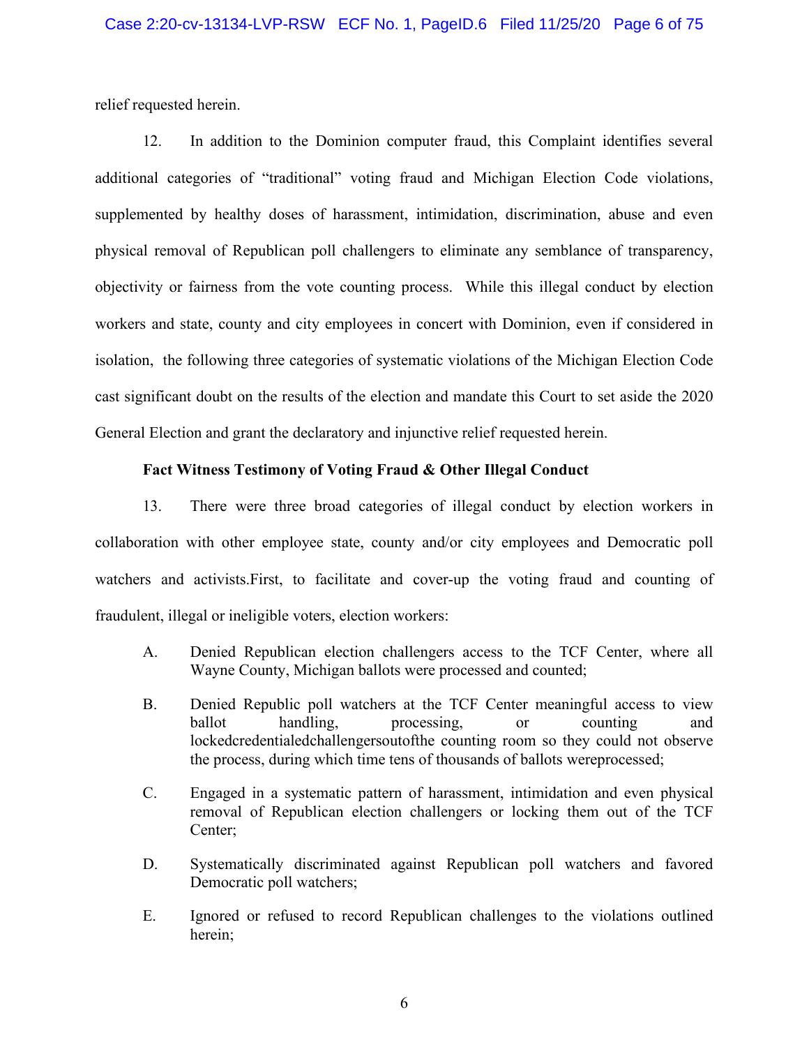relief requested herein.

12. In addition to the Dominion computer fraud, this Complaint identifies several additional categories of "traditional" voting fraud and Michigan Election Code violations, supplemented by healthy doses of harassment, intimidation, discrimination, abuse and even physical removal of Republican poll challengers to eliminate any semblance of transparency, objectivity or fairness from the vote counting process. While this illegal conduct by election workers and state, county and city employees in concert with Dominion, even if considered in isolation, the following three categories of systematic violations of the Michigan Election Code cast significant doubt on the results of the election and mandate this Court to set aside the 2020 General Election and grant the declaratory and injunctive relief requested herein.

**Fact Witness Testimony of Voting Fraud & Other Illegal Conduct**

13. There were three broad categories of illegal conduct by election workers in collaboration with other employee state, county and/or city employees and Democratic poll watchers and activists.First, to facilitate and cover-up the voting fraud and counting of fraudulent, illegal or ineligible voters, election workers:

A. Denied Republican election challengers access to the TCF Center, where all Wayne County, Michigan ballots were processed and counted;

B. Denied Republic poll watchers at the TCF Center meaningful access to view ballot handling, processing, or counting and lockedcredentialedchallengersoutofthe counting room so they could not observe the process, during which time tens of thousands of ballots wereprocessed;

C. Engaged in a systematic pattern of harassment, intimidation and even physical removal of Republican election challengers or locking them out of the TCF Center;

D. Systematically discriminated against Republican poll watchers and favored Democratic poll watchers;

E. Ignored or refused to record Republican challenges to the violations outlined herein;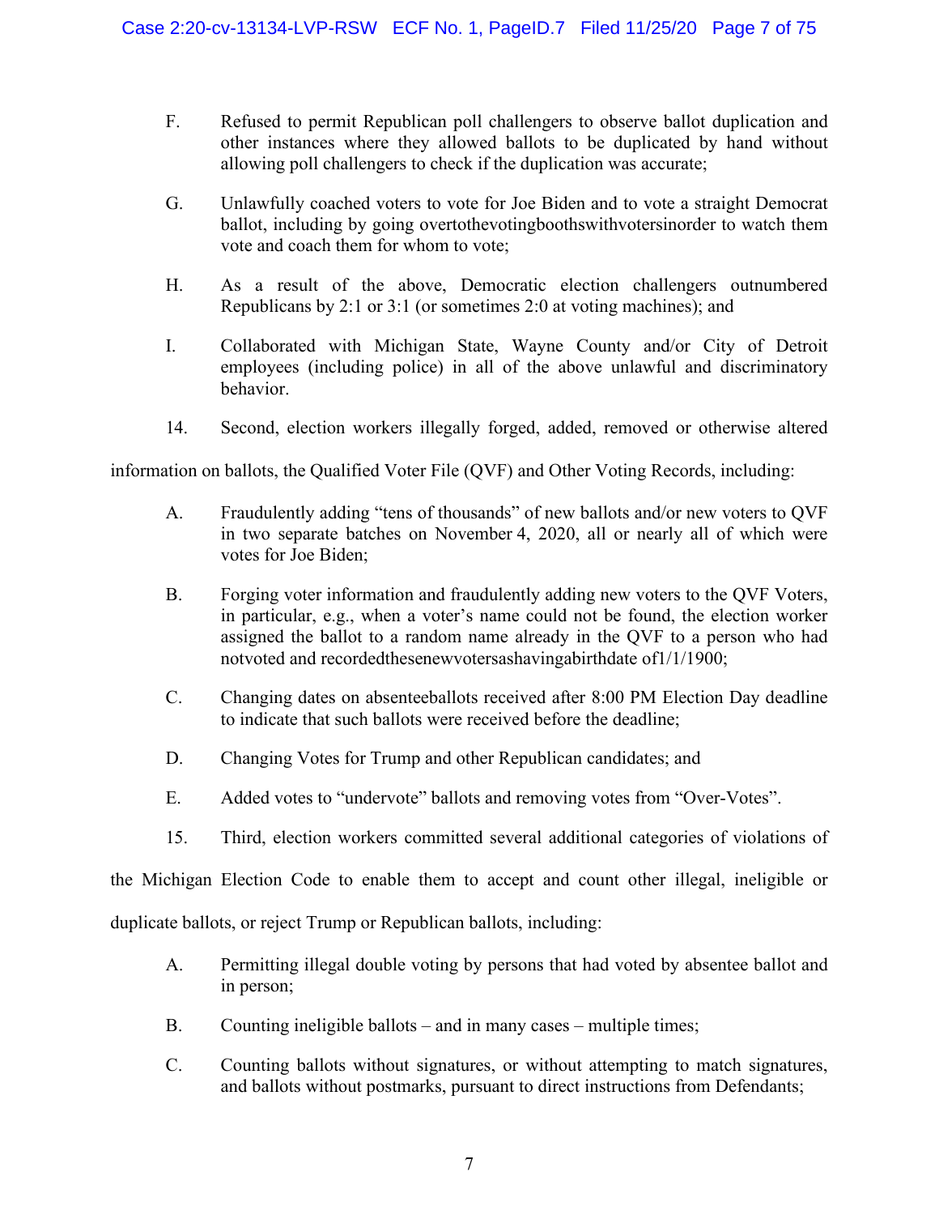F. Refused to permit Republican poll challengers to observe ballot duplication and other instances where they allowed ballots to be duplicated by hand without allowing poll challengers to check if the duplication was accurate;

G. Unlawfully coached voters to vote for Joe Biden and to vote a straight Democrat ballot, including by going overtothevotingboothswithvotersinorder to watch them vote and coach them for whom to vote;

H. As a result of the above, Democratic election challengers outnumbered Republicans by 2:1 or 3:1 (or sometimes 2:0 at voting machines); and

I. Collaborated with Michigan State, Wayne County and/or City of Detroit employees (including police) in all of the above unlawful and discriminatory behavior.

14. Second, election workers illegally forged, added, removed or otherwise altered information on ballots, the Qualified Voter File (QVF) and Other Voting Records, including:

A. Fraudulently adding "tens of thousands" of new ballots and/or new voters to QVF in two separate batches on November 4, 2020, all or nearly all of which were votes for Joe Biden;

B. Forging voter information and fraudulently adding new voters to the QVF Voters, in particular, e.g., when a voter's name could not be found, the election worker assigned the ballot to a random name already in the QVF to a person who had notvoted and recordedthesenewvotersashavingabirthdate of1/1/1900;

C. Changing dates on absenteeballots received after 8:00 PM Election Day deadline to indicate that such ballots were received before the deadline;

D. Changing Votes for Trump and other Republican candidates; and

E. Added votes to "undervote" ballots and removing votes from "Over-Votes".

15. Third, election workers committed several additional categories of violations of the Michigan Election Code to enable them to accept and count other illegal, ineligible or duplicate ballots, or reject Trump or Republican ballots, including:

A. Permitting illegal double voting by persons that had voted by absentee ballot and in person;

B. Counting ineligible ballots – and in many cases – multiple times;

C. Counting ballots without signatures, or without attempting to match signatures, and ballots without postmarks, pursuant to direct instructions from Defendants;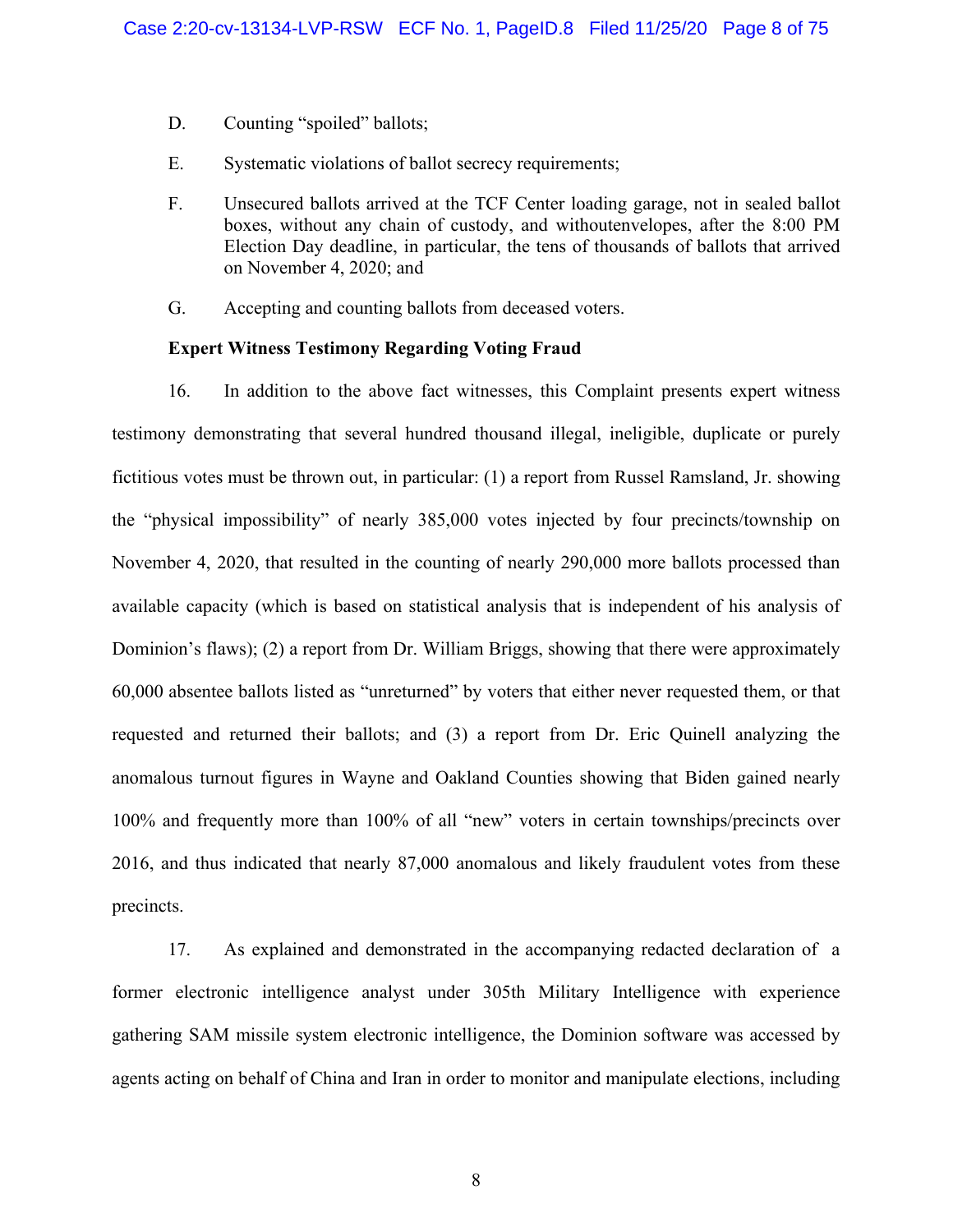D. Counting “spoiled” ballots;

E. Systematic violations of ballot secrecy requirements;

F. Unsecured ballots arrived at the TCF Center loading garage, not in sealed ballot boxes, without any chain of custody, and withoutenvelopes, after the 8:00 PM Election Day deadline, in particular, the tens of thousands of ballots that arrived on November 4, 2020; and

G. Accepting and counting ballots from deceased voters.

**Expert Witness Testimony Regarding Voting Fraud**

16. In addition to the above fact witnesses, this Complaint presents expert witness testimony demonstrating that several hundred thousand illegal, ineligible, duplicate or purely fictitious votes must be thrown out, in particular: (1) a report from Russel Ramsland, Jr. showing the “physical impossibility” of nearly 385,000 votes injected by four precincts/township on November 4, 2020, that resulted in the counting of nearly 290,000 more ballots processed than available capacity (which is based on statistical analysis that is independent of his analysis of Dominion’s flaws); (2) a report from Dr. William Briggs, showing that there were approximately 60,000 absentee ballots listed as “unreturned” by voters that either never requested them, or that requested and returned their ballots; and (3) a report from Dr. Eric Quinell analyzing the anomalous turnout figures in Wayne and Oakland Counties showing that Biden gained nearly 100% and frequently more than 100% of all “new” voters in certain townships/precincts over 2016, and thus indicated that nearly 87,000 anomalous and likely fraudulent votes from these precincts.

17. As explained and demonstrated in the accompanying redacted declaration of a former electronic intelligence analyst under 305th Military Intelligence with experience gathering SAM missile system electronic intelligence, the Dominion software was accessed by agents acting on behalf of China and Iran in order to monitor and manipulate elections, including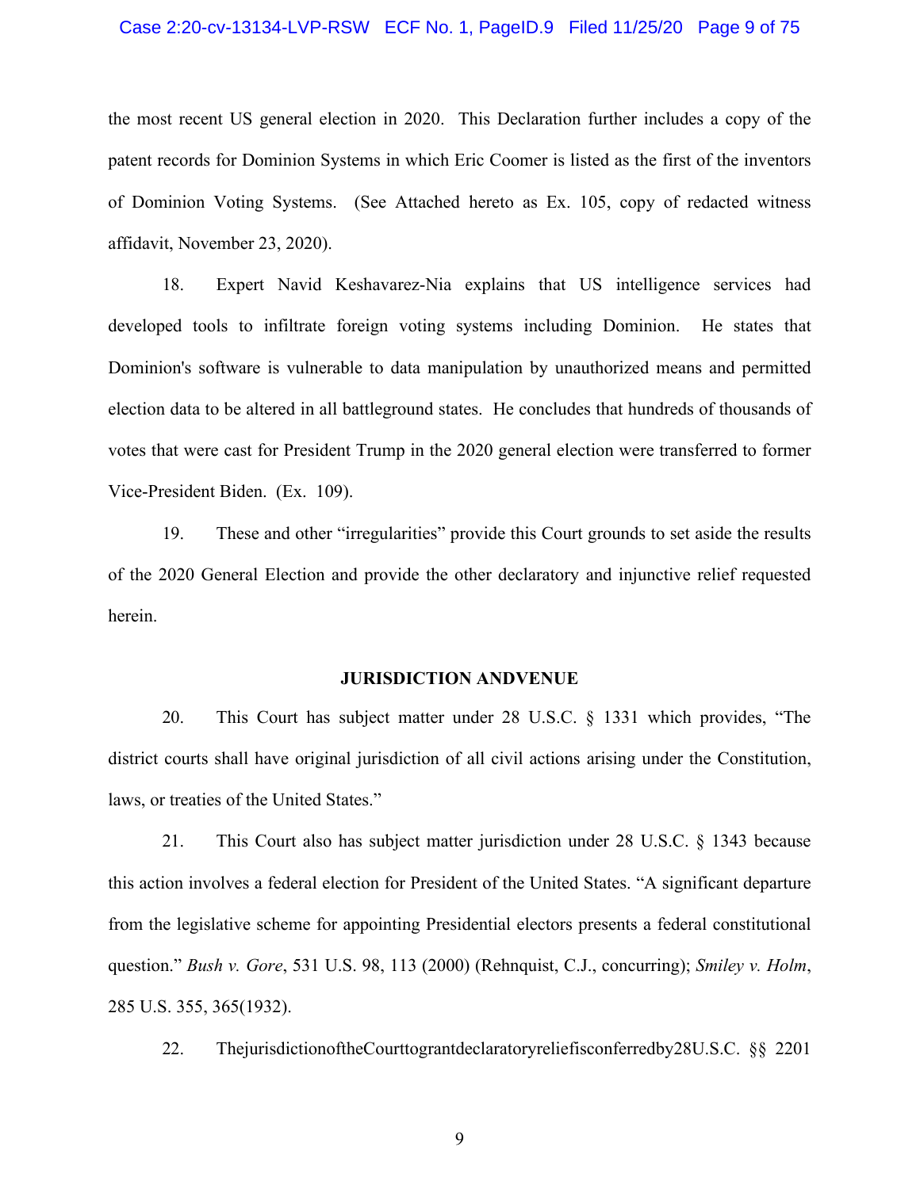the most recent US general election in 2020. This Declaration further includes a copy of the patent records for Dominion Systems in which Eric Coomer is listed as the first of the inventors of Dominion Voting Systems. (See Attached hereto as Ex. 105, copy of redacted witness affidavit, November 23, 2020).

18. Expert Navid Keshavarez-Nia explains that US intelligence services had developed tools to infiltrate foreign voting systems including Dominion. He states that Dominion's software is vulnerable to data manipulation by unauthorized means and permitted election data to be altered in all battleground states. He concludes that hundreds of thousands of votes that were cast for President Trump in the 2020 general election were transferred to former Vice-President Biden. (Ex. 109).

19. These and other "irregularities" provide this Court grounds to set aside the results of the 2020 General Election and provide the other declaratory and injunctive relief requested herein.

## JURISDICTION ANDVENUE

20. This Court has subject matter under 28 U.S.C. § 1331 which provides, "The district courts shall have original jurisdiction of all civil actions arising under the Constitution, laws, or treaties of the United States."

21. This Court also has subject matter jurisdiction under 28 U.S.C. § 1343 because this action involves a federal election for President of the United States. "A significant departure from the legislative scheme for appointing Presidential electors presents a federal constitutional question." *Bush v. Gore*, 531 U.S. 98, 113 (2000) (Rehnquist, C.J., concurring); *Smiley v. Holm*, 285 U.S. 355, 365(1932).

22. ThejurisdictionoftheCourttograntdeclaratoryreliefisconferredby28U.S.C. §§ 2201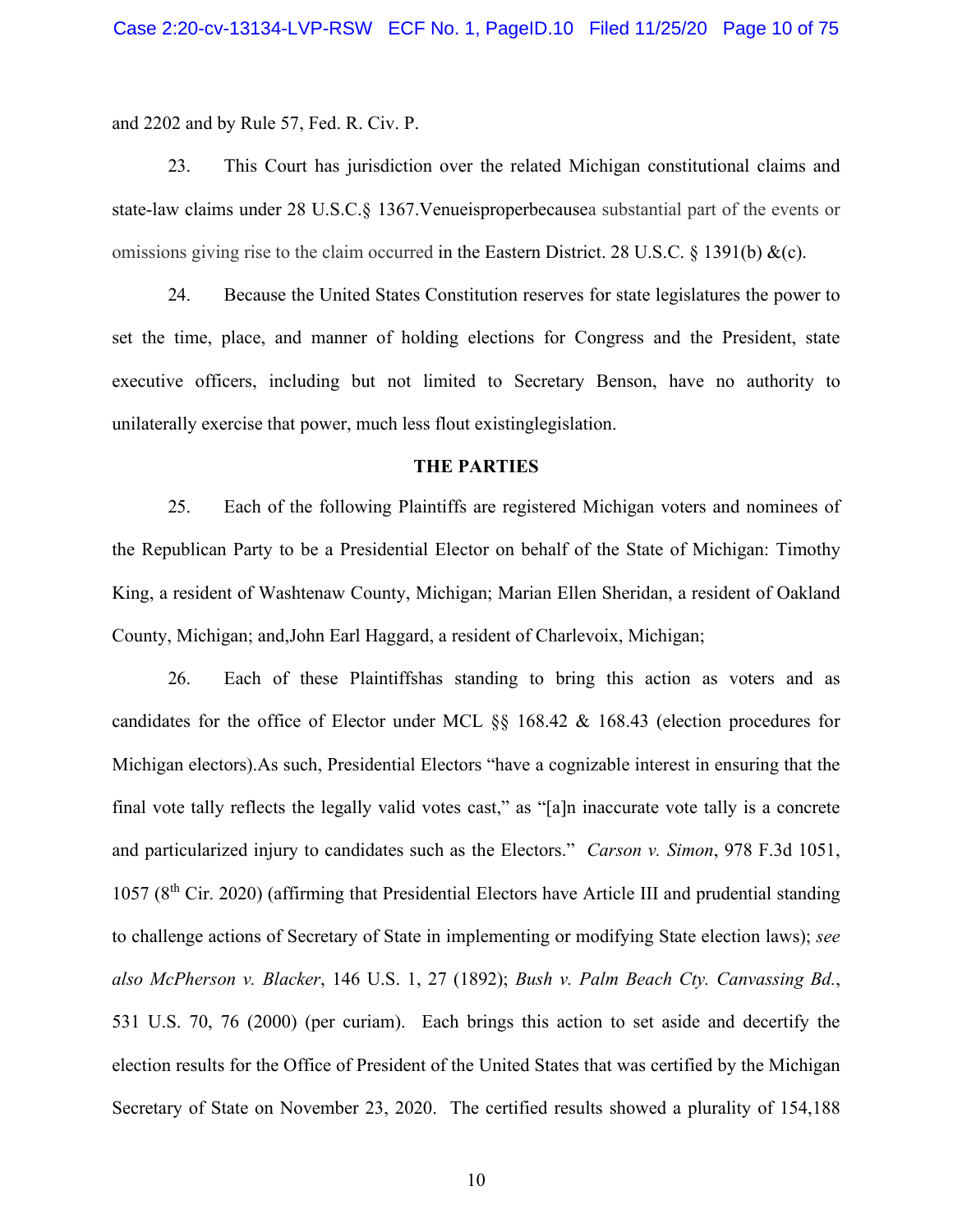and 2202 and by Rule 57, Fed. R. Civ. P.

23. This Court has jurisdiction over the related Michigan constitutional claims and state-law claims under 28 U.S.C.§ 1367.Venueisproperbecausea substantial part of the events or omissions giving rise to the claim occurred in the Eastern District. 28 U.S.C. § 1391(b) &(c).

24. Because the United States Constitution reserves for state legislatures the power to set the time, place, and manner of holding elections for Congress and the President, state executive officers, including but not limited to Secretary Benson, have no authority to unilaterally exercise that power, much less flout existinglegislation.

## THE PARTIES

25. Each of the following Plaintiffs are registered Michigan voters and nominees of the Republican Party to be a Presidential Elector on behalf of the State of Michigan: Timothy King, a resident of Washtenaw County, Michigan; Marian Ellen Sheridan, a resident of Oakland County, Michigan; and,John Earl Haggard, a resident of Charlevoix, Michigan;

26. Each of these Plaintiffshas standing to bring this action as voters and as candidates for the office of Elector under MCL §§ 168.42 & 168.43 (election procedures for Michigan electors).As such, Presidential Electors "have a cognizable interest in ensuring that the final vote tally reflects the legally valid votes cast," as "[a]n inaccurate vote tally is a concrete and particularized injury to candidates such as the Electors." *Carson v. Simon*, 978 F.3d 1051, 1057 (8th Cir. 2020) (affirming that Presidential Electors have Article III and prudential standing to challenge actions of Secretary of State in implementing or modifying State election laws); *see also McPherson v. Blacker*, 146 U.S. 1, 27 (1892); *Bush v. Palm Beach Cty. Canvassing Bd.*, 531 U.S. 70, 76 (2000) (per curiam). Each brings this action to set aside and decertify the election results for the Office of President of the United States that was certified by the Michigan Secretary of State on November 23, 2020. The certified results showed a plurality of 154,188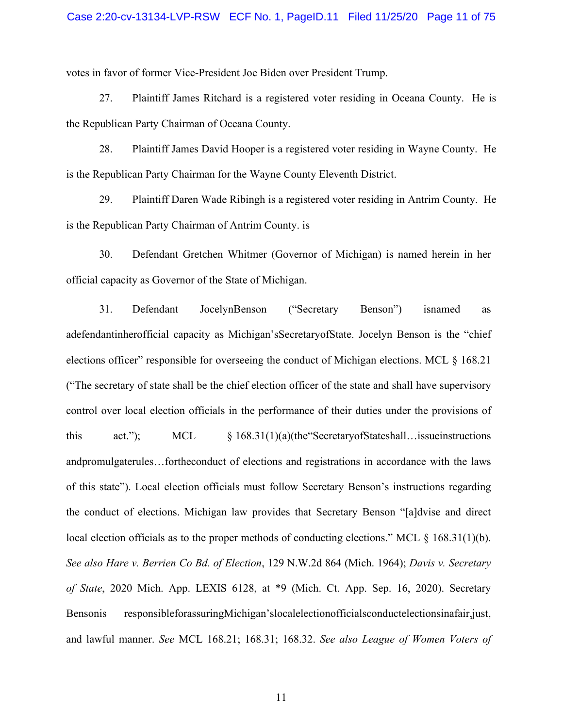votes in favor of former Vice-President Joe Biden over President Trump.

27. Plaintiff James Ritchard is a registered voter residing in Oceana County. He is the Republican Party Chairman of Oceana County.

28. Plaintiff James David Hooper is a registered voter residing in Wayne County. He is the Republican Party Chairman for the Wayne County Eleventh District.

29. Plaintiff Daren Wade Ribingh is a registered voter residing in Antrim County. He is the Republican Party Chairman of Antrim County. is

30. Defendant Gretchen Whitmer (Governor of Michigan) is named herein in her official capacity as Governor of the State of Michigan.

31. Defendant JocelynBenson ("Secretary Benson") isnamed as adefendantinherofficial capacity as Michigan'sSecretaryofState. Jocelyn Benson is the "chief elections officer" responsible for overseeing the conduct of Michigan elections. MCL § 168.21 ("The secretary of state shall be the chief election officer of the state and shall have supervisory control over local election officials in the performance of their duties under the provisions of this act."); MCL § 168.31(1)(a)(the"SecretaryofStateshall…issueinstructions andpromulgaterules…fortheconduct of elections and registrations in accordance with the laws of this state"). Local election officials must follow Secretary Benson's instructions regarding the conduct of elections. Michigan law provides that Secretary Benson "[a]dvise and direct local election officials as to the proper methods of conducting elections." MCL § 168.31(1)(b). *See also Hare v. Berrien Co Bd. of Election*, 129 N.W.2d 864 (Mich. 1964); *Davis v. Secretary of State*, 2020 Mich. App. LEXIS 6128, at *9 (Mich. Ct. App. Sep. 16, 2020). Secretary Bensonis responsibleforassuringMichigan'slocalelectionofficialsconductelectionsinafair,just, and lawful manner. *See* MCL 168.21; 168.31; 168.32. *See also League of Women Voters of*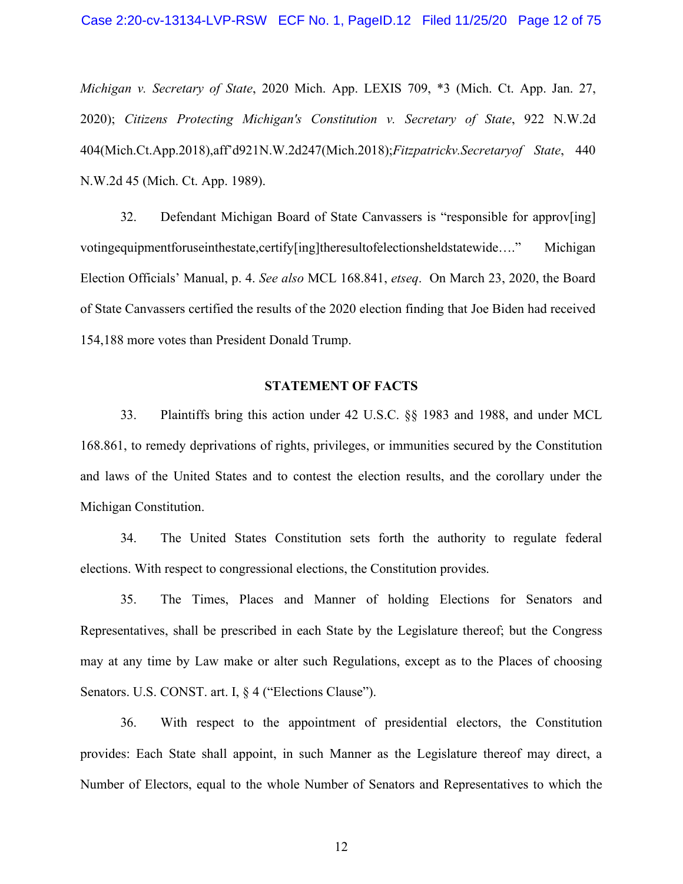*Michigan v. Secretary of State*, 2020 Mich. App. LEXIS 709, *3 (Mich. Ct. App. Jan. 27, 2020); *Citizens Protecting Michigan's Constitution v. Secretary of State*, 922 N.W.2d 404(Mich.Ct.App.2018),aff'd921N.W.2d247(Mich.2018);*Fitzpatrickv.Secretaryof State*, 440 N.W.2d 45 (Mich. Ct. App. 1989).

32. Defendant Michigan Board of State Canvassers is "responsible for approv[ing] votingequipmentforuseinthestate,certify[ing]theresultofelectionsheldstatewide…." Michigan Election Officials' Manual, p. 4. *See also* MCL 168.841, *etseq*. On March 23, 2020, the Board of State Canvassers certified the results of the 2020 election finding that Joe Biden had received 154,188 more votes than President Donald Trump.

**STATEMENT OF FACTS**

33. Plaintiffs bring this action under 42 U.S.C. §§ 1983 and 1988, and under MCL 168.861, to remedy deprivations of rights, privileges, or immunities secured by the Constitution and laws of the United States and to contest the election results, and the corollary under the Michigan Constitution.

34. The United States Constitution sets forth the authority to regulate federal elections. With respect to congressional elections, the Constitution provides.

35. The Times, Places and Manner of holding Elections for Senators and Representatives, shall be prescribed in each State by the Legislature thereof; but the Congress may at any time by Law make or alter such Regulations, except as to the Places of choosing Senators. U.S. CONST. art. I, § 4 ("Elections Clause").

36. With respect to the appointment of presidential electors, the Constitution provides: Each State shall appoint, in such Manner as the Legislature thereof may direct, a Number of Electors, equal to the whole Number of Senators and Representatives to which the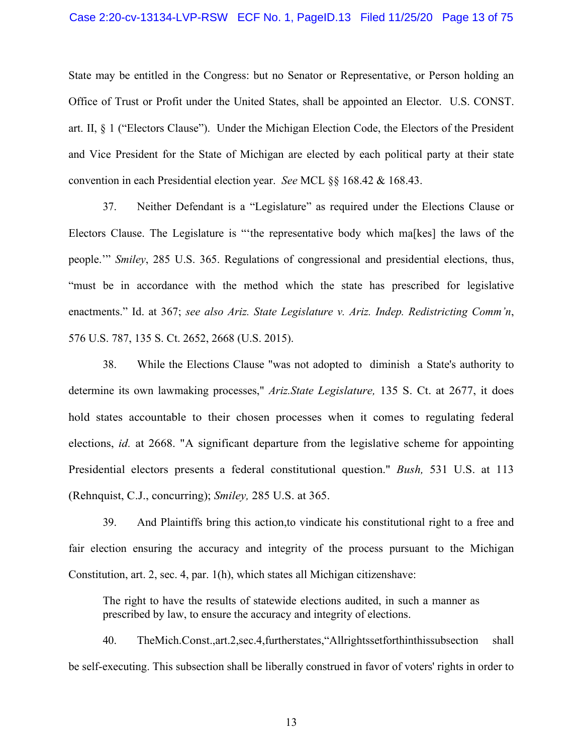State may be entitled in the Congress: but no Senator or Representative, or Person holding an Office of Trust or Profit under the United States, shall be appointed an Elector. U.S. CONST. art. II, § 1 ("Electors Clause"). Under the Michigan Election Code, the Electors of the President and Vice President for the State of Michigan are elected by each political party at their state convention in each Presidential election year. *See* MCL §§ 168.42 & 168.43.

37. Neither Defendant is a "Legislature" as required under the Elections Clause or Electors Clause. The Legislature is "'the representative body which ma[kes] the laws of the people.'" *Smiley*, 285 U.S. 365. Regulations of congressional and presidential elections, thus, "must be in accordance with the method which the state has prescribed for legislative enactments." Id. at 367; *see also Ariz. State Legislature v. Ariz. Indep. Redistricting Comm'n*, 576 U.S. 787, 135 S. Ct. 2652, 2668 (U.S. 2015).

38. While the Elections Clause "was not adopted to diminish a State's authority to determine its own lawmaking processes," *Ariz.State Legislature,* 135 S. Ct. at 2677, it does hold states accountable to their chosen processes when it comes to regulating federal elections, *id.* at 2668. "A significant departure from the legislative scheme for appointing Presidential electors presents a federal constitutional question." *Bush,* 531 U.S. at 113 (Rehnquist, C.J., concurring); *Smiley,* 285 U.S. at 365.

39. And Plaintiffs bring this action,to vindicate his constitutional right to a free and fair election ensuring the accuracy and integrity of the process pursuant to the Michigan Constitution, art. 2, sec. 4, par. 1(h), which states all Michigan citizenshave:

> The right to have the results of statewide elections audited, in such a manner as prescribed by law, to ensure the accuracy and integrity of elections.

40. TheMich.Const.,art.2,sec.4,furtherstates,"Allrightssetforthinthissubsection shall be self-executing. This subsection shall be liberally construed in favor of voters' rights in order to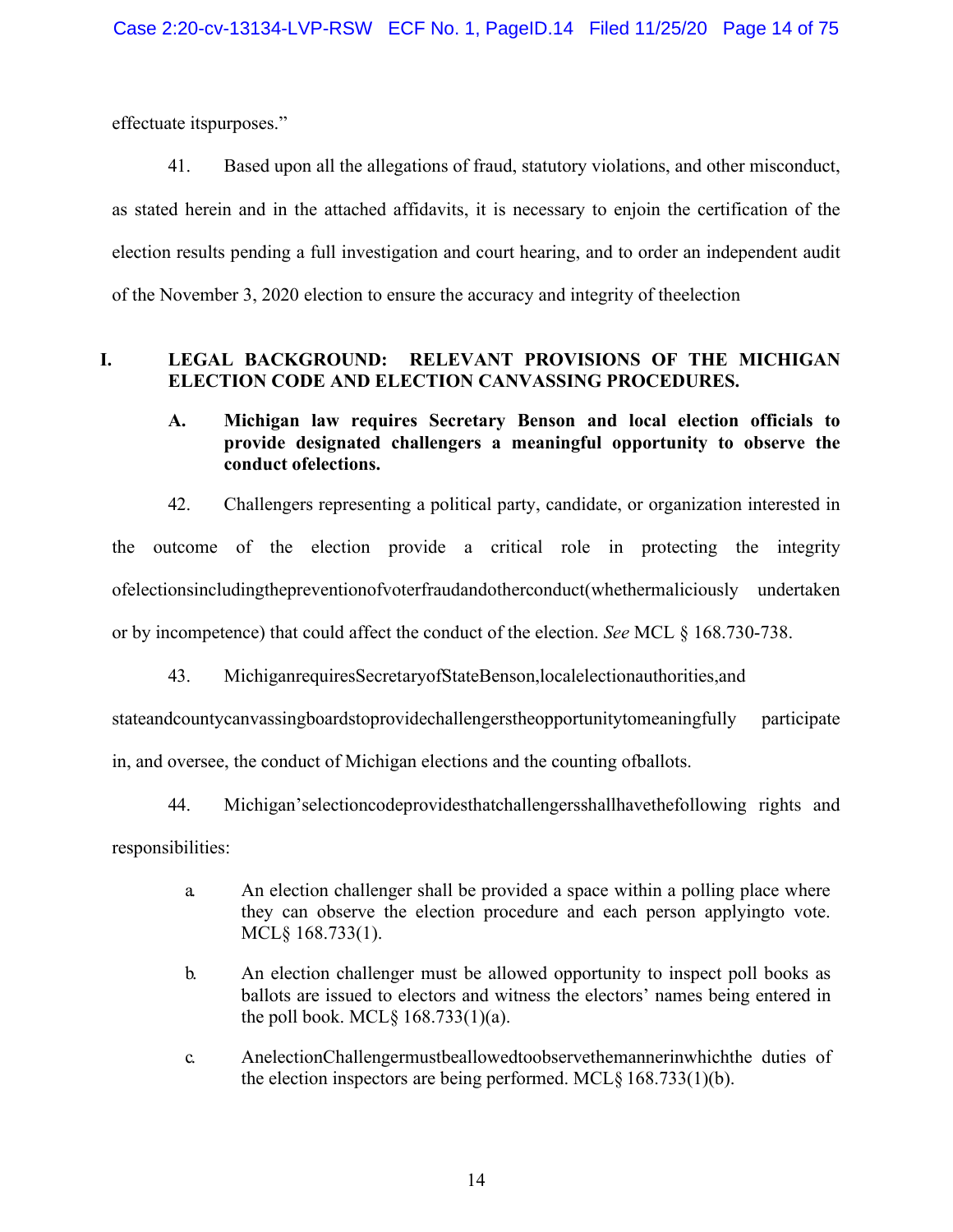effectuate itspurposes."

41. Based upon all the allegations of fraud, statutory violations, and other misconduct, as stated herein and in the attached affidavits, it is necessary to enjoin the certification of the election results pending a full investigation and court hearing, and to order an independent audit of the November 3, 2020 election to ensure the accuracy and integrity of theelection

## I. LEGAL BACKGROUND: RELEVANT PROVISIONS OF THE MICHIGAN ELECTION CODE AND ELECTION CANVASSING PROCEDURES.

### A. Michigan law requires Secretary Benson and local election officials to provide designated challengers a meaningful opportunity to observe the conduct ofelections.

42. Challengers representing a political party, candidate, or organization interested in the outcome of the election provide a critical role in protecting the integrity ofelectionsincludingthepreventionofvoterfraudandotherconduct(whethermaliciously undertaken or by incompetence) that could affect the conduct of the election. *See* MCL § 168.730-738.

43. MichiganrequiresSecretaryofStateBenson,localelectionauthorities,and stateandcountycanvassingboardstoprovidechallengerstheopportunitytomeaningfully participate in, and oversee, the conduct of Michigan elections and the counting ofballots.

44. Michigan'selectioncodeprovidesthatchallengersshallhavethefollowing rights and responsibilities:

a. An election challenger shall be provided a space within a polling place where they can observe the election procedure and each person applyingto vote. MCL§ 168.733(1).

b. An election challenger must be allowed opportunity to inspect poll books as ballots are issued to electors and witness the electors' names being entered in the poll book. MCL§ 168.733(1)(a).

c. AnelectionChallengermustbeallowedtoobservethemannerinwhichthe duties of the election inspectors are being performed. MCL§ 168.733(1)(b).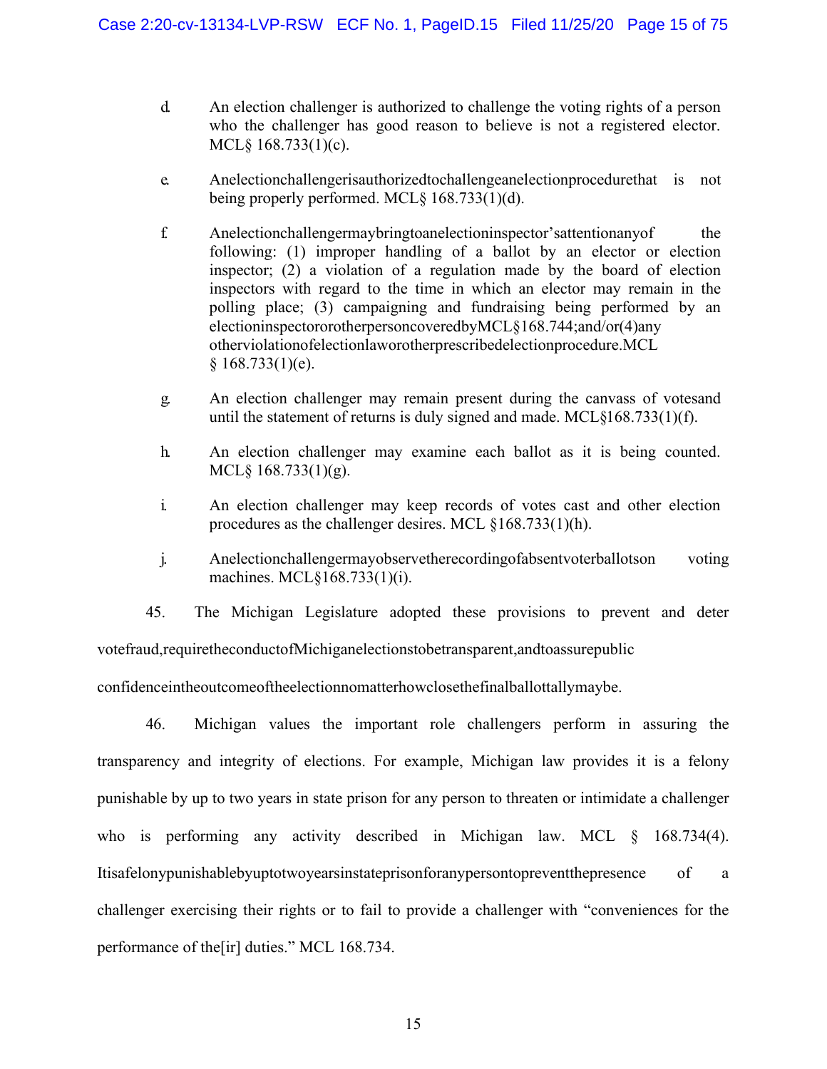d. An election challenger is authorized to challenge the voting rights of a person who the challenger has good reason to believe is not a registered elector. MCL§ 168.733(1)(c).

e. An election challenger is authorized to challenge an election procedure that is not being properly performed. MCL§ 168.733(1)(d).

f. An election challenger may bring to an election inspector's attention any of the following: (1) improper handling of a ballot by an elector or election inspector; (2) a violation of a regulation made by the board of election inspectors with regard to the time in which an elector may remain in the polling place; (3) campaigning and fundraising being performed by an election inspector or other person covered by MCL§168.744; and/or (4) any other violation of election law or other prescribed election procedure. MCL § 168.733(1)(e).

g. An election challenger may remain present during the canvass of votes and until the statement of returns is duly signed and made. MCL§168.733(1)(f).

h. An election challenger may examine each ballot as it is being counted. MCL§ 168.733(1)(g).

i. An election challenger may keep records of votes cast and other election procedures as the challenger desires. MCL §168.733(1)(h).

j. An election challenger may observe the recording of absent voter ballots on voting machines. MCL§168.733(1)(i).

45. The Michigan Legislature adopted these provisions to prevent and deter vote fraud, require the conduct of Michigan elections to be transparent, and to assure public confidence in the outcome of the election no matter how close the final ballot tally may be.

46. Michigan values the important role challengers perform in assuring the transparency and integrity of elections. For example, Michigan law provides it is a felony punishable by up to two years in state prison for any person to threaten or intimidate a challenger who is performing any activity described in Michigan law. MCL § 168.734(4). It is a felony punishable by up to two years in state prison for any person to prevent the presence of a challenger exercising their rights or to fail to provide a challenger with "conveniences for the performance of the[ir] duties." MCL 168.734.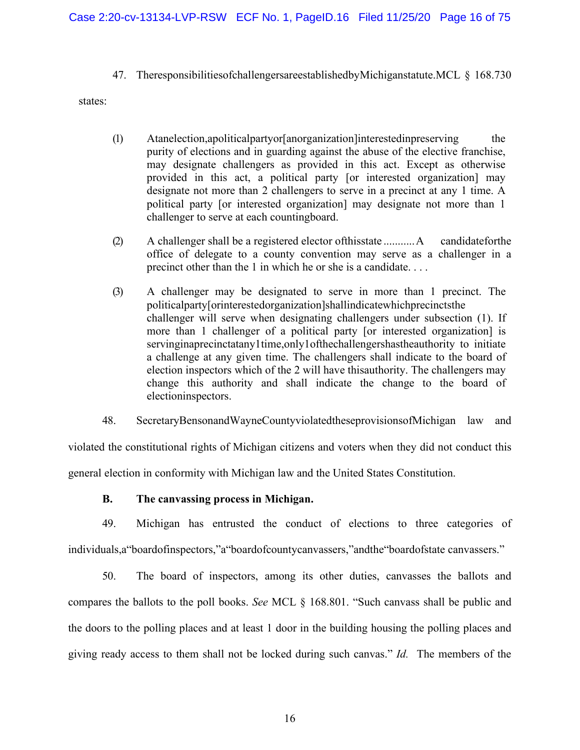47. The responsibilities of challengers are established by Michigan statute. MCL § 168.730 states:

> (1) At an election, a political party or [an organization] interested in preserving the purity of elections and in guarding against the abuse of the elective franchise, may designate challengers as provided in this act. Except as otherwise provided in this act, a political party [or interested organization] may designate not more than 2 challengers to serve in a precinct at any 1 time. A political party [or interested organization] may designate not more than 1 challenger to serve at each counting board.
>
> (2) A challenger shall be a registered elector of this state ........... A candidate for the office of delegate to a county convention may serve as a challenger in a precinct other than the 1 in which he or she is a candidate. . . .
>
> (3) A challenger may be designated to serve in more than 1 precinct. The political party [or interested organization] shall indicate which precincts the challenger will serve when designating challengers under subsection (1). If more than 1 challenger of a political party [or interested organization] is serving in a precinct at any 1 time, only 1 of the challengers has the authority to initiate a challenge at any given time. The challengers shall indicate to the board of election inspectors which of the 2 will have this authority. The challengers may change this authority and shall indicate the change to the board of election inspectors.

48. Secretary Benson and Wayne County violated these provisions of Michigan law and violated the constitutional rights of Michigan citizens and voters when they did not conduct this general election in conformity with Michigan law and the United States Constitution.

**B. The canvassing process in Michigan.**

49. Michigan has entrusted the conduct of elections to three categories of individuals, a "board of inspectors," a "board of county canvassers," and the "board of state canvassers."

50. The board of inspectors, among its other duties, canvasses the ballots and compares the ballots to the poll books. *See* MCL § 168.801. "Such canvass shall be public and the doors to the polling places and at least 1 door in the building housing the polling places and giving ready access to them shall not be locked during such canvas." *Id.* The members of the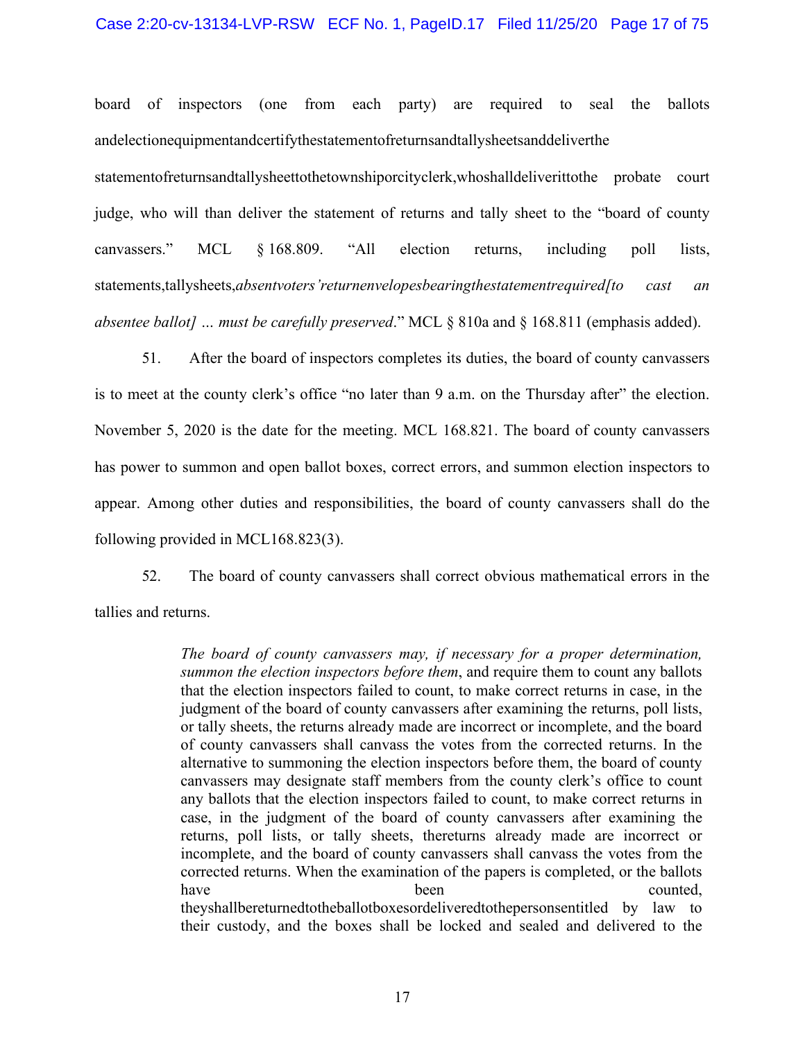board of inspectors (one from each party) are required to seal the ballots andelectionequipmentandcertifythestatementofreturnsandtallysheetsanddeliverthe statementofreturnsandtallysheettothetownshiporcityclerk,whoshalldeliverittothe probate court judge, who will than deliver the statement of returns and tally sheet to the "board of county canvassers." MCL § 168.809. "All election returns, including poll lists, statements,tallysheets,*absentvoters'returnenvelopesbearingthestatementrequired[to cast an absentee ballot] … must be carefully preserved*." MCL § 810a and § 168.811 (emphasis added).

51. After the board of inspectors completes its duties, the board of county canvassers is to meet at the county clerk's office "no later than 9 a.m. on the Thursday after" the election. November 5, 2020 is the date for the meeting. MCL 168.821. The board of county canvassers has power to summon and open ballot boxes, correct errors, and summon election inspectors to appear. Among other duties and responsibilities, the board of county canvassers shall do the following provided in MCL168.823(3).

52. The board of county canvassers shall correct obvious mathematical errors in the tallies and returns.

> *The board of county canvassers may, if necessary for a proper determination, summon the election inspectors before them*, and require them to count any ballots that the election inspectors failed to count, to make correct returns in case, in the judgment of the board of county canvassers after examining the returns, poll lists, or tally sheets, the returns already made are incorrect or incomplete, and the board of county canvassers shall canvass the votes from the corrected returns. In the alternative to summoning the election inspectors before them, the board of county canvassers may designate staff members from the county clerk's office to count any ballots that the election inspectors failed to count, to make correct returns in case, in the judgment of the board of county canvassers after examining the returns, poll lists, or tally sheets, thereturns already made are incorrect or incomplete, and the board of county canvassers shall canvass the votes from the corrected returns. When the examination of the papers is completed, or the ballots have been counted, theyshallbereturnedtotheballotboxesordeliveredtothepersonsentitled by law to their custody, and the boxes shall be locked and sealed and delivered to the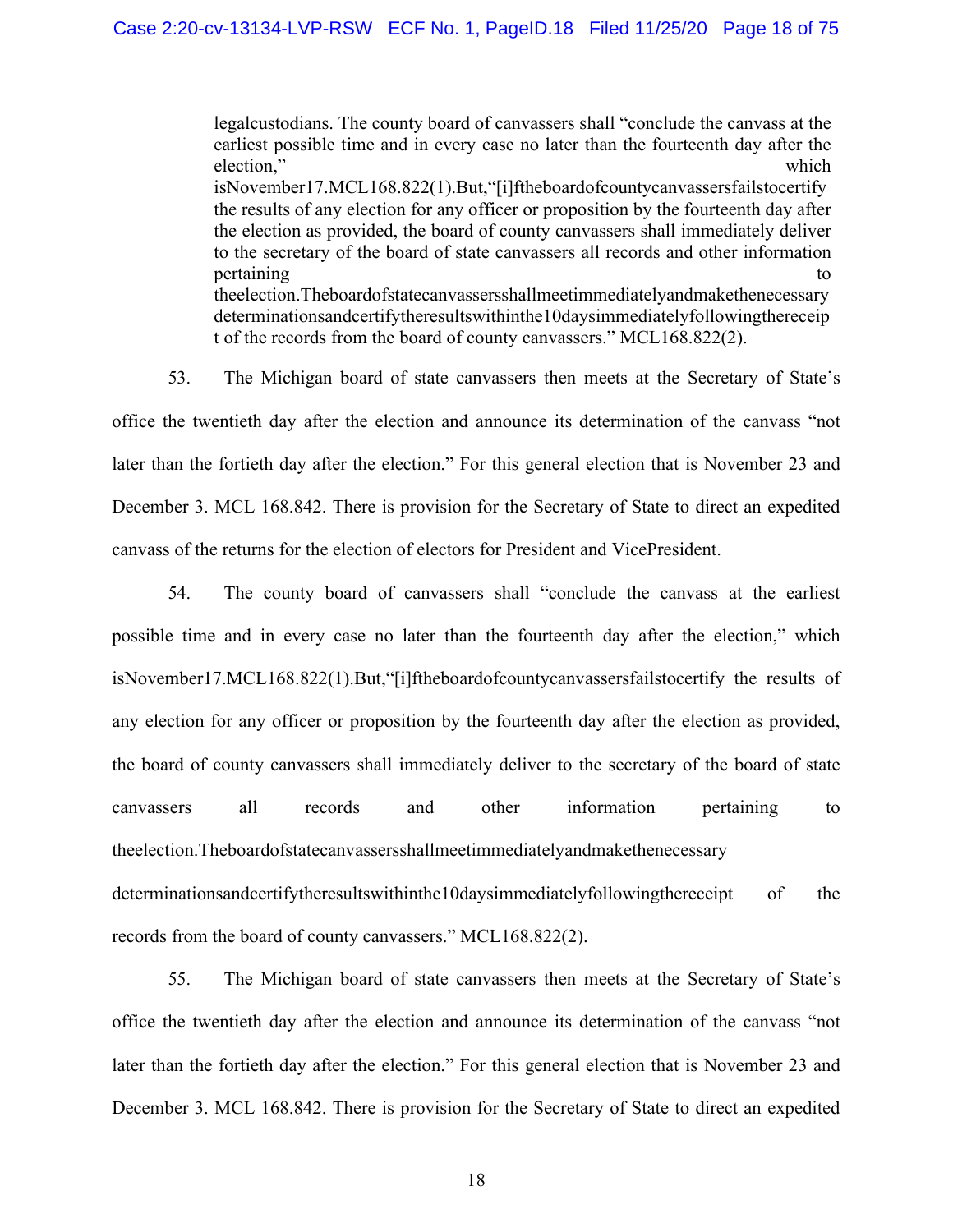legalcustodians. The county board of canvassers shall "conclude the canvass at the earliest possible time and in every case no later than the fourteenth day after the election," which isNovember17.MCL168.822(1).But,"[i]ftheboardofcountycanvassersfailstocertify the results of any election for any officer or proposition by the fourteenth day after the election as provided, the board of county canvassers shall immediately deliver to the secretary of the board of state canvassers all records and other information pertaining to theelection.Theboardofstatecanvassersshallmeetimmediatelyandmakethenecessary determinationsandcertifytheresultswithinthe10daysimmediatelyfollowingthereceipt of the records from the board of county canvassers." MCL168.822(2).

53. The Michigan board of state canvassers then meets at the Secretary of State's office the twentieth day after the election and announce its determination of the canvass "not later than the fortieth day after the election." For this general election that is November 23 and December 3. MCL 168.842. There is provision for the Secretary of State to direct an expedited canvass of the returns for the election of electors for President and VicePresident.

54. The county board of canvassers shall "conclude the canvass at the earliest possible time and in every case no later than the fourteenth day after the election," which isNovember17.MCL168.822(1).But,"[i]ftheboardofcountycanvassersfailstocertify the results of any election for any officer or proposition by the fourteenth day after the election as provided, the board of county canvassers shall immediately deliver to the secretary of the board of state canvassers all records and other information pertaining to theelection.Theboardofstatecanvassersshallmeetimmediatelyandmakethenecessary determinationsandcertifytheresultswithinthe10daysimmediatelyfollowingthereceipt of the records from the board of county canvassers." MCL168.822(2).

55. The Michigan board of state canvassers then meets at the Secretary of State's office the twentieth day after the election and announce its determination of the canvass "not later than the fortieth day after the election." For this general election that is November 23 and December 3. MCL 168.842. There is provision for the Secretary of State to direct an expedited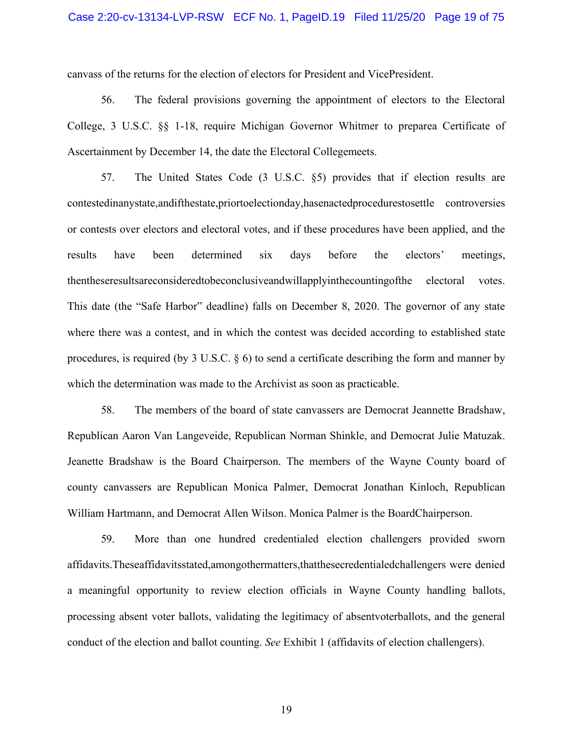canvass of the returns for the election of electors for President and VicePresident.

56. The federal provisions governing the appointment of electors to the Electoral College, 3 U.S.C. §§ 1-18, require Michigan Governor Whitmer to preparea Certificate of Ascertainment by December 14, the date the Electoral Collegemeets.

57. The United States Code (3 U.S.C. §5) provides that if election results are contestedinanystate,andifthestate,priortoelectionday,hasenactedprocedurestosettle controversies or contests over electors and electoral votes, and if these procedures have been applied, and the results have been determined six days before the electors' meetings, thentheseresultsareconsideredtobeconclusiveandwillapplyinthecountingofthe electoral votes. This date (the "Safe Harbor" deadline) falls on December 8, 2020. The governor of any state where there was a contest, and in which the contest was decided according to established state procedures, is required (by 3 U.S.C. § 6) to send a certificate describing the form and manner by which the determination was made to the Archivist as soon as practicable.

58. The members of the board of state canvassers are Democrat Jeannette Bradshaw, Republican Aaron Van Langeveide, Republican Norman Shinkle, and Democrat Julie Matuzak. Jeanette Bradshaw is the Board Chairperson. The members of the Wayne County board of county canvassers are Republican Monica Palmer, Democrat Jonathan Kinloch, Republican William Hartmann, and Democrat Allen Wilson. Monica Palmer is the BoardChairperson.

59. More than one hundred credentialed election challengers provided sworn affidavits.Theseaffidavitsstated,amongothermatters,thatthesecredentialedchallengers were denied a meaningful opportunity to review election officials in Wayne County handling ballots, processing absent voter ballots, validating the legitimacy of absentvoterballots, and the general conduct of the election and ballot counting. *See* Exhibit 1 (affidavits of election challengers).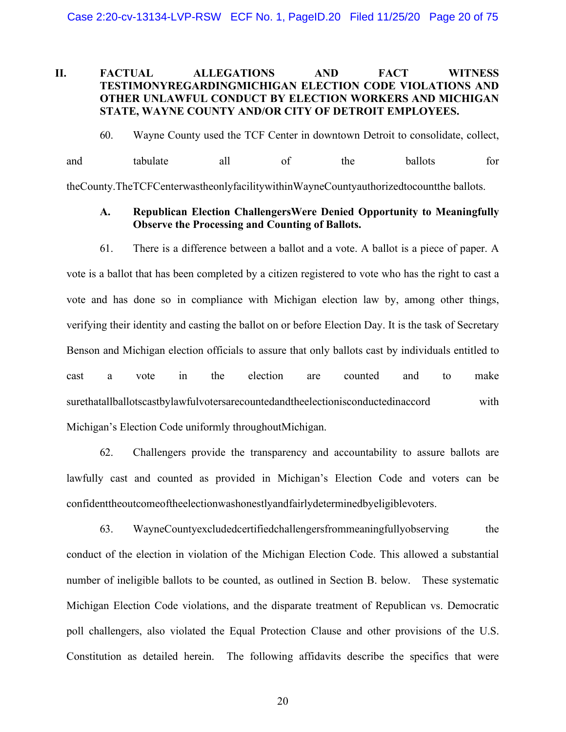## II. FACTUAL ALLEGATIONS AND FACT WITNESS TESTIMONYREGARDINGMICHIGAN ELECTION CODE VIOLATIONS AND OTHER UNLAWFUL CONDUCT BY ELECTION WORKERS AND MICHIGAN STATE, WAYNE COUNTY AND/OR CITY OF DETROIT EMPLOYEES.

60. Wayne County used the TCF Center in downtown Detroit to consolidate, collect, and tabulate all of the ballots for theCounty.TheTCFCenterwastheonlyfacilitywithinWayneCountyauthorizedtocountthe ballots.

### A. Republican Election ChallengersWere Denied Opportunity to Meaningfully Observe the Processing and Counting of Ballots.

61. There is a difference between a ballot and a vote. A ballot is a piece of paper. A vote is a ballot that has been completed by a citizen registered to vote who has the right to cast a vote and has done so in compliance with Michigan election law by, among other things, verifying their identity and casting the ballot on or before Election Day. It is the task of Secretary Benson and Michigan election officials to assure that only ballots cast by individuals entitled to cast a vote in the election are counted and to make surethatallballotscastbylawfulvotersarecountedandtheelectionisconductedinaccord with Michigan's Election Code uniformly throughoutMichigan.

62. Challengers provide the transparency and accountability to assure ballots are lawfully cast and counted as provided in Michigan's Election Code and voters can be confidenttheoutcomeoftheelectionwashonestlyandfairlydeterminedbyeligiblevoters.

63. WayneCountyexcludedcertifiedchallengersfrommeaningfullyobserving the conduct of the election in violation of the Michigan Election Code. This allowed a substantial number of ineligible ballots to be counted, as outlined in Section B. below. These systematic Michigan Election Code violations, and the disparate treatment of Republican vs. Democratic poll challengers, also violated the Equal Protection Clause and other provisions of the U.S. Constitution as detailed herein. The following affidavits describe the specifics that were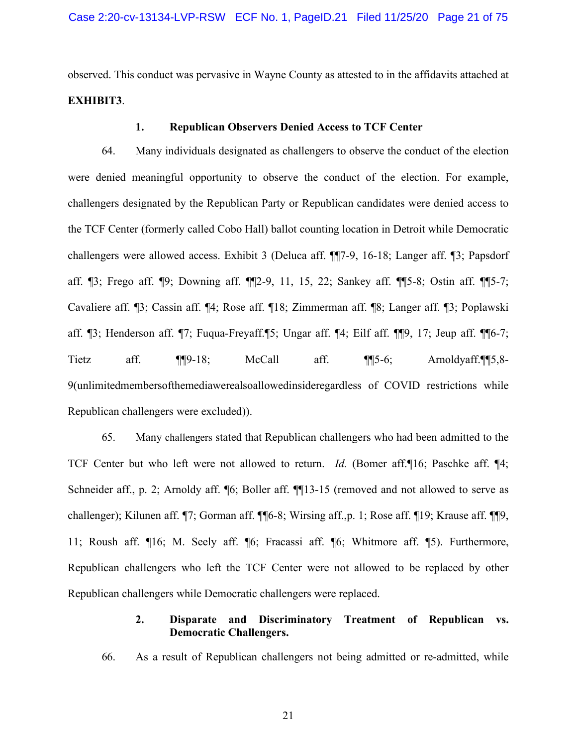observed. This conduct was pervasive in Wayne County as attested to in the affidavits attached at **EXHIBIT3**.

### 1. Republican Observers Denied Access to TCF Center

64. Many individuals designated as challengers to observe the conduct of the election were denied meaningful opportunity to observe the conduct of the election. For example, challengers designated by the Republican Party or Republican candidates were denied access to the TCF Center (formerly called Cobo Hall) ballot counting location in Detroit while Democratic challengers were allowed access. Exhibit 3 (Deluca aff. ¶¶7-9, 16-18; Langer aff. ¶3; Papsdorf aff. ¶3; Frego aff. ¶9; Downing aff. ¶¶2-9, 11, 15, 22; Sankey aff. ¶¶5-8; Ostin aff. ¶¶5-7; Cavaliere aff. ¶3; Cassin aff. ¶4; Rose aff. ¶18; Zimmerman aff. ¶8; Langer aff. ¶3; Poplawski aff. ¶3; Henderson aff. ¶7; Fuqua-Freyaff.¶5; Ungar aff. ¶4; Eilf aff. ¶¶9, 17; Jeup aff. ¶¶6-7; Tietz aff. ¶¶9-18; McCall aff. ¶¶5-6; Arnoldyaff.¶¶5,8-9(unlimitedmembersofthemediawerealsoallowedinsideregardless of COVID restrictions while Republican challengers were excluded)).

65. Many challengers stated that Republican challengers who had been admitted to the TCF Center but who left were not allowed to return. *Id.* (Bomer aff.¶16; Paschke aff. ¶4; Schneider aff., p. 2; Arnoldy aff. ¶6; Boller aff. ¶¶13-15 (removed and not allowed to serve as challenger); Kilunen aff. ¶7; Gorman aff. ¶¶6-8; Wirsing aff.,p. 1; Rose aff. ¶19; Krause aff. ¶¶9, 11; Roush aff. ¶16; M. Seely aff. ¶6; Fracassi aff. ¶6; Whitmore aff. ¶5). Furthermore, Republican challengers who left the TCF Center were not allowed to be replaced by other Republican challengers while Democratic challengers were replaced.

### 2. Disparate and Discriminatory Treatment of Republican vs. Democratic Challengers.

66. As a result of Republican challengers not being admitted or re-admitted, while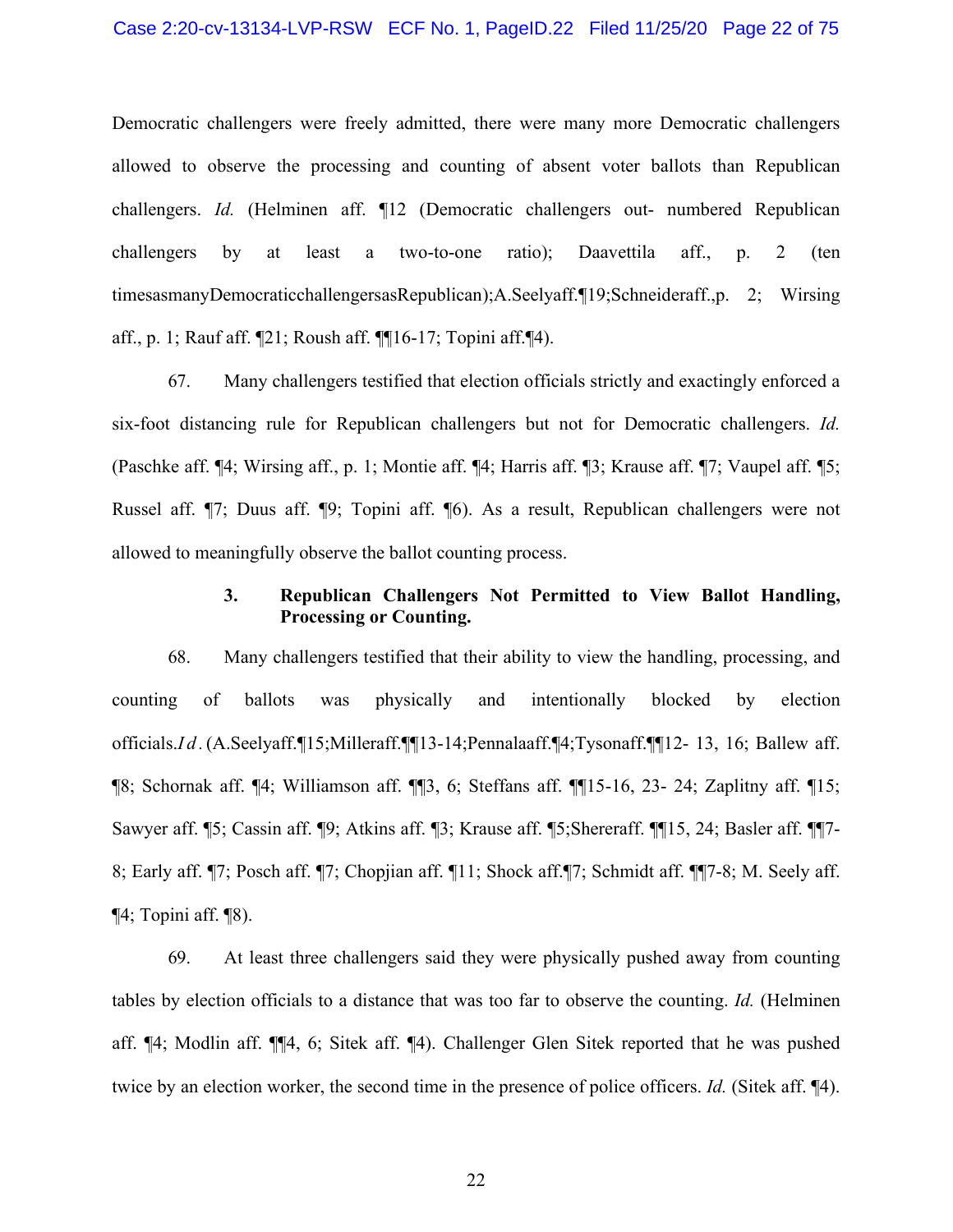Democratic challengers were freely admitted, there were many more Democratic challengers allowed to observe the processing and counting of absent voter ballots than Republican challengers. *Id.* (Helminen aff. ¶12 (Democratic challengers out- numbered Republican challengers by at least a two-to-one ratio); Daavettila aff., p. 2 (ten timesasmanyDemocraticchallengersasRepublican);A.Seelyaff.¶19;Schneideraff.,p. 2; Wirsing aff., p. 1; Rauf aff. ¶21; Roush aff. ¶¶16-17; Topini aff.¶4).

67. Many challengers testified that election officials strictly and exactingly enforced a six-foot distancing rule for Republican challengers but not for Democratic challengers. *Id.* (Paschke aff. ¶4; Wirsing aff., p. 1; Montie aff. ¶4; Harris aff. ¶3; Krause aff. ¶7; Vaupel aff. ¶5; Russel aff. ¶7; Duus aff. ¶9; Topini aff. ¶6). As a result, Republican challengers were not allowed to meaningfully observe the ballot counting process.

### 3. Republican Challengers Not Permitted to View Ballot Handling, Processing or Counting.

68. Many challengers testified that their ability to view the handling, processing, and counting of ballots was physically and intentionally blocked by election officials.*Id*. (A.Seelyaff.¶15;Milleraff.¶¶13-14;Pennalaaff.¶4;Tysonaff.¶¶12- 13, 16; Ballew aff. ¶8; Schornak aff. ¶4; Williamson aff. ¶¶3, 6; Steffans aff. ¶¶15-16, 23- 24; Zaplitny aff. ¶15; Sawyer aff. ¶5; Cassin aff. ¶9; Atkins aff. ¶3; Krause aff. ¶5;Shereraff. ¶¶15, 24; Basler aff. ¶¶7-8; Early aff. ¶7; Posch aff. ¶7; Chopjian aff. ¶11; Shock aff.¶7; Schmidt aff. ¶¶7-8; M. Seely aff. ¶4; Topini aff. ¶8).

69. At least three challengers said they were physically pushed away from counting tables by election officials to a distance that was too far to observe the counting. *Id.* (Helminen aff. ¶4; Modlin aff. ¶¶4, 6; Sitek aff. ¶4). Challenger Glen Sitek reported that he was pushed twice by an election worker, the second time in the presence of police officers. *Id.* (Sitek aff. ¶4).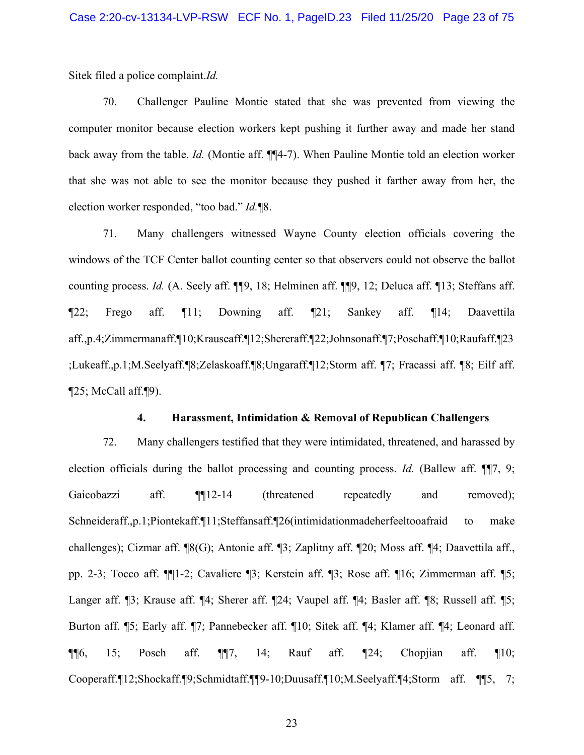Sitek filed a police complaint. *Id.*

70. Challenger Pauline Montie stated that she was prevented from viewing the computer monitor because election workers kept pushing it further away and made her stand back away from the table. *Id.* (Montie aff. ¶¶4-7). When Pauline Montie told an election worker that she was not able to see the monitor because they pushed it farther away from her, the election worker responded, "too bad." *Id.*¶8.

71. Many challengers witnessed Wayne County election officials covering the windows of the TCF Center ballot counting center so that observers could not observe the ballot counting process. *Id.* (A. Seely aff. ¶¶9, 18; Helminen aff. ¶¶9, 12; Deluca aff. ¶13; Steffans aff. ¶22; Frego aff. ¶11; Downing aff. ¶21; Sankey aff. ¶14; Daavettila aff., p.4; Zimmerman aff. ¶10; Krause aff. ¶12; Sherer aff. ¶22; Johnson aff. ¶7; Posch aff. ¶10; Rauf aff. ¶23; Luke aff., p.1; M. Seely aff. ¶8; Zelasko aff. ¶8; Ungar aff. ¶12; Storm aff. ¶7; Fracassi aff. ¶8; Eilf aff. ¶25; McCall aff. ¶9).

#### 4. Harassment, Intimidation & Removal of Republican Challengers

72. Many challengers testified that they were intimidated, threatened, and harassed by election officials during the ballot processing and counting process. *Id.* (Ballew aff. ¶¶7, 9; Gaicobazzi aff. ¶¶12-14 (threatened repeatedly and removed); Schneider aff., p.1; Piontek aff. ¶11; Steffans aff. ¶26 (intimidation made her feel too afraid to make challenges); Cizmar aff. ¶8(G); Antonie aff. ¶3; Zaplitny aff. ¶20; Moss aff. ¶4; Daavettila aff., pp. 2-3; Tocco aff. ¶¶1-2; Cavaliere ¶3; Kerstein aff. ¶3; Rose aff. ¶16; Zimmerman aff. ¶5; Langer aff. ¶3; Krause aff. ¶4; Sherer aff. ¶24; Vaupel aff. ¶4; Basler aff. ¶8; Russell aff. ¶5; Burton aff. ¶5; Early aff. ¶7; Pannebecker aff. ¶10; Sitek aff. ¶4; Klamer aff. ¶4; Leonard aff. ¶¶6, 15; Posch aff. ¶¶7, 14; Rauf aff. ¶24; Chopjian aff. ¶10; Cooper aff. ¶12; Shock aff. ¶9; Schmidt aff. ¶¶9-10; Duus aff. ¶10; M. Seely aff. ¶4; Storm aff. ¶¶5, 7;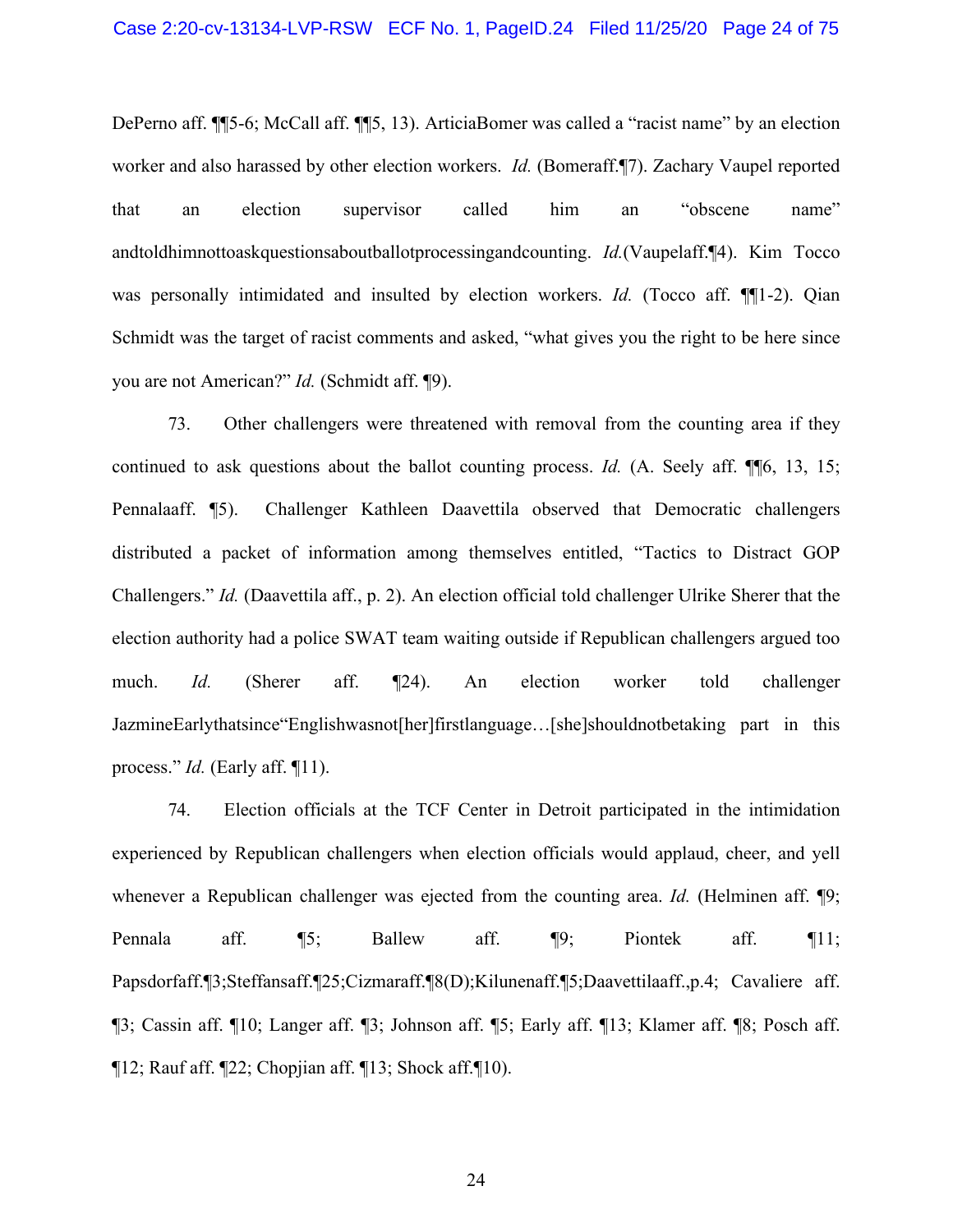DePerno aff. ¶¶5-6; McCall aff. ¶¶5, 13). ArticiaBomer was called a "racist name" by an election worker and also harassed by other election workers. *Id.* (Bomeraff.¶7). Zachary Vaupel reported that an election supervisor called him an "obscene name" andtoldhimnottoaskquestionsaboutballotprocessingandcounting. *Id.*(Vaupelaff.¶4). Kim Tocco was personally intimidated and insulted by election workers. *Id.* (Tocco aff. ¶¶1-2). Qian Schmidt was the target of racist comments and asked, "what gives you the right to be here since you are not American?" *Id.* (Schmidt aff. ¶9).

73. Other challengers were threatened with removal from the counting area if they continued to ask questions about the ballot counting process. *Id.* (A. Seely aff. ¶¶6, 13, 15; Pennalaaff. ¶5). Challenger Kathleen Daavettila observed that Democratic challengers distributed a packet of information among themselves entitled, "Tactics to Distract GOP Challengers." *Id.* (Daavettila aff., p. 2). An election official told challenger Ulrike Sherer that the election authority had a police SWAT team waiting outside if Republican challengers argued too much. *Id.* (Sherer aff. ¶24). An election worker told challenger JazmineEarlythatsince"Englishwasnot[her]firstlanguage…[she]shouldnotbetaking part in this process." *Id.* (Early aff. ¶11).

74. Election officials at the TCF Center in Detroit participated in the intimidation experienced by Republican challengers when election officials would applaud, cheer, and yell whenever a Republican challenger was ejected from the counting area. *Id.* (Helminen aff. ¶9; Pennala aff. ¶5; Ballew aff. ¶9; Piontek aff. ¶11; Papsdorfaff.¶3;Steffansaff.¶25;Cizmaraff.¶8(D);Kilunenaff.¶5;Daavettilaaff.,p.4; Cavaliere aff. ¶3; Cassin aff. ¶10; Langer aff. ¶3; Johnson aff. ¶5; Early aff. ¶13; Klamer aff. ¶8; Posch aff. ¶12; Rauf aff. ¶22; Chopjian aff. ¶13; Shock aff.¶10).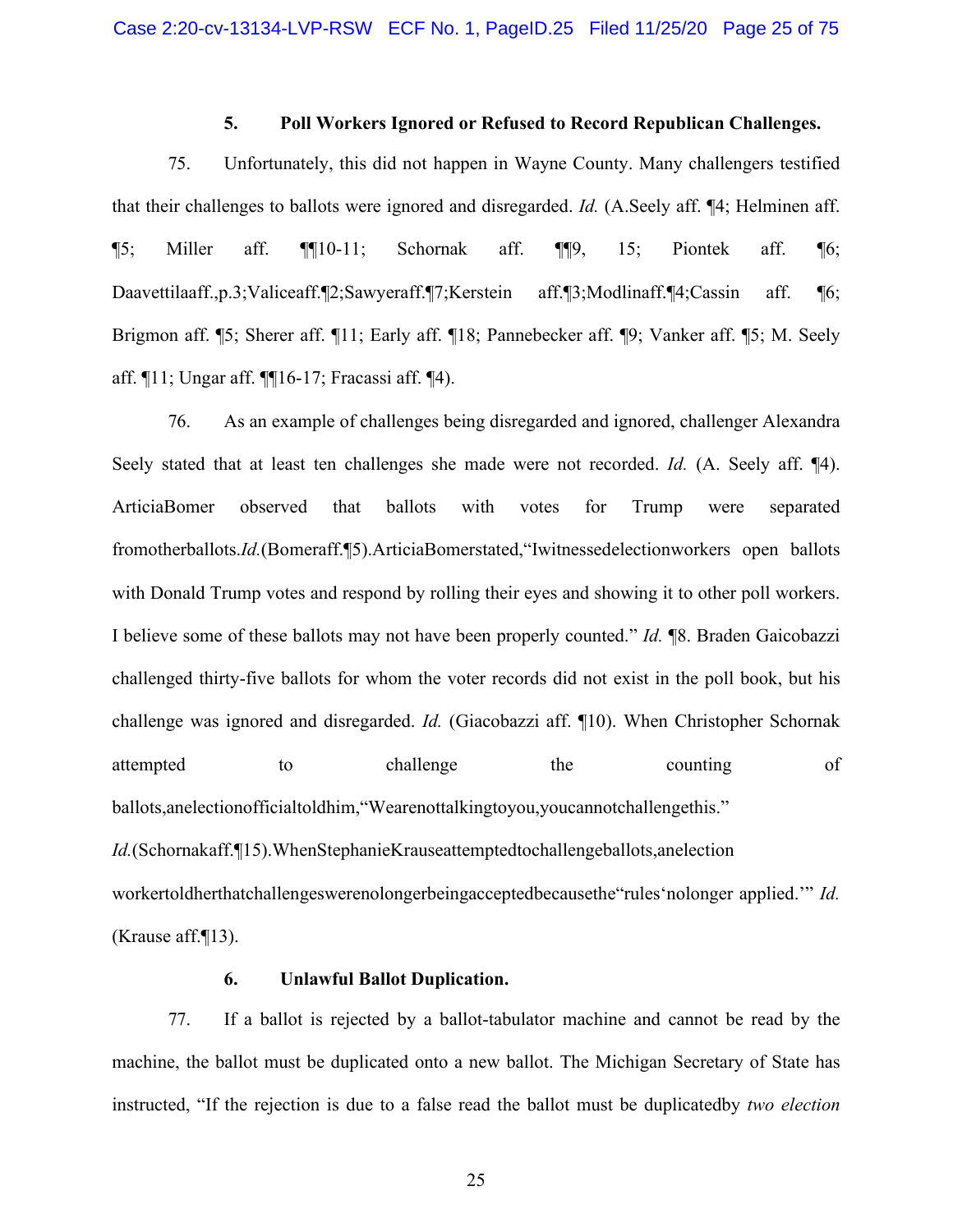### 5. Poll Workers Ignored or Refused to Record Republican Challenges.

75. Unfortunately, this did not happen in Wayne County. Many challengers testified that their challenges to ballots were ignored and disregarded. *Id.* (A.Seely aff. ¶4; Helminen aff. ¶5; Miller aff. ¶¶10-11; Schornak aff. ¶¶9, 15; Piontek aff. ¶6; Daavettilaaff.,p.3;Valiceaff.¶2;Sawyeraff.¶7;Kerstein aff.¶3;Modlinaff.¶4;Cassin aff. ¶6; Brigmon aff. ¶5; Sherer aff. ¶11; Early aff. ¶18; Pannebecker aff. ¶9; Vanker aff. ¶5; M. Seely aff. ¶11; Ungar aff. ¶¶16-17; Fracassi aff. ¶4).

76. As an example of challenges being disregarded and ignored, challenger Alexandra Seely stated that at least ten challenges she made were not recorded. *Id.* (A. Seely aff. ¶4). ArticiaBomer observed that ballots with votes for Trump were separated fromotherballots.*Id.*(Bomeraff.¶5).ArticiaBomerstated,"Iwitnessedelectionworkers open ballots with Donald Trump votes and respond by rolling their eyes and showing it to other poll workers. I believe some of these ballots may not have been properly counted." *Id.* ¶8. Braden Gaicobazzi challenged thirty-five ballots for whom the voter records did not exist in the poll book, but his challenge was ignored and disregarded. *Id.* (Giacobazzi aff. ¶10). When Christopher Schornak attempted to challenge the counting of ballots,anelectionofficialtoldhim,"Wearenottalkingtoyou,youcannotchallengethis." *Id.*(Schornakaff.¶15).WhenStephanieKrauseattemptedtochallengeballots,anelection workertoldherthatchallengeswerenolongerbeingacceptedbecausethe"rules'nolonger applied.'" *Id.* (Krause aff.¶13).

### 6. Unlawful Ballot Duplication.

77. If a ballot is rejected by a ballot-tabulator machine and cannot be read by the machine, the ballot must be duplicated onto a new ballot. The Michigan Secretary of State has instructed, "If the rejection is due to a false read the ballot must be duplicatedby *two election*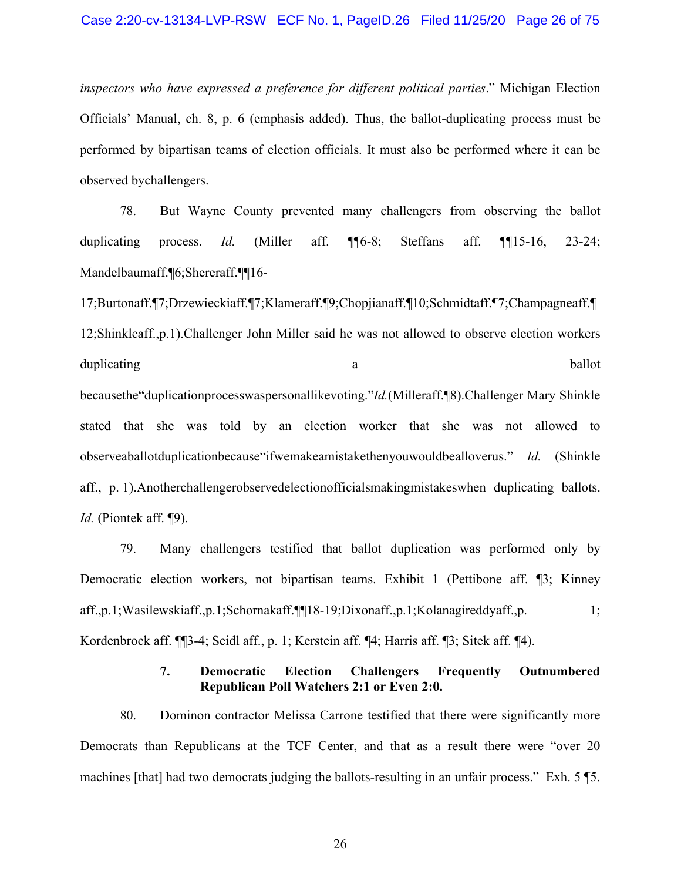*inspectors who have expressed a preference for different political parties*." Michigan Election Officials' Manual, ch. 8, p. 6 (emphasis added). Thus, the ballot-duplicating process must be performed by bipartisan teams of election officials. It must also be performed where it can be observed bychallengers.

78. But Wayne County prevented many challengers from observing the ballot duplicating process. *Id.* (Miller aff. ¶¶6-8; Steffans aff. ¶¶15-16, 23-24; Mandelbaumaff.¶6;Shereraff.¶¶16-17;Burtonaff.¶7;Drzewieckiaff.¶7;Klameraff.¶9;Chopjianaff.¶10;Schmidtaff.¶7;Champagneaff.¶12;Shinkleaff.,p.1).Challenger John Miller said he was not allowed to observe election workers duplicating a ballot becausethe"duplicationprocesswaspersonallikevoting."*Id.*(Milleraff.¶8).Challenger Mary Shinkle stated that she was told by an election worker that she was not allowed to observeaballotduplicationbecause"ifwemakeamistakethenyouwouldbealloverus." *Id.* (Shinkle aff., p. 1).Anotherchallengerobservedelectionofficialsmakingmistakeswhen duplicating ballots. *Id.* (Piontek aff. ¶9).

79. Many challengers testified that ballot duplication was performed only by Democratic election workers, not bipartisan teams. Exhibit 1 (Pettibone aff. ¶3; Kinney aff.,p.1;Wasilewskiaff.,p.1;Schornakaff.¶¶18-19;Dixonaff.,p.1;Kolanagireddyaff.,p. 1; Kordenbrock aff. ¶¶3-4; Seidl aff., p. 1; Kerstein aff. ¶4; Harris aff. ¶3; Sitek aff. ¶4).

### 7. Democratic Election Challengers Frequently Outnumbered Republican Poll Watchers 2:1 or Even 2:0.

80. Dominon contractor Melissa Carrone testified that there were significantly more Democrats than Republicans at the TCF Center, and that as a result there were "over 20 machines [that] had two democrats judging the ballots-resulting in an unfair process." Exh. 5 ¶5.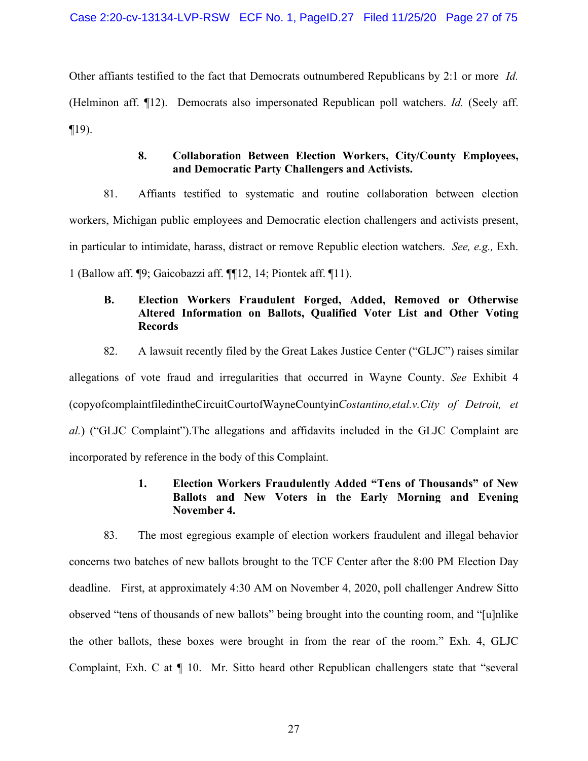Other affiants testified to the fact that Democrats outnumbered Republicans by 2:1 or more *Id.* (Helminon aff. ¶12). Democrats also impersonated Republican poll watchers. *Id.* (Seely aff. ¶19).

#### 8. Collaboration Between Election Workers, City/County Employees, and Democratic Party Challengers and Activists.

81. Affiants testified to systematic and routine collaboration between election workers, Michigan public employees and Democratic election challengers and activists present, in particular to intimidate, harass, distract or remove Republic election watchers. *See, e.g.,* Exh. 1 (Ballow aff. ¶9; Gaicobazzi aff. ¶¶12, 14; Piontek aff. ¶11).

### B. Election Workers Fraudulent Forged, Added, Removed or Otherwise Altered Information on Ballots, Qualified Voter List and Other Voting Records

82. A lawsuit recently filed by the Great Lakes Justice Center ("GLJC") raises similar allegations of vote fraud and irregularities that occurred in Wayne County. *See* Exhibit 4 (copyofcomplaintfiledintheCircuitCourtofWayneCountyin*Costantino,etal.v.City of Detroit, et al.*) ("GLJC Complaint").The allegations and affidavits included in the GLJC Complaint are incorporated by reference in the body of this Complaint.

#### 1. Election Workers Fraudulently Added "Tens of Thousands" of New Ballots and New Voters in the Early Morning and Evening November 4.

83. The most egregious example of election workers fraudulent and illegal behavior concerns two batches of new ballots brought to the TCF Center after the 8:00 PM Election Day deadline. First, at approximately 4:30 AM on November 4, 2020, poll challenger Andrew Sitto observed "tens of thousands of new ballots" being brought into the counting room, and "[u]nlike the other ballots, these boxes were brought in from the rear of the room." Exh. 4, GLJC Complaint, Exh. C at ¶ 10. Mr. Sitto heard other Republican challengers state that "several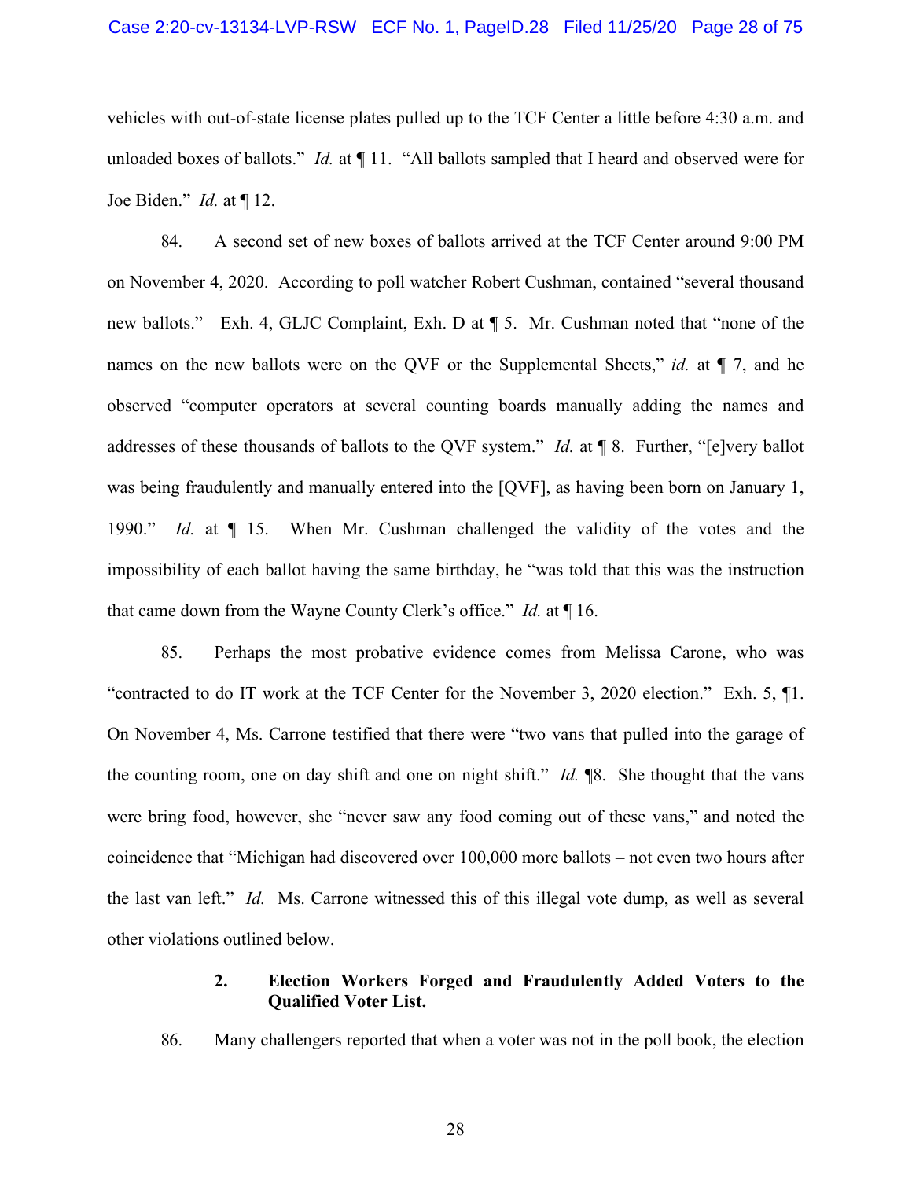vehicles with out-of-state license plates pulled up to the TCF Center a little before 4:30 a.m. and unloaded boxes of ballots." *Id.* at ¶ 11. "All ballots sampled that I heard and observed were for Joe Biden." *Id.* at ¶ 12.

84. A second set of new boxes of ballots arrived at the TCF Center around 9:00 PM on November 4, 2020. According to poll watcher Robert Cushman, contained "several thousand new ballots." Exh. 4, GLJC Complaint, Exh. D at ¶ 5. Mr. Cushman noted that "none of the names on the new ballots were on the QVF or the Supplemental Sheets," *id.* at ¶ 7, and he observed "computer operators at several counting boards manually adding the names and addresses of these thousands of ballots to the QVF system." *Id.* at ¶ 8. Further, "[e]very ballot was being fraudulently and manually entered into the [QVF], as having been born on January 1, 1990." *Id.* at ¶ 15. When Mr. Cushman challenged the validity of the votes and the impossibility of each ballot having the same birthday, he "was told that this was the instruction that came down from the Wayne County Clerk's office." *Id.* at ¶ 16.

85. Perhaps the most probative evidence comes from Melissa Carone, who was "contracted to do IT work at the TCF Center for the November 3, 2020 election." Exh. 5, ¶1. On November 4, Ms. Carrone testified that there were "two vans that pulled into the garage of the counting room, one on day shift and one on night shift." *Id.* ¶8. She thought that the vans were bring food, however, she "never saw any food coming out of these vans," and noted the coincidence that "Michigan had discovered over 100,000 more ballots – not even two hours after the last van left." *Id.* Ms. Carrone witnessed this of this illegal vote dump, as well as several other violations outlined below.

### 2. Election Workers Forged and Fraudulently Added Voters to the Qualified Voter List.

86. Many challengers reported that when a voter was not in the poll book, the election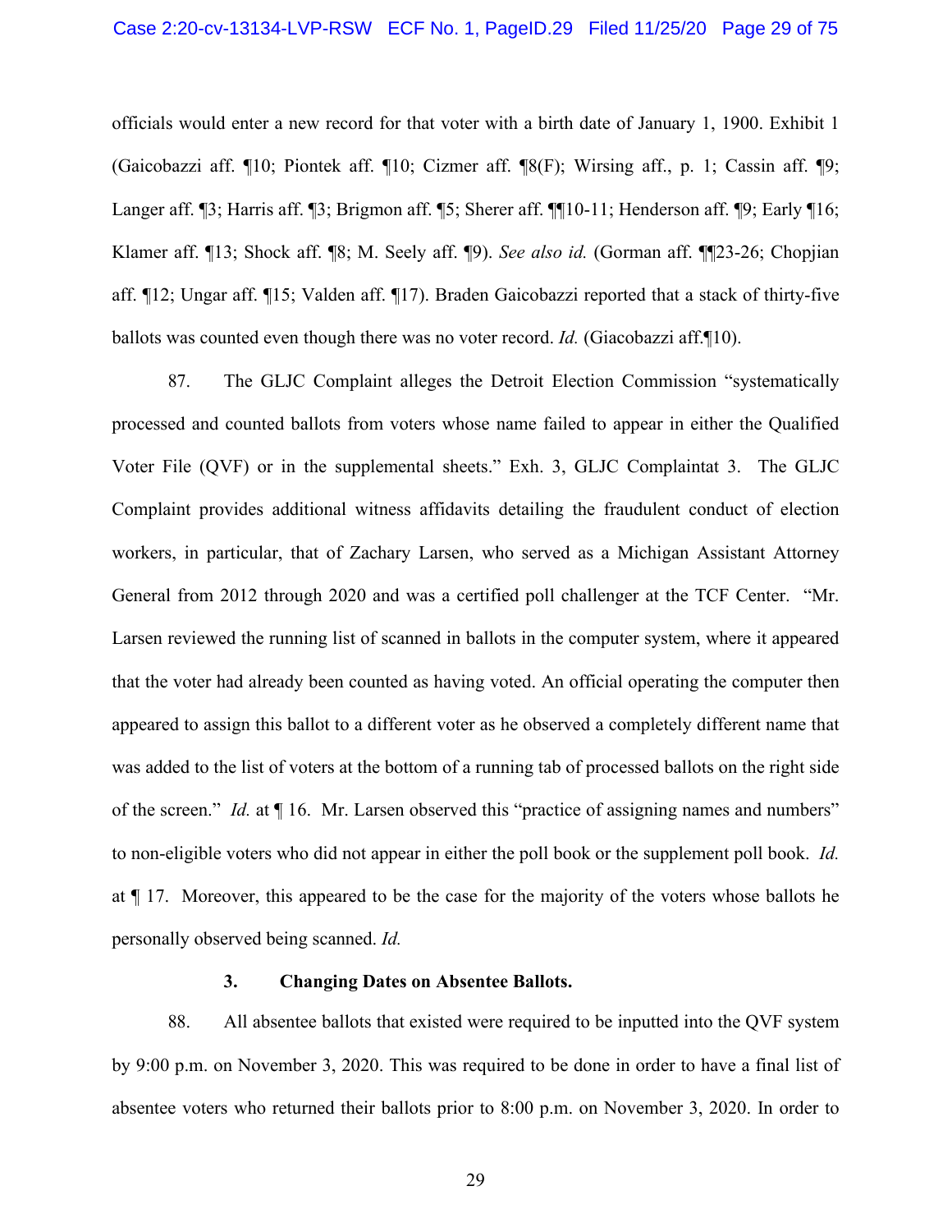officials would enter a new record for that voter with a birth date of January 1, 1900. Exhibit 1 (Gaicobazzi aff. ¶10; Piontek aff. ¶10; Cizmer aff. ¶8(F); Wirsing aff., p. 1; Cassin aff. ¶9; Langer aff. ¶3; Harris aff. ¶3; Brigmon aff. ¶5; Sherer aff. ¶¶10-11; Henderson aff. ¶9; Early ¶16; Klamer aff. ¶13; Shock aff. ¶8; M. Seely aff. ¶9). *See also id.* (Gorman aff. ¶¶23-26; Chopjian aff. ¶12; Ungar aff. ¶15; Valden aff. ¶17). Braden Gaicobazzi reported that a stack of thirty-five ballots was counted even though there was no voter record. *Id.* (Giacobazzi aff.¶10).

87. The GLJC Complaint alleges the Detroit Election Commission "systematically processed and counted ballots from voters whose name failed to appear in either the Qualified Voter File (QVF) or in the supplemental sheets." Exh. 3, GLJC Complaintat 3. The GLJC Complaint provides additional witness affidavits detailing the fraudulent conduct of election workers, in particular, that of Zachary Larsen, who served as a Michigan Assistant Attorney General from 2012 through 2020 and was a certified poll challenger at the TCF Center. "Mr. Larsen reviewed the running list of scanned in ballots in the computer system, where it appeared that the voter had already been counted as having voted. An official operating the computer then appeared to assign this ballot to a different voter as he observed a completely different name that was added to the list of voters at the bottom of a running tab of processed ballots on the right side of the screen." *Id.* at ¶ 16. Mr. Larsen observed this "practice of assigning names and numbers" to non-eligible voters who did not appear in either the poll book or the supplement poll book. *Id.* at ¶ 17. Moreover, this appeared to be the case for the majority of the voters whose ballots he personally observed being scanned. *Id.*

### 3. Changing Dates on Absentee Ballots.

88. All absentee ballots that existed were required to be inputted into the QVF system by 9:00 p.m. on November 3, 2020. This was required to be done in order to have a final list of absentee voters who returned their ballots prior to 8:00 p.m. on November 3, 2020. In order to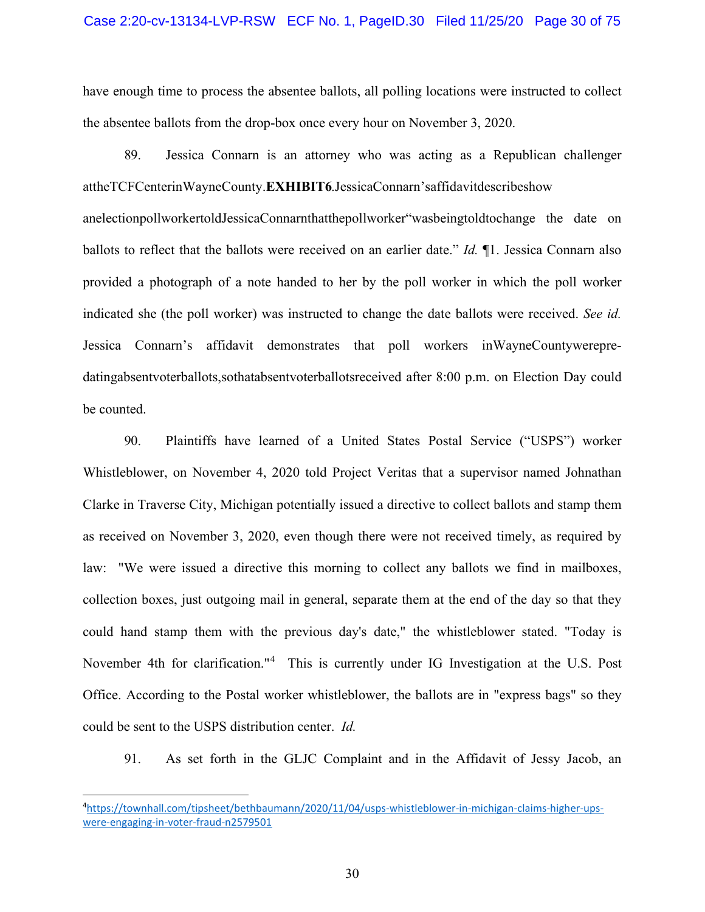have enough time to process the absentee ballots, all polling locations were instructed to collect the absentee ballots from the drop-box once every hour on November 3, 2020.

89. Jessica Connarn is an attorney who was acting as a Republican challenger at the TCF Center in Wayne County. **EXHIBIT 6**. Jessica Connarn's affidavit describes how an election poll worker told Jessica Connarn that the poll worker "was being told to change the date on ballots to reflect that the ballots were received on an earlier date." *Id.* ¶1. Jessica Connarn also provided a photograph of a note handed to her by the poll worker in which the poll worker indicated she (the poll worker) was instructed to change the date ballots were received. *See id.* Jessica Connarn's affidavit demonstrates that poll workers in Wayne County were pre-dating absent voter ballots, so that absent voter ballots received after 8:00 p.m. on Election Day could be counted.

90. Plaintiffs have learned of a United States Postal Service ("USPS") worker Whistleblower, on November 4, 2020 told Project Veritas that a supervisor named Johnathan Clarke in Traverse City, Michigan potentially issued a directive to collect ballots and stamp them as received on November 3, 2020, even though there were not received timely, as required by law: "We were issued a directive this morning to collect any ballots we find in mailboxes, collection boxes, just outgoing mail in general, separate them at the end of the day so that they could hand stamp them with the previous day's date," the whistleblower stated. "Today is November 4th for clarification."[4] This is currently under IG Investigation at the U.S. Post Office. According to the Postal worker whistleblower, the ballots are in "express bags" so they could be sent to the USPS distribution center. *Id.*

91. As set forth in the GLJC Complaint and in the Affidavit of Jessy Jacob, an

---

[4] https://townhall.com/tipsheet/bethbaumann/2020/11/04/usps-whistleblower-in-michigan-claims-higher-ups-were-engaging-in-voter-fraud-n2579501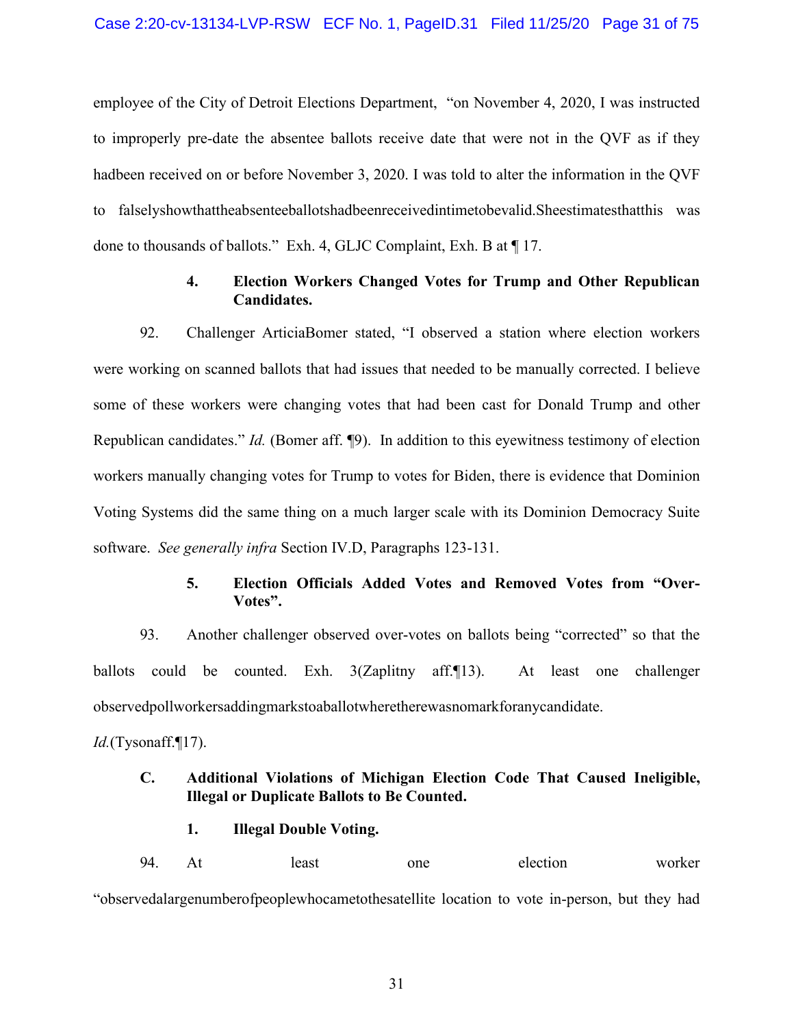employee of the City of Detroit Elections Department, "on November 4, 2020, I was instructed to improperly pre-date the absentee ballots receive date that were not in the QVF as if they hadbeen received on or before November 3, 2020. I was told to alter the information in the QVF to falselyshowthattheabsenteeballotshadbeenreceivedintimetobevalid.Sheestimatesthatthis was done to thousands of ballots." Exh. 4, GLJC Complaint, Exh. B at ¶ 17.

#### 4. Election Workers Changed Votes for Trump and Other Republican Candidates.

92. Challenger ArticiaBomer stated, "I observed a station where election workers were working on scanned ballots that had issues that needed to be manually corrected. I believe some of these workers were changing votes that had been cast for Donald Trump and other Republican candidates." *Id.* (Bomer aff. ¶9). In addition to this eyewitness testimony of election workers manually changing votes for Trump to votes for Biden, there is evidence that Dominion Voting Systems did the same thing on a much larger scale with its Dominion Democracy Suite software. *See generally infra* Section IV.D, Paragraphs 123-131.

#### 5. Election Officials Added Votes and Removed Votes from "Over-Votes".

93. Another challenger observed over-votes on ballots being "corrected" so that the ballots could be counted. Exh. 3(Zaplitny aff.¶13). At least one challenger observedpollworkersaddingmarkstoaballotwheretherewasnomarkforanycandidate. *Id.*(Tysonaff.¶17).

### C. Additional Violations of Michigan Election Code That Caused Ineligible, Illegal or Duplicate Ballots to Be Counted.

#### 1. Illegal Double Voting.

94. At least one election worker "observedalargenumberofpeoplewhocametothesatellite location to vote in-person, but they had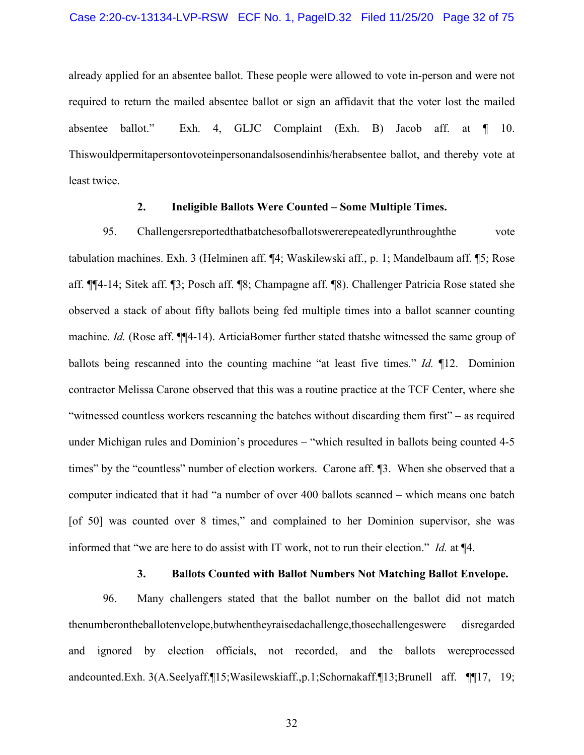already applied for an absentee ballot. These people were allowed to vote in-person and were not required to return the mailed absentee ballot or sign an affidavit that the voter lost the mailed absentee ballot." Exh. 4, GLJC Complaint (Exh. B) Jacob aff. at ¶ 10. Thiswouldpermitapersontovoteinpersonandalsosendinhis/herabsentee ballot, and thereby vote at least twice.

### 2. Ineligible Ballots Were Counted – Some Multiple Times.

95. Challengersreportedthatbatchesofballotswererepeatedlyrunthroughthe vote tabulation machines. Exh. 3 (Helminen aff. ¶4; Waskilewski aff., p. 1; Mandelbaum aff. ¶5; Rose aff. ¶¶4-14; Sitek aff. ¶3; Posch aff. ¶8; Champagne aff. ¶8). Challenger Patricia Rose stated she observed a stack of about fifty ballots being fed multiple times into a ballot scanner counting machine. *Id.* (Rose aff. ¶¶4-14). ArticiaBomer further stated thatshe witnessed the same group of ballots being rescanned into the counting machine "at least five times." *Id.* ¶12. Dominion contractor Melissa Carone observed that this was a routine practice at the TCF Center, where she "witnessed countless workers rescanning the batches without discarding them first" – as required under Michigan rules and Dominion's procedures – "which resulted in ballots being counted 4-5 times" by the "countless" number of election workers. Carone aff. ¶3. When she observed that a computer indicated that it had "a number of over 400 ballots scanned – which means one batch [of 50] was counted over 8 times," and complained to her Dominion supervisor, she was informed that "we are here to do assist with IT work, not to run their election." *Id.* at ¶4.

### 3. Ballots Counted with Ballot Numbers Not Matching Ballot Envelope.

96. Many challengers stated that the ballot number on the ballot did not match thenumberontheballotenvelope,butwhentheyraisedachallenge,thosechallengeswere disregarded and ignored by election officials, not recorded, and the ballots wereprocessed andcounted.Exh. 3(A.Seelyaff.¶15;Wasilewskiaff.,p.1;Schornakaff.¶13;Brunell aff. ¶¶17, 19;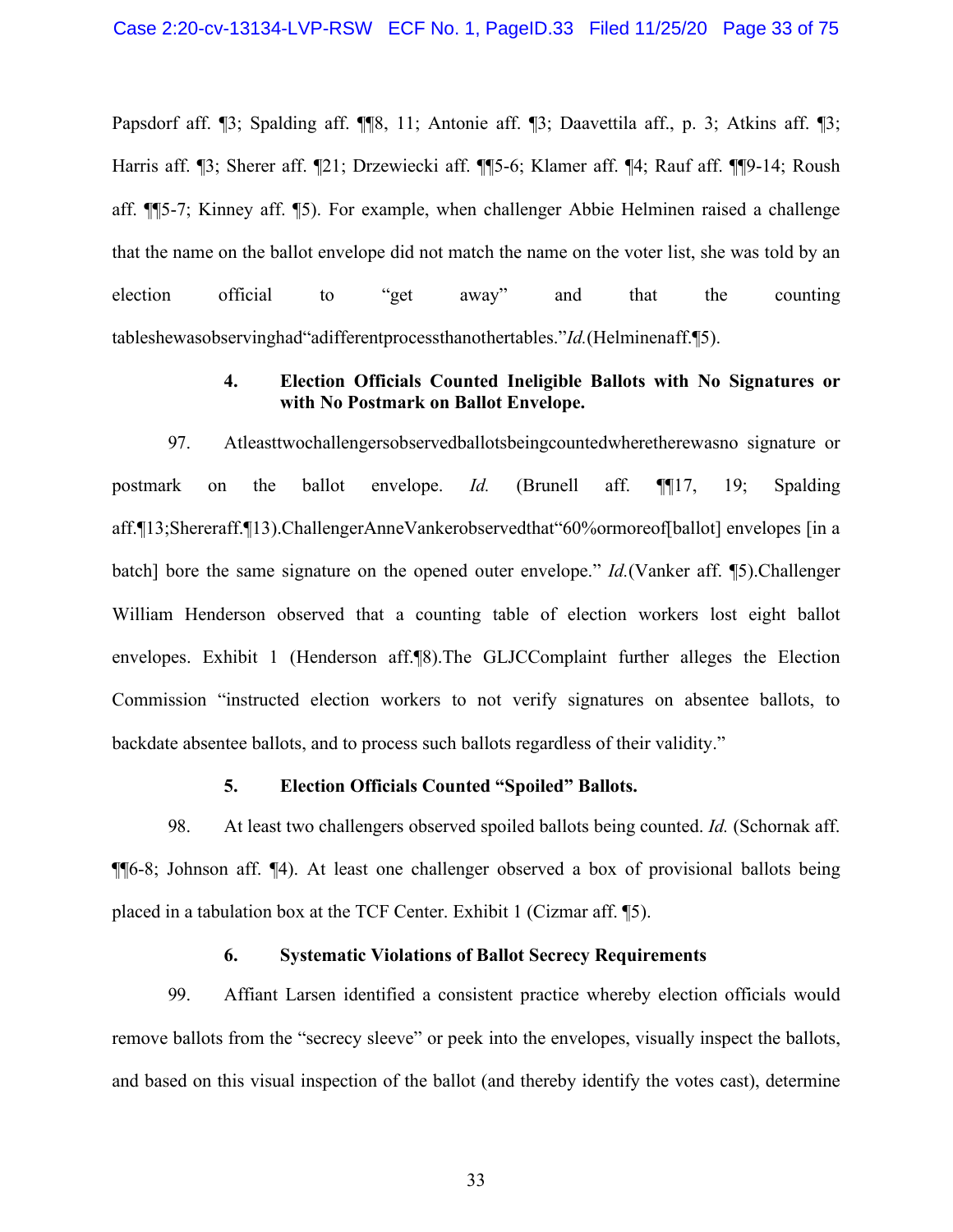Papsdorf aff. ¶3; Spalding aff. ¶¶8, 11; Antonie aff. ¶3; Daavettila aff., p. 3; Atkins aff. ¶3; Harris aff. ¶3; Sherer aff. ¶21; Drzewiecki aff. ¶¶5-6; Klamer aff. ¶4; Rauf aff. ¶¶9-14; Roush aff. ¶¶5-7; Kinney aff. ¶5). For example, when challenger Abbie Helminen raised a challenge that the name on the ballot envelope did not match the name on the voter list, she was told by an election official to "get away" and that the counting tableshewasobservinghad"adifferentprocessthanothertables." *Id.*(Helminenaff.¶5).

#### 4. Election Officials Counted Ineligible Ballots with No Signatures or with No Postmark on Ballot Envelope.

97. Atleasttwochallengersobservedballotsbeingcountedwheretherewasno signature or postmark on the ballot envelope. *Id.* (Brunell aff. ¶¶17, 19; Spalding aff.¶13;Shereraff.¶13).ChallengerAnneVankerobservedthat"60%ormoreof[ballot] envelopes [in a batch] bore the same signature on the opened outer envelope." *Id.*(Vanker aff. ¶5).Challenger William Henderson observed that a counting table of election workers lost eight ballot envelopes. Exhibit 1 (Henderson aff.¶8).The GLJCComplaint further alleges the Election Commission "instructed election workers to not verify signatures on absentee ballots, to backdate absentee ballots, and to process such ballots regardless of their validity."

#### 5. Election Officials Counted "Spoiled" Ballots.

98. At least two challengers observed spoiled ballots being counted. *Id.* (Schornak aff. ¶¶6-8; Johnson aff. ¶4). At least one challenger observed a box of provisional ballots being placed in a tabulation box at the TCF Center. Exhibit 1 (Cizmar aff. ¶5).

#### 6. Systematic Violations of Ballot Secrecy Requirements

99. Affiant Larsen identified a consistent practice whereby election officials would remove ballots from the "secrecy sleeve" or peek into the envelopes, visually inspect the ballots, and based on this visual inspection of the ballot (and thereby identify the votes cast), determine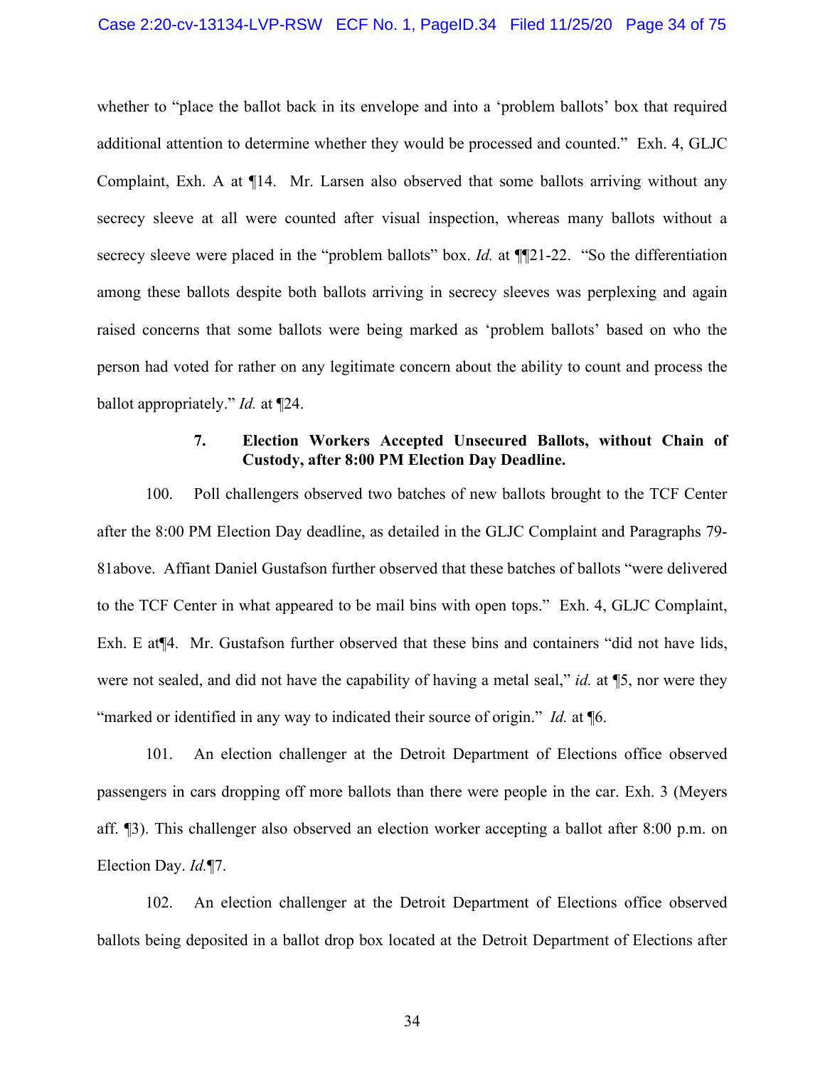whether to "place the ballot back in its envelope and into a 'problem ballots' box that required additional attention to determine whether they would be processed and counted." Exh. 4, GLJC Complaint, Exh. A at ¶14. Mr. Larsen also observed that some ballots arriving without any secrecy sleeve at all were counted after visual inspection, whereas many ballots without a secrecy sleeve were placed in the "problem ballots" box. *Id.* at ¶¶21-22. "So the differentiation among these ballots despite both ballots arriving in secrecy sleeves was perplexing and again raised concerns that some ballots were being marked as 'problem ballots' based on who the person had voted for rather on any legitimate concern about the ability to count and process the ballot appropriately." *Id.* at ¶24.

### 7. Election Workers Accepted Unsecured Ballots, without Chain of Custody, after 8:00 PM Election Day Deadline.

100. Poll challengers observed two batches of new ballots brought to the TCF Center after the 8:00 PM Election Day deadline, as detailed in the GLJC Complaint and Paragraphs 79-81above. Affiant Daniel Gustafson further observed that these batches of ballots "were delivered to the TCF Center in what appeared to be mail bins with open tops." Exh. 4, GLJC Complaint, Exh. E at¶4. Mr. Gustafson further observed that these bins and containers "did not have lids, were not sealed, and did not have the capability of having a metal seal," *id.* at ¶5, nor were they "marked or identified in any way to indicated their source of origin." *Id.* at ¶6.

101. An election challenger at the Detroit Department of Elections office observed passengers in cars dropping off more ballots than there were people in the car. Exh. 3 (Meyers aff. ¶3). This challenger also observed an election worker accepting a ballot after 8:00 p.m. on Election Day. *Id.*¶7.

102. An election challenger at the Detroit Department of Elections office observed ballots being deposited in a ballot drop box located at the Detroit Department of Elections after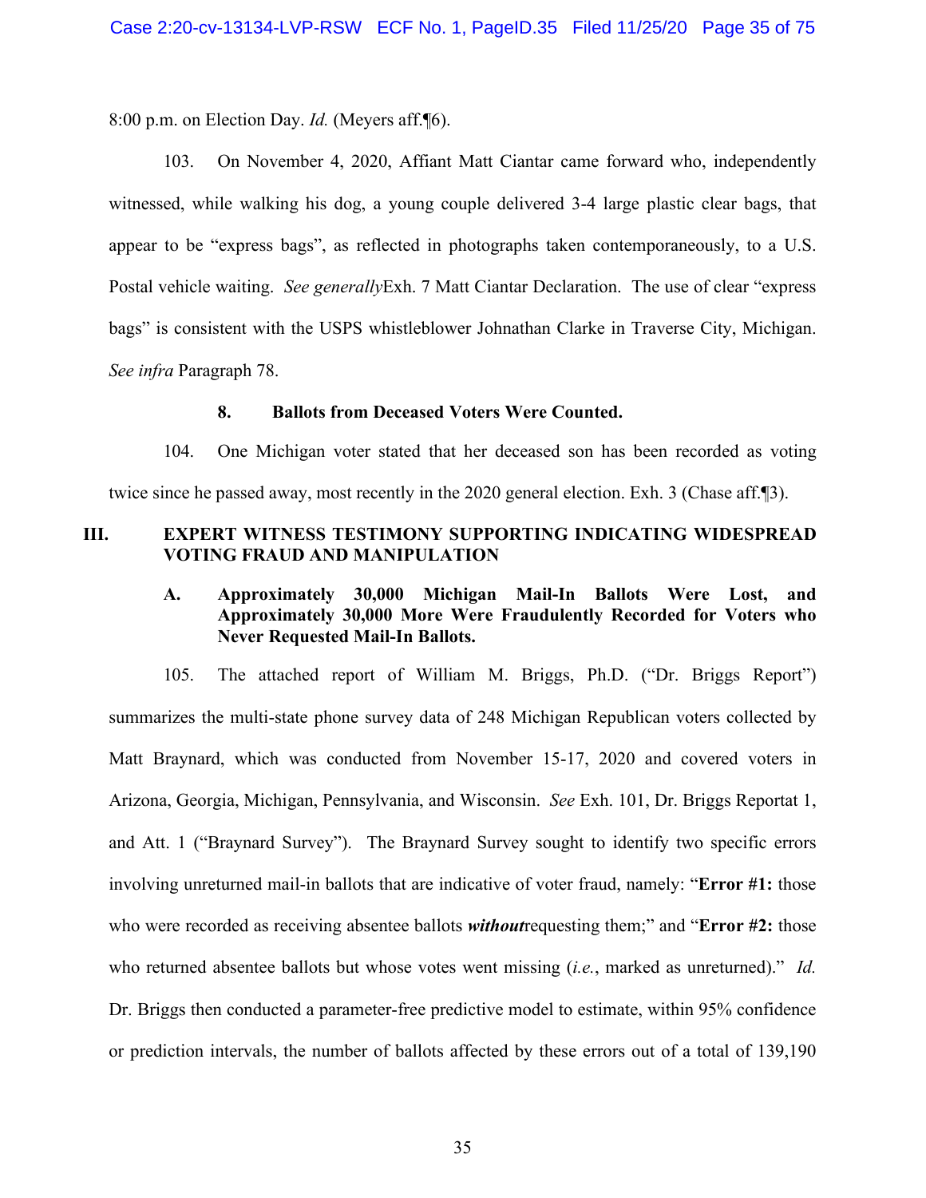8:00 p.m. on Election Day. *Id.* (Meyers aff.¶6).

103. On November 4, 2020, Affiant Matt Ciantar came forward who, independently witnessed, while walking his dog, a young couple delivered 3-4 large plastic clear bags, that appear to be "express bags", as reflected in photographs taken contemporaneously, to a U.S. Postal vehicle waiting. *See generally*Exh. 7 Matt Ciantar Declaration. The use of clear "express bags" is consistent with the USPS whistleblower Johnathan Clarke in Traverse City, Michigan. *See infra* Paragraph 78.

#### 8. Ballots from Deceased Voters Were Counted.

104. One Michigan voter stated that her deceased son has been recorded as voting twice since he passed away, most recently in the 2020 general election. Exh. 3 (Chase aff.¶3).

## III. EXPERT WITNESS TESTIMONY SUPPORTING INDICATING WIDESPREAD VOTING FRAUD AND MANIPULATION

### A. Approximately 30,000 Michigan Mail-In Ballots Were Lost, and Approximately 30,000 More Were Fraudulently Recorded for Voters who Never Requested Mail-In Ballots.

105. The attached report of William M. Briggs, Ph.D. ("Dr. Briggs Report") summarizes the multi-state phone survey data of 248 Michigan Republican voters collected by Matt Braynard, which was conducted from November 15-17, 2020 and covered voters in Arizona, Georgia, Michigan, Pennsylvania, and Wisconsin. *See* Exh. 101, Dr. Briggs Reportat 1, and Att. 1 ("Braynard Survey"). The Braynard Survey sought to identify two specific errors involving unreturned mail-in ballots that are indicative of voter fraud, namely: "**Error #1:** those who were recorded as receiving absentee ballots ***without***requesting them;" and "**Error #2:** those who returned absentee ballots but whose votes went missing (*i.e.*, marked as unreturned)." *Id.* Dr. Briggs then conducted a parameter-free predictive model to estimate, within 95% confidence or prediction intervals, the number of ballots affected by these errors out of a total of 139,190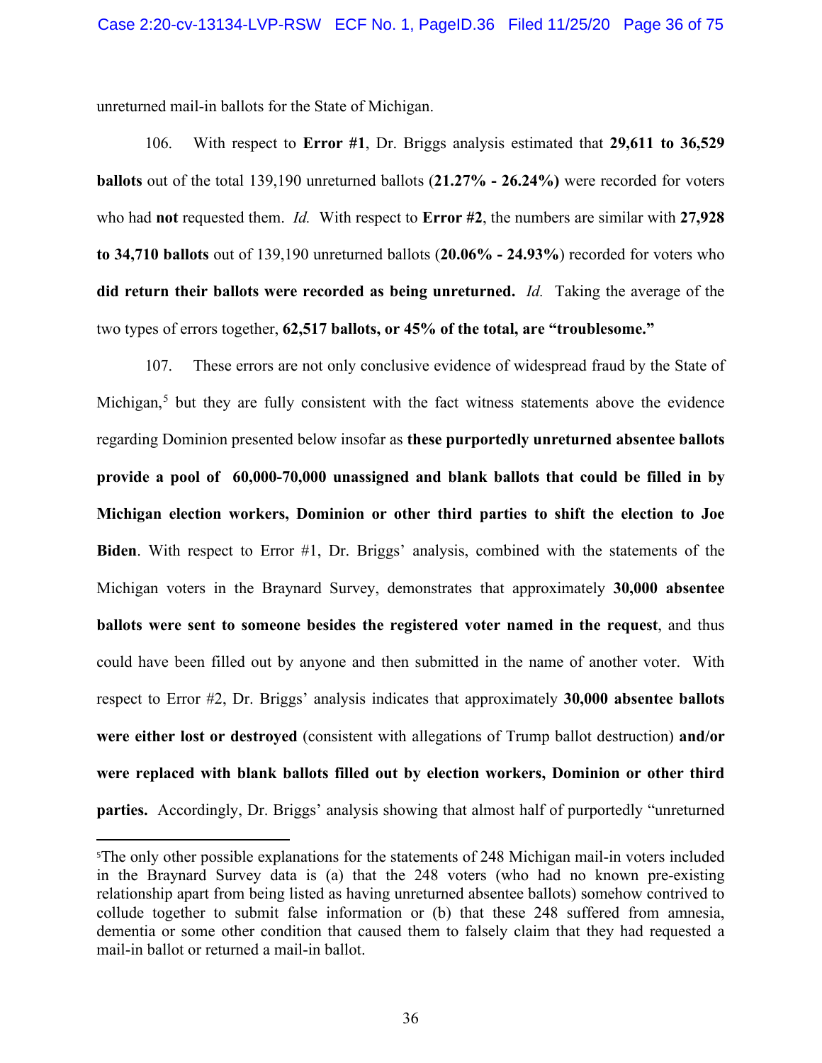unreturned mail-in ballots for the State of Michigan.

106. With respect to **Error #1**, Dr. Briggs analysis estimated that **29,611 to 36,529 ballots** out of the total 139,190 unreturned ballots (**21.27% - 26.24%)** were recorded for voters who had **not** requested them. *Id.* With respect to **Error #2**, the numbers are similar with **27,928 to 34,710 ballots** out of 139,190 unreturned ballots (**20.06% - 24.93%**) recorded for voters who **did return their ballots were recorded as being unreturned.** *Id.* Taking the average of the two types of errors together, **62,517 ballots, or 45% of the total, are "troublesome."**

107. These errors are not only conclusive evidence of widespread fraud by the State of Michigan,[5] but they are fully consistent with the fact witness statements above the evidence regarding Dominion presented below insofar as **these purportedly unreturned absentee ballots provide a pool of 60,000-70,000 unassigned and blank ballots that could be filled in by Michigan election workers, Dominion or other third parties to shift the election to Joe Biden**. With respect to Error #1, Dr. Briggs' analysis, combined with the statements of the Michigan voters in the Braynard Survey, demonstrates that approximately **30,000 absentee ballots were sent to someone besides the registered voter named in the request**, and thus could have been filled out by anyone and then submitted in the name of another voter. With respect to Error #2, Dr. Briggs' analysis indicates that approximately **30,000 absentee ballots were either lost or destroyed** (consistent with allegations of Trump ballot destruction) **and/or were replaced with blank ballots filled out by election workers, Dominion or other third parties.** Accordingly, Dr. Briggs' analysis showing that almost half of purportedly "unreturned

[5]The only other possible explanations for the statements of 248 Michigan mail-in voters included in the Braynard Survey data is (a) that the 248 voters (who had no known pre-existing relationship apart from being listed as having unreturned absentee ballots) somehow contrived to collude together to submit false information or (b) that these 248 suffered from amnesia, dementia or some other condition that caused them to falsely claim that they had requested a mail-in ballot or returned a mail-in ballot.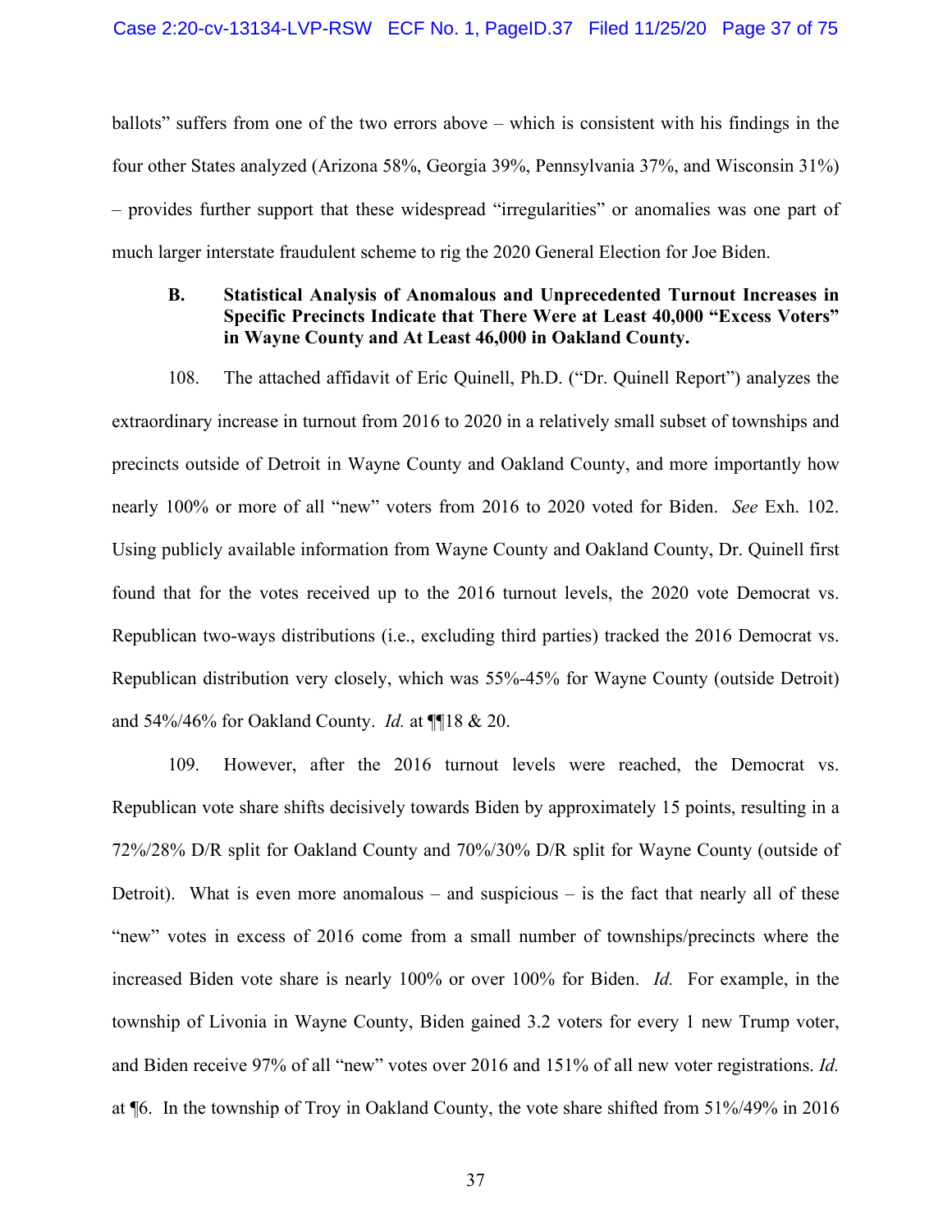ballots" suffers from one of the two errors above – which is consistent with his findings in the four other States analyzed (Arizona 58%, Georgia 39%, Pennsylvania 37%, and Wisconsin 31%) – provides further support that these widespread "irregularities" or anomalies was one part of much larger interstate fraudulent scheme to rig the 2020 General Election for Joe Biden.

### B. Statistical Analysis of Anomalous and Unprecedented Turnout Increases in Specific Precincts Indicate that There Were at Least 40,000 "Excess Voters" in Wayne County and At Least 46,000 in Oakland County.

108. The attached affidavit of Eric Quinell, Ph.D. ("Dr. Quinell Report") analyzes the extraordinary increase in turnout from 2016 to 2020 in a relatively small subset of townships and precincts outside of Detroit in Wayne County and Oakland County, and more importantly how nearly 100% or more of all "new" voters from 2016 to 2020 voted for Biden. *See* Exh. 102. Using publicly available information from Wayne County and Oakland County, Dr. Quinell first found that for the votes received up to the 2016 turnout levels, the 2020 vote Democrat vs. Republican two-ways distributions (i.e., excluding third parties) tracked the 2016 Democrat vs. Republican distribution very closely, which was 55%-45% for Wayne County (outside Detroit) and 54%/46% for Oakland County. *Id.* at ¶¶18 & 20.

109. However, after the 2016 turnout levels were reached, the Democrat vs. Republican vote share shifts decisively towards Biden by approximately 15 points, resulting in a 72%/28% D/R split for Oakland County and 70%/30% D/R split for Wayne County (outside of Detroit). What is even more anomalous – and suspicious – is the fact that nearly all of these "new" votes in excess of 2016 come from a small number of townships/precincts where the increased Biden vote share is nearly 100% or over 100% for Biden. *Id.* For example, in the township of Livonia in Wayne County, Biden gained 3.2 voters for every 1 new Trump voter, and Biden receive 97% of all "new" votes over 2016 and 151% of all new voter registrations. *Id.* at ¶6. In the township of Troy in Oakland County, the vote share shifted from 51%/49% in 2016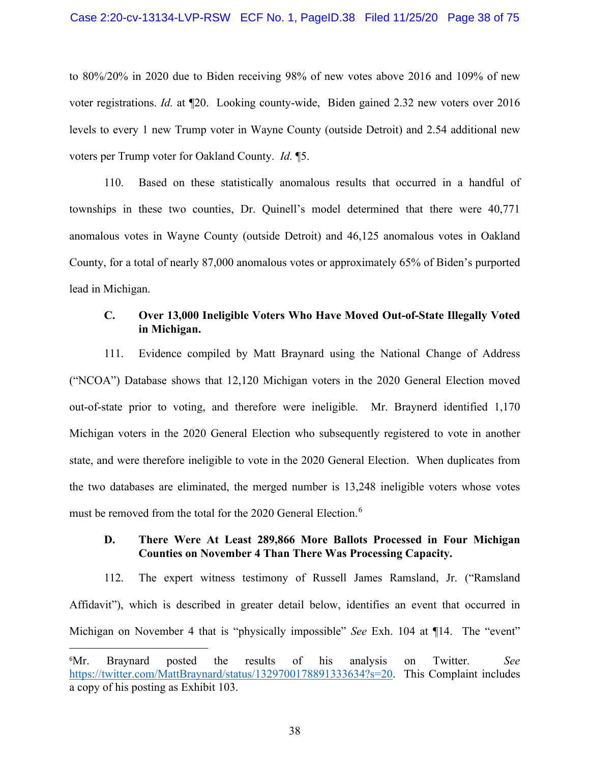to 80%/20% in 2020 due to Biden receiving 98% of new votes above 2016 and 109% of new voter registrations. *Id.* at ¶20. Looking county-wide, Biden gained 2.32 new voters over 2016 levels to every 1 new Trump voter in Wayne County (outside Detroit) and 2.54 additional new voters per Trump voter for Oakland County. *Id.* ¶5.

110. Based on these statistically anomalous results that occurred in a handful of townships in these two counties, Dr. Quinell's model determined that there were 40,771 anomalous votes in Wayne County (outside Detroit) and 46,125 anomalous votes in Oakland County, for a total of nearly 87,000 anomalous votes or approximately 65% of Biden's purported lead in Michigan.

### C. Over 13,000 Ineligible Voters Who Have Moved Out-of-State Illegally Voted in Michigan.

111. Evidence compiled by Matt Braynard using the National Change of Address ("NCOA") Database shows that 12,120 Michigan voters in the 2020 General Election moved out-of-state prior to voting, and therefore were ineligible. Mr. Braynerd identified 1,170 Michigan voters in the 2020 General Election who subsequently registered to vote in another state, and were therefore ineligible to vote in the 2020 General Election. When duplicates from the two databases are eliminated, the merged number is 13,248 ineligible voters whose votes must be removed from the total for the 2020 General Election.[6]

### D. There Were At Least 289,866 More Ballots Processed in Four Michigan Counties on November 4 Than There Was Processing Capacity.

112. The expert witness testimony of Russell James Ramsland, Jr. ("Ramsland Affidavit"), which is described in greater detail below, identifies an event that occurred in Michigan on November 4 that is "physically impossible" *See* Exh. 104 at ¶14. The "event"

[6]Mr. Braynard posted the results of his analysis on Twitter. *See* https://twitter.com/MattBraynard/status/1329700178891333634?s=20. This Complaint includes a copy of his posting as Exhibit 103.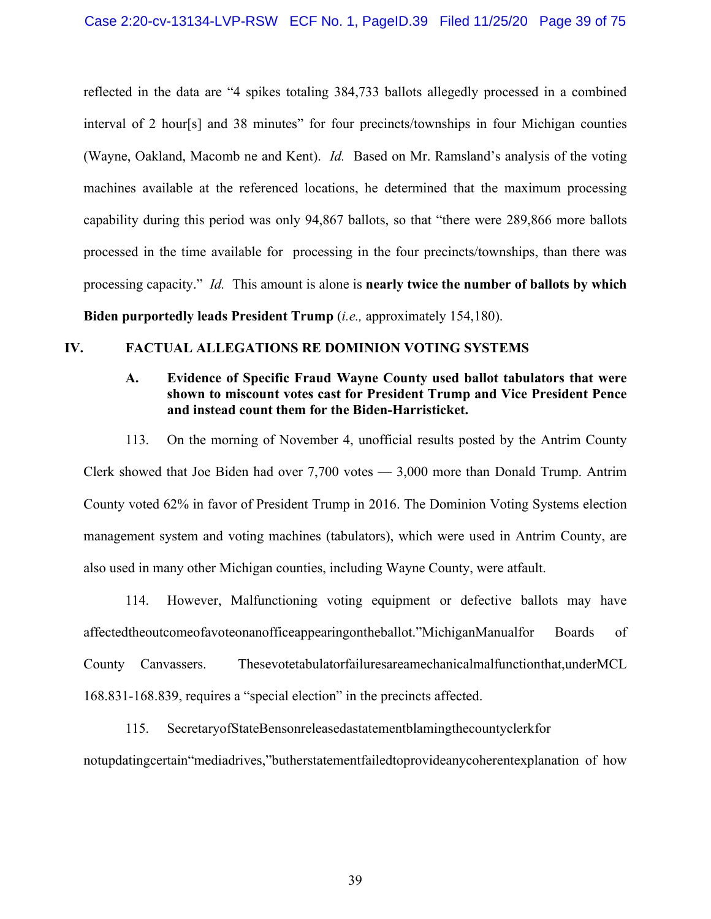reflected in the data are "4 spikes totaling 384,733 ballots allegedly processed in a combined interval of 2 hour[s] and 38 minutes" for four precincts/townships in four Michigan counties (Wayne, Oakland, Macomb ne and Kent). *Id.* Based on Mr. Ramsland's analysis of the voting machines available at the referenced locations, he determined that the maximum processing capability during this period was only 94,867 ballots, so that "there were 289,866 more ballots processed in the time available for processing in the four precincts/townships, than there was processing capacity." *Id.* This amount is alone is **nearly twice the number of ballots by which Biden purportedly leads President Trump** (*i.e.,* approximately 154,180).

## IV. FACTUAL ALLEGATIONS RE DOMINION VOTING SYSTEMS

### A. Evidence of Specific Fraud Wayne County used ballot tabulators that were shown to miscount votes cast for President Trump and Vice President Pence and instead count them for the Biden-Harristicket.

113. On the morning of November 4, unofficial results posted by the Antrim County Clerk showed that Joe Biden had over 7,700 votes — 3,000 more than Donald Trump. Antrim County voted 62% in favor of President Trump in 2016. The Dominion Voting Systems election management system and voting machines (tabulators), which were used in Antrim County, are also used in many other Michigan counties, including Wayne County, were atfault.

114. However, Malfunctioning voting equipment or defective ballots may have affectedtheoutcomeofavoteonanofficeappearingontheballot."MichiganManualfor Boards of County Canvassers. Thesevotetabulatorfailuresareamechanicalmalfunctionthat,underMCL 168.831-168.839, requires a "special election" in the precincts affected.

115. SecretaryofStateBensonreleasedastatementblamingthecountyclerkfor notupdatingcertain"mediadrives,"butherstatementfailedtoprovideanycoherentexplanation of how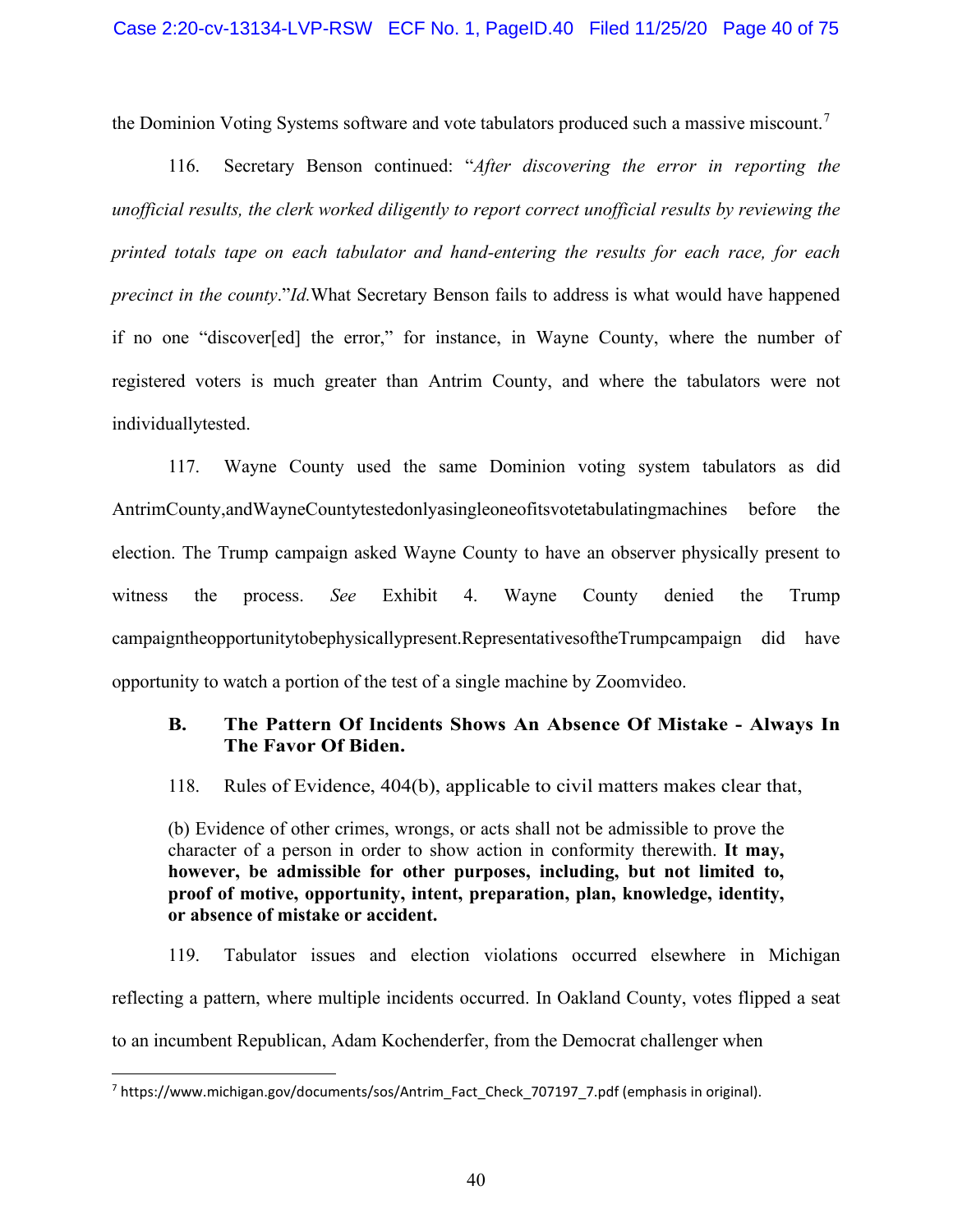the Dominion Voting Systems software and vote tabulators produced such a massive miscount.[7]

116. Secretary Benson continued: "*After discovering the error in reporting the unofficial results, the clerk worked diligently to report correct unofficial results by reviewing the printed totals tape on each tabulator and hand-entering the results for each race, for each precinct in the county*."*Id.*What Secretary Benson fails to address is what would have happened if no one "discover[ed] the error," for instance, in Wayne County, where the number of registered voters is much greater than Antrim County, and where the tabulators were not individuallytested.

117. Wayne County used the same Dominion voting system tabulators as did AntrimCounty,andWayneCountytestedonlyasingleoneofitsvotetabulatingmachines before the election. The Trump campaign asked Wayne County to have an observer physically present to witness the process. *See* Exhibit 4. Wayne County denied the Trump campaigntheopportunitytobephysicallypresent.RepresentativesoftheTrumpcampaign did have opportunity to watch a portion of the test of a single machine by Zoomvideo.

### B. The Pattern Of Incidents Shows An Absence Of Mistake - Always In The Favor Of Biden.

118. Rules of Evidence, 404(b), applicable to civil matters makes clear that,

> (b) Evidence of other crimes, wrongs, or acts shall not be admissible to prove the character of a person in order to show action in conformity therewith. **It may, however, be admissible for other purposes, including, but not limited to, proof of motive, opportunity, intent, preparation, plan, knowledge, identity, or absence of mistake or accident.**

119. Tabulator issues and election violations occurred elsewhere in Michigan reflecting a pattern, where multiple incidents occurred. In Oakland County, votes flipped a seat to an incumbent Republican, Adam Kochenderfer, from the Democrat challenger when

---

[7] https://www.michigan.gov/documents/sos/Antrim_Fact_Check_707197_7.pdf (emphasis in original).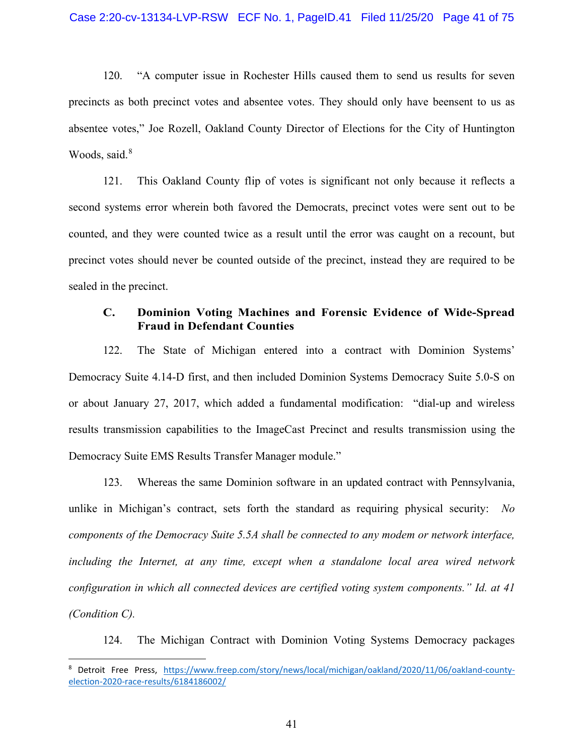120. "A computer issue in Rochester Hills caused them to send us results for seven precincts as both precinct votes and absentee votes. They should only have beensent to us as absentee votes," Joe Rozell, Oakland County Director of Elections for the City of Huntington Woods, said.[8]

121. This Oakland County flip of votes is significant not only because it reflects a second systems error wherein both favored the Democrats, precinct votes were sent out to be counted, and they were counted twice as a result until the error was caught on a recount, but precinct votes should never be counted outside of the precinct, instead they are required to be sealed in the precinct.

### C. Dominion Voting Machines and Forensic Evidence of Wide-Spread Fraud in Defendant Counties

122. The State of Michigan entered into a contract with Dominion Systems' Democracy Suite 4.14-D first, and then included Dominion Systems Democracy Suite 5.0-S on or about January 27, 2017, which added a fundamental modification: "dial-up and wireless results transmission capabilities to the ImageCast Precinct and results transmission using the Democracy Suite EMS Results Transfer Manager module."

123. Whereas the same Dominion software in an updated contract with Pennsylvania, unlike in Michigan's contract, sets forth the standard as requiring physical security: *No components of the Democracy Suite 5.5A shall be connected to any modem or network interface, including the Internet, at any time, except when a standalone local area wired network configuration in which all connected devices are certified voting system components." Id. at 41 (Condition C).*

124. The Michigan Contract with Dominion Voting Systems Democracy packages

---

[8] Detroit Free Press, https://www.freep.com/story/news/local/michigan/oakland/2020/11/06/oakland-county-election-2020-race-results/6184186002/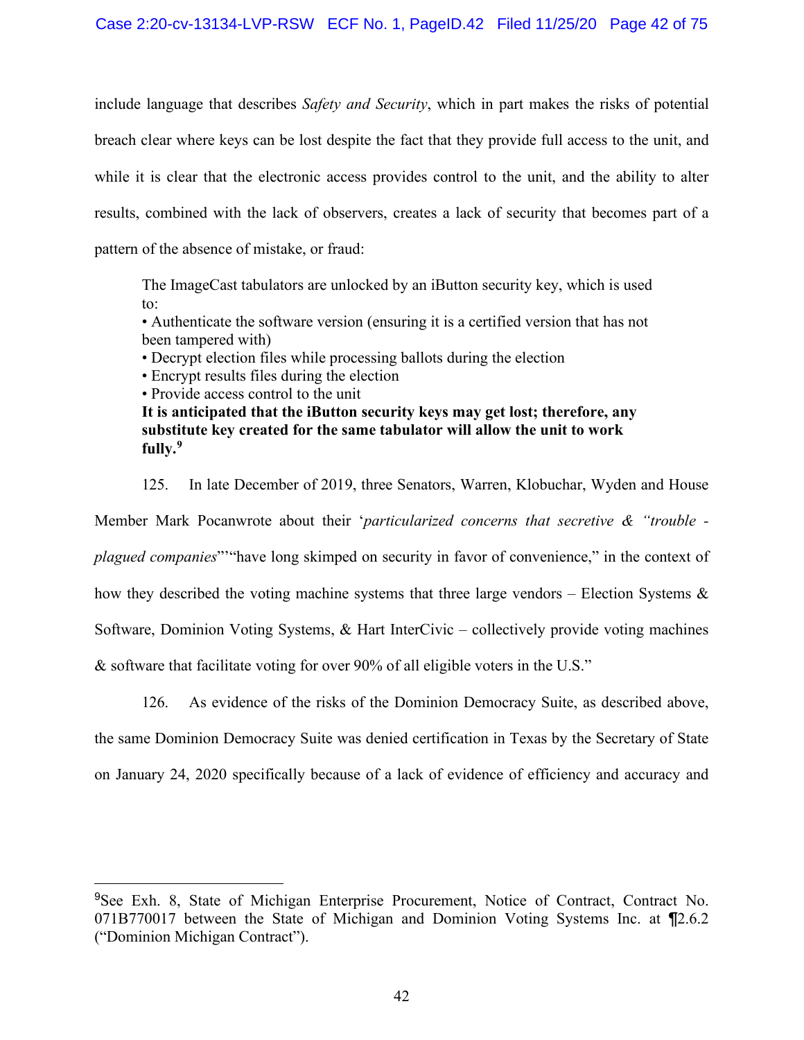include language that describes *Safety and Security*, which in part makes the risks of potential breach clear where keys can be lost despite the fact that they provide full access to the unit, and while it is clear that the electronic access provides control to the unit, and the ability to alter results, combined with the lack of observers, creates a lack of security that becomes part of a pattern of the absence of mistake, or fraud:

> The ImageCast tabulators are unlocked by an iButton security key, which is used to:
> • Authenticate the software version (ensuring it is a certified version that has not been tampered with)
> • Decrypt election files while processing ballots during the election
> • Encrypt results files during the election
> • Provide access control to the unit
> **It is anticipated that the iButton security keys may get lost; therefore, any substitute key created for the same tabulator will allow the unit to work fully.**[9]

125. In late December of 2019, three Senators, Warren, Klobuchar, Wyden and House Member Mark Pocanwrote about their '*particularized concerns that secretive & "trouble - plagued companies*"'"have long skimped on security in favor of convenience," in the context of how they described the voting machine systems that three large vendors – Election Systems & Software, Dominion Voting Systems, & Hart InterCivic – collectively provide voting machines & software that facilitate voting for over 90% of all eligible voters in the U.S."

126. As evidence of the risks of the Dominion Democracy Suite, as described above, the same Dominion Democracy Suite was denied certification in Texas by the Secretary of State on January 24, 2020 specifically because of a lack of evidence of efficiency and accuracy and

---

[9]See Exh. 8, State of Michigan Enterprise Procurement, Notice of Contract, Contract No. 071B770017 between the State of Michigan and Dominion Voting Systems Inc. at ¶2.6.2 ("Dominion Michigan Contract").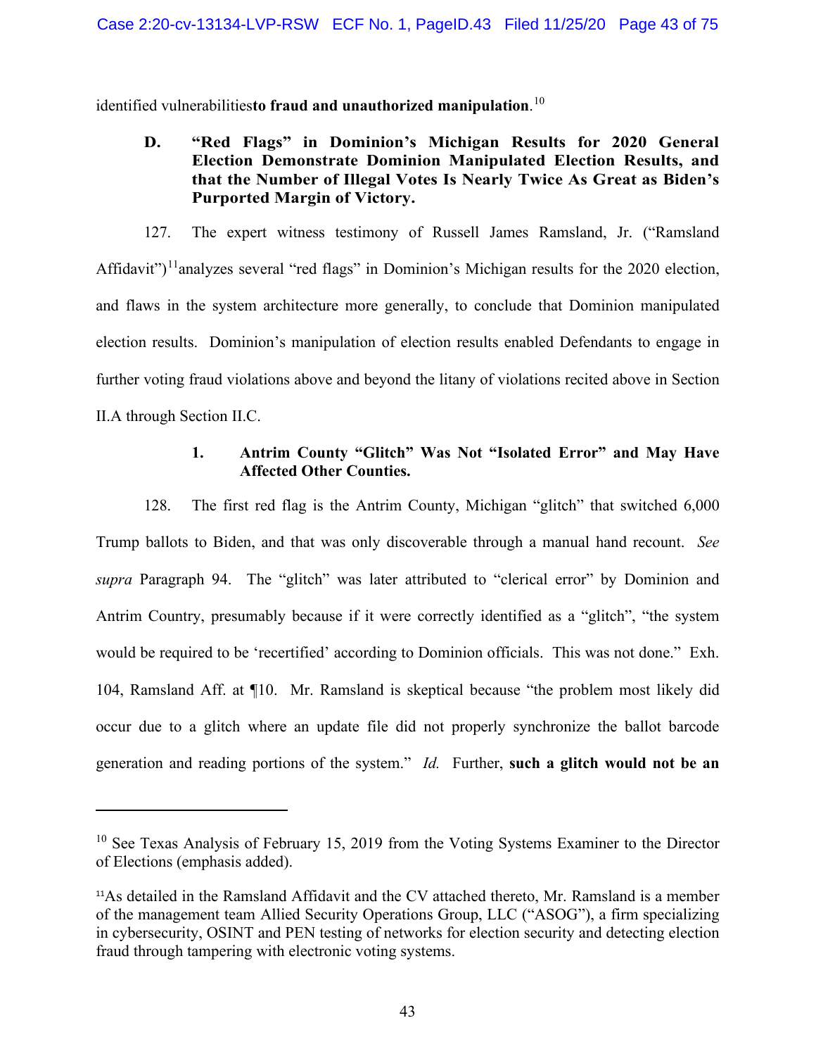identified vulnerabilities**to fraud and unauthorized manipulation**.[10]

### D. "Red Flags" in Dominion's Michigan Results for 2020 General Election Demonstrate Dominion Manipulated Election Results, and that the Number of Illegal Votes Is Nearly Twice As Great as Biden's Purported Margin of Victory.

127. The expert witness testimony of Russell James Ramsland, Jr. ("Ramsland Affidavit")[11]analyzes several "red flags" in Dominion's Michigan results for the 2020 election, and flaws in the system architecture more generally, to conclude that Dominion manipulated election results. Dominion's manipulation of election results enabled Defendants to engage in further voting fraud violations above and beyond the litany of violations recited above in Section II.A through Section II.C.

#### 1. Antrim County "Glitch" Was Not "Isolated Error" and May Have Affected Other Counties.

128. The first red flag is the Antrim County, Michigan "glitch" that switched 6,000 Trump ballots to Biden, and that was only discoverable through a manual hand recount. *See supra* Paragraph 94. The "glitch" was later attributed to "clerical error" by Dominion and Antrim Country, presumably because if it were correctly identified as a "glitch", "the system would be required to be 'recertified' according to Dominion officials. This was not done." Exh. 104, Ramsland Aff. at ¶10. Mr. Ramsland is skeptical because "the problem most likely did occur due to a glitch where an update file did not properly synchronize the ballot barcode generation and reading portions of the system." *Id.* Further, **such a glitch would not be an**

---

[10] See Texas Analysis of February 15, 2019 from the Voting Systems Examiner to the Director of Elections (emphasis added).

[11] As detailed in the Ramsland Affidavit and the CV attached thereto, Mr. Ramsland is a member of the management team Allied Security Operations Group, LLC ("ASOG"), a firm specializing in cybersecurity, OSINT and PEN testing of networks for election security and detecting election fraud through tampering with electronic voting systems.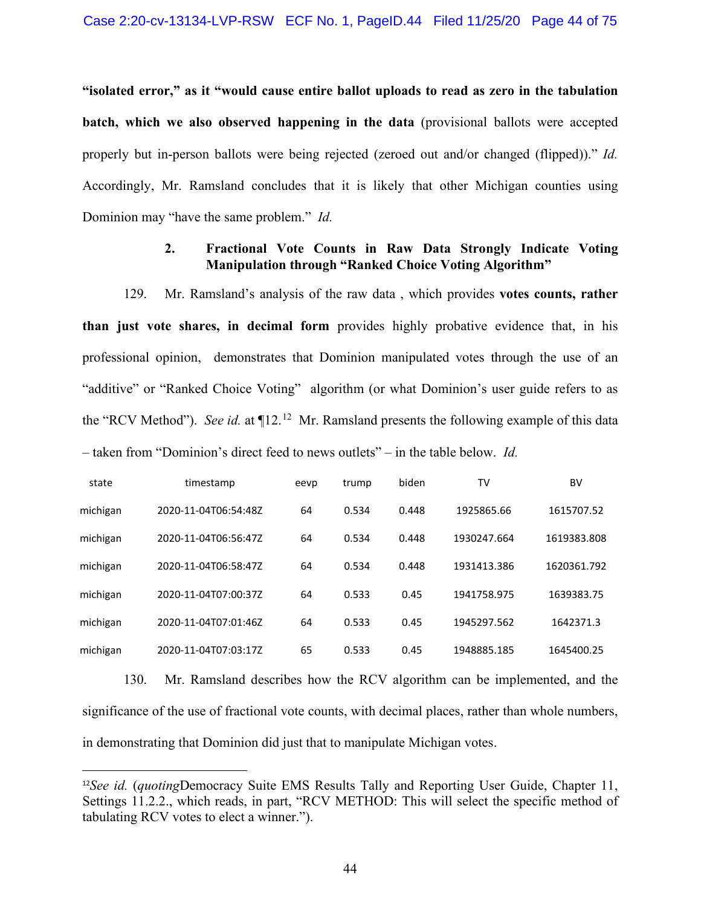**"isolated error," as it "would cause entire ballot uploads to read as zero in the tabulation batch, which we also observed happening in the data** (provisional ballots were accepted properly but in-person ballots were being rejected (zeroed out and/or changed (flipped))." *Id.* Accordingly, Mr. Ramsland concludes that it is likely that other Michigan counties using Dominion may "have the same problem." *Id.*

### 2. Fractional Vote Counts in Raw Data Strongly Indicate Voting Manipulation through "Ranked Choice Voting Algorithm"

129. Mr. Ramsland's analysis of the raw data , which provides **votes counts, rather than just vote shares, in decimal form** provides highly probative evidence that, in his professional opinion, demonstrates that Dominion manipulated votes through the use of an "additive" or "Ranked Choice Voting" algorithm (or what Dominion's user guide refers to as the "RCV Method"). *See id.* at ¶12.[12] Mr. Ramsland presents the following example of this data – taken from "Dominion's direct feed to news outlets" – in the table below. *Id.*

| state | timestamp | eevp | trump | biden | TV | BV |
|---|---|---|---|---|---|---|
| michigan | 2020-11-04T06:54:48Z | 64 | 0.534 | 0.448 | 1925865.66 | 1615707.52 |
| michigan | 2020-11-04T06:56:47Z | 64 | 0.534 | 0.448 | 1930247.664 | 1619383.808 |
| michigan | 2020-11-04T06:58:47Z | 64 | 0.534 | 0.448 | 1931413.386 | 1620361.792 |
| michigan | 2020-11-04T07:00:37Z | 64 | 0.533 | 0.45 | 1941758.975 | 1639383.75 |
| michigan | 2020-11-04T07:01:46Z | 64 | 0.533 | 0.45 | 1945297.562 | 1642371.3 |
| michigan | 2020-11-04T07:03:17Z | 65 | 0.533 | 0.45 | 1948885.185 | 1645400.25 |

130. Mr. Ramsland describes how the RCV algorithm can be implemented, and the significance of the use of fractional vote counts, with decimal places, rather than whole numbers, in demonstrating that Dominion did just that to manipulate Michigan votes.

---

[12] *See id.* (*quoting*Democracy Suite EMS Results Tally and Reporting User Guide, Chapter 11, Settings 11.2.2., which reads, in part, "RCV METHOD: This will select the specific method of tabulating RCV votes to elect a winner.").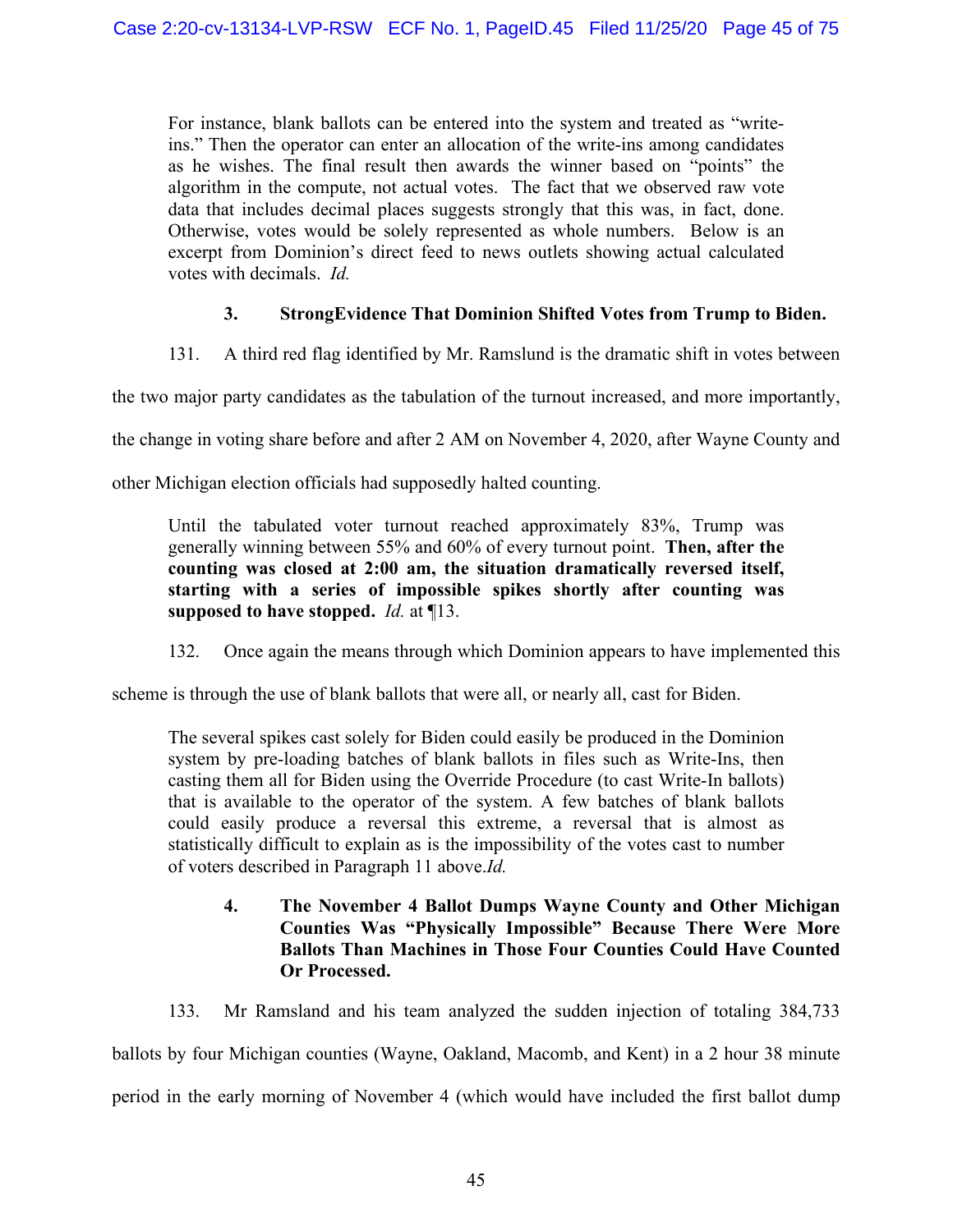> For instance, blank ballots can be entered into the system and treated as "write-ins." Then the operator can enter an allocation of the write-ins among candidates as he wishes. The final result then awards the winner based on "points" the algorithm in the compute, not actual votes. The fact that we observed raw vote data that includes decimal places suggests strongly that this was, in fact, done. Otherwise, votes would be solely represented as whole numbers. Below is an excerpt from Dominion's direct feed to news outlets showing actual calculated votes with decimals. *Id.*

### 3. StrongEvidence That Dominion Shifted Votes from Trump to Biden.

131. A third red flag identified by Mr. Ramslund is the dramatic shift in votes between the two major party candidates as the tabulation of the turnout increased, and more importantly, the change in voting share before and after 2 AM on November 4, 2020, after Wayne County and other Michigan election officials had supposedly halted counting.

> Until the tabulated voter turnout reached approximately 83%, Trump was generally winning between 55% and 60% of every turnout point. **Then, after the counting was closed at 2:00 am, the situation dramatically reversed itself, starting with a series of impossible spikes shortly after counting was supposed to have stopped.** *Id.* at ¶13.

132. Once again the means through which Dominion appears to have implemented this scheme is through the use of blank ballots that were all, or nearly all, cast for Biden.

> The several spikes cast solely for Biden could easily be produced in the Dominion system by pre-loading batches of blank ballots in files such as Write-Ins, then casting them all for Biden using the Override Procedure (to cast Write-In ballots) that is available to the operator of the system. A few batches of blank ballots could easily produce a reversal this extreme, a reversal that is almost as statistically difficult to explain as is the impossibility of the votes cast to number of voters described in Paragraph 11 above.*Id.*

### 4. The November 4 Ballot Dumps Wayne County and Other Michigan Counties Was "Physically Impossible" Because There Were More Ballots Than Machines in Those Four Counties Could Have Counted Or Processed.

133. Mr Ramsland and his team analyzed the sudden injection of totaling 384,733 ballots by four Michigan counties (Wayne, Oakland, Macomb, and Kent) in a 2 hour 38 minute period in the early morning of November 4 (which would have included the first ballot dump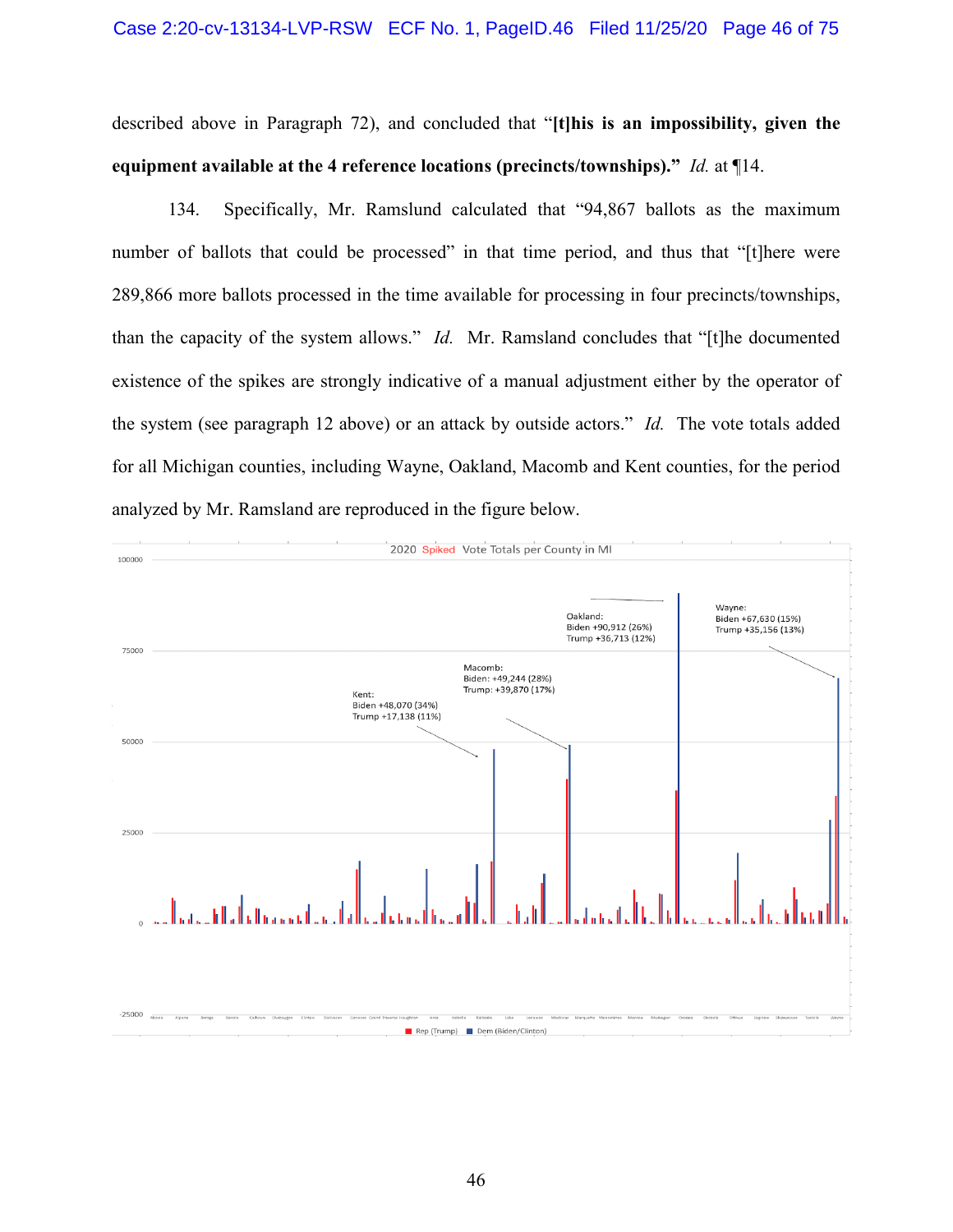described above in Paragraph 72), and concluded that "**[t]his is an impossibility, given the equipment available at the 4 reference locations (precincts/townships).**" *Id.* at ¶14.

134. Specifically, Mr. Ramslund calculated that "94,867 ballots as the maximum number of ballots that could be processed" in that time period, and thus that "[t]here were 289,866 more ballots processed in the time available for processing in four precincts/townships, than the capacity of the system allows." *Id.* Mr. Ramsland concludes that "[t]he documented existence of the spikes are strongly indicative of a manual adjustment either by the operator of the system (see paragraph 12 above) or an attack by outside actors." *Id.* The vote totals added for all Michigan counties, including Wayne, Oakland, Macomb and Kent counties, for the period analyzed by Mr. Ramsland are reproduced in the figure below.

2020 Spiked Vote Totals per County in MI

Kent: Biden +48,070 (34%) Trump +17,138 (11%)

Macomb: Biden: +49,244 (28%) Trump: +39,870 (17%)

Oakland: Biden +90,912 (26%) Trump +36,713 (12%)

Wayne: Biden +67,630 (15%) Trump +35,156 (13%)

Rep (Trump) Dem (Biden/Clinton)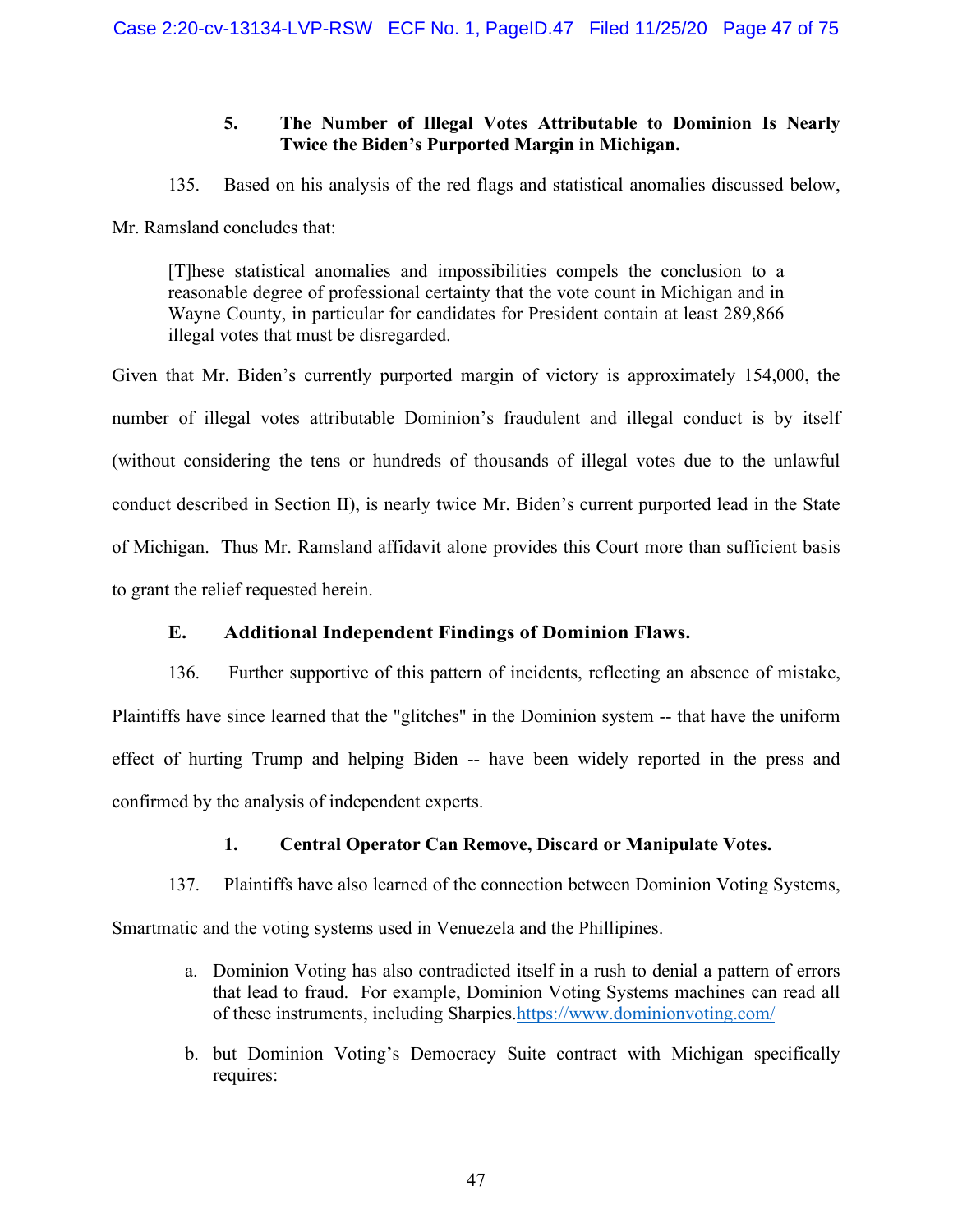### 5. The Number of Illegal Votes Attributable to Dominion Is Nearly Twice the Biden's Purported Margin in Michigan.

135. Based on his analysis of the red flags and statistical anomalies discussed below, Mr. Ramsland concludes that:

> [T]hese statistical anomalies and impossibilities compels the conclusion to a reasonable degree of professional certainty that the vote count in Michigan and in Wayne County, in particular for candidates for President contain at least 289,866 illegal votes that must be disregarded.

Given that Mr. Biden's currently purported margin of victory is approximately 154,000, the number of illegal votes attributable Dominion's fraudulent and illegal conduct is by itself (without considering the tens or hundreds of thousands of illegal votes due to the unlawful conduct described in Section II), is nearly twice Mr. Biden's current purported lead in the State of Michigan. Thus Mr. Ramsland affidavit alone provides this Court more than sufficient basis to grant the relief requested herein.

## E. Additional Independent Findings of Dominion Flaws.

136. Further supportive of this pattern of incidents, reflecting an absence of mistake, Plaintiffs have since learned that the "glitches" in the Dominion system -- that have the uniform effect of hurting Trump and helping Biden -- have been widely reported in the press and confirmed by the analysis of independent experts.

### 1. Central Operator Can Remove, Discard or Manipulate Votes.

137. Plaintiffs have also learned of the connection between Dominion Voting Systems, Smartmatic and the voting systems used in Venuezela and the Phillipines.

a. Dominion Voting has also contradicted itself in a rush to denial a pattern of errors that lead to fraud. For example, Dominion Voting Systems machines can read all of these instruments, including Sharpies.https://www.dominionvoting.com/

b. but Dominion Voting's Democracy Suite contract with Michigan specifically requires: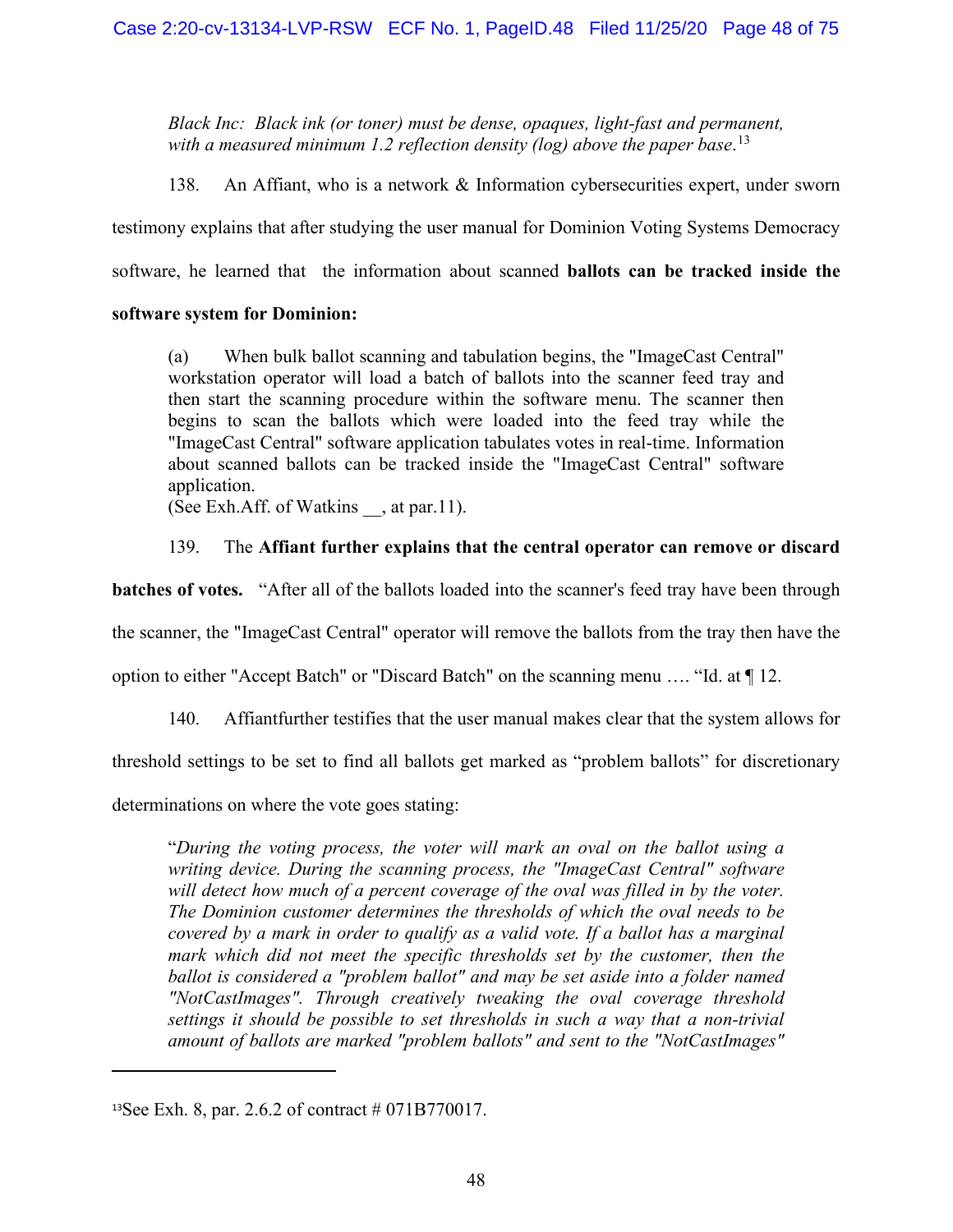*Black Inc: Black ink (or toner) must be dense, opaques, light-fast and permanent, with a measured minimum 1.2 reflection density (log) above the paper base.*[13]

138. An Affiant, who is a network & Information cybersecurities expert, under sworn testimony explains that after studying the user manual for Dominion Voting Systems Democracy software, he learned that the information about scanned **ballots can be tracked inside the software system for Dominion:**

> (a) When bulk ballot scanning and tabulation begins, the "ImageCast Central" workstation operator will load a batch of ballots into the scanner feed tray and then start the scanning procedure within the software menu. The scanner then begins to scan the ballots which were loaded into the feed tray while the "ImageCast Central" software application tabulates votes in real-time. Information about scanned ballots can be tracked inside the "ImageCast Central" software application.
> (See Exh.Aff. of Watkins __, at par.11).

139. The **Affiant further explains that the central operator can remove or discard batches of votes.** "After all of the ballots loaded into the scanner's feed tray have been through the scanner, the "ImageCast Central" operator will remove the ballots from the tray then have the option to either "Accept Batch" or "Discard Batch" on the scanning menu …. "Id. at ¶ 12.

140. Affiantfurther testifies that the user manual makes clear that the system allows for threshold settings to be set to find all ballots get marked as "problem ballots" for discretionary determinations on where the vote goes stating:

> "*During the voting process, the voter will mark an oval on the ballot using a writing device. During the scanning process, the "ImageCast Central" software will detect how much of a percent coverage of the oval was filled in by the voter. The Dominion customer determines the thresholds of which the oval needs to be covered by a mark in order to qualify as a valid vote. If a ballot has a marginal mark which did not meet the specific thresholds set by the customer, then the ballot is considered a "problem ballot" and may be set aside into a folder named "NotCastImages". Through creatively tweaking the oval coverage threshold settings it should be possible to set thresholds in such a way that a non-trivial amount of ballots are marked "problem ballots" and sent to the "NotCastImages"*

---

[13] See Exh. 8, par. 2.6.2 of contract # 071B770017.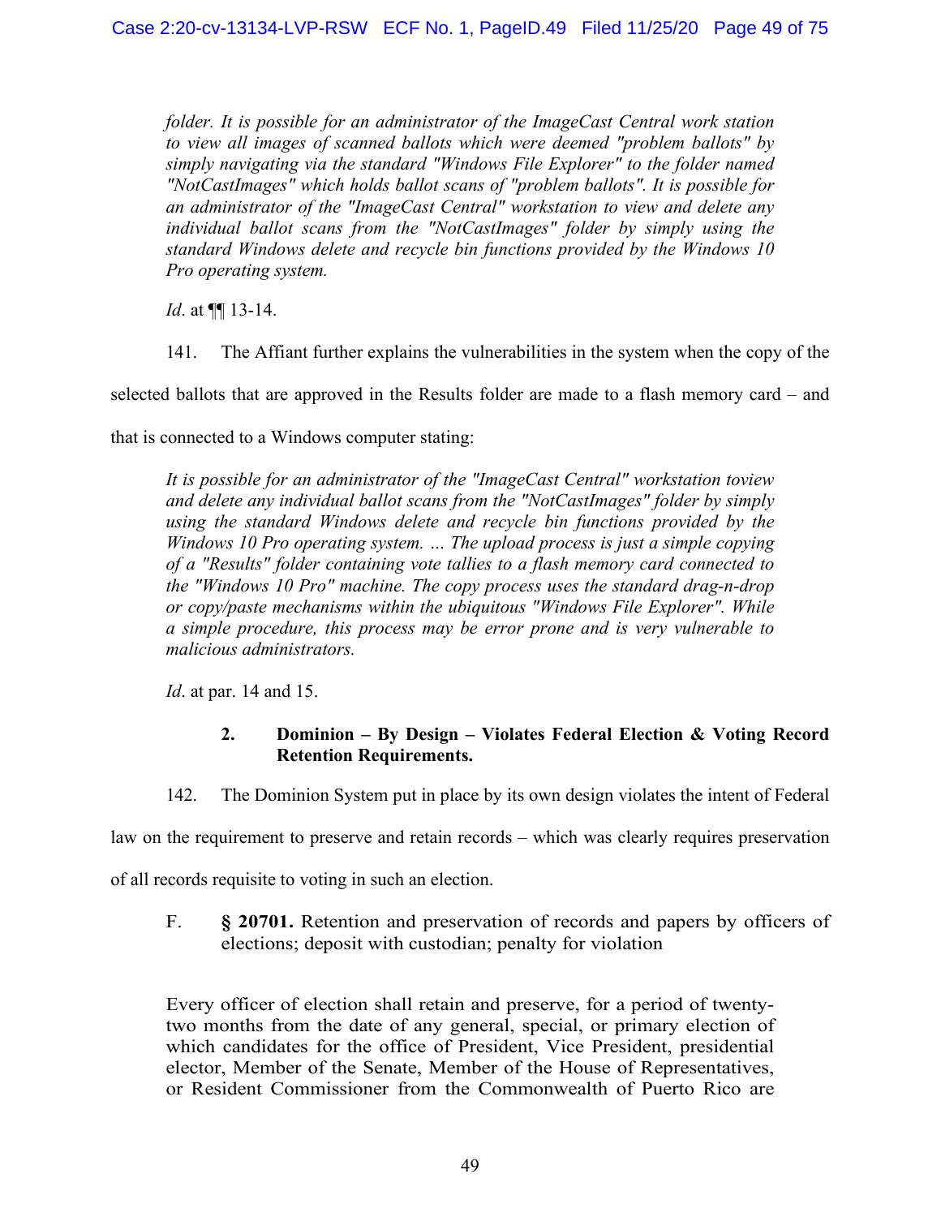> *folder. It is possible for an administrator of the ImageCast Central work station to view all images of scanned ballots which were deemed "problem ballots" by simply navigating via the standard "Windows File Explorer" to the folder named "NotCastImages" which holds ballot scans of "problem ballots". It is possible for an administrator of the "ImageCast Central" workstation to view and delete any individual ballot scans from the "NotCastImages" folder by simply using the standard Windows delete and recycle bin functions provided by the Windows 10 Pro operating system.*
>
> *Id*. at ¶¶ 13-14.

141. The Affiant further explains the vulnerabilities in the system when the copy of the selected ballots that are approved in the Results folder are made to a flash memory card – and that is connected to a Windows computer stating:

> *It is possible for an administrator of the "ImageCast Central" workstation toview and delete any individual ballot scans from the "NotCastImages" folder by simply using the standard Windows delete and recycle bin functions provided by the Windows 10 Pro operating system. … The upload process is just a simple copying of a "Results" folder containing vote tallies to a flash memory card connected to the "Windows 10 Pro" machine. The copy process uses the standard drag-n-drop or copy/paste mechanisms within the ubiquitous "Windows File Explorer". While a simple procedure, this process may be error prone and is very vulnerable to malicious administrators.*
>
> *Id*. at par. 14 and 15.

#### 2. Dominion – By Design – Violates Federal Election & Voting Record Retention Requirements.

142. The Dominion System put in place by its own design violates the intent of Federal law on the requirement to preserve and retain records – which was clearly requires preservation of all records requisite to voting in such an election.

### F. **§ 20701.** Retention and preservation of records and papers by officers of elections; deposit with custodian; penalty for violation

> Every officer of election shall retain and preserve, for a period of twenty-two months from the date of any general, special, or primary election of which candidates for the office of President, Vice President, presidential elector, Member of the Senate, Member of the House of Representatives, or Resident Commissioner from the Commonwealth of Puerto Rico are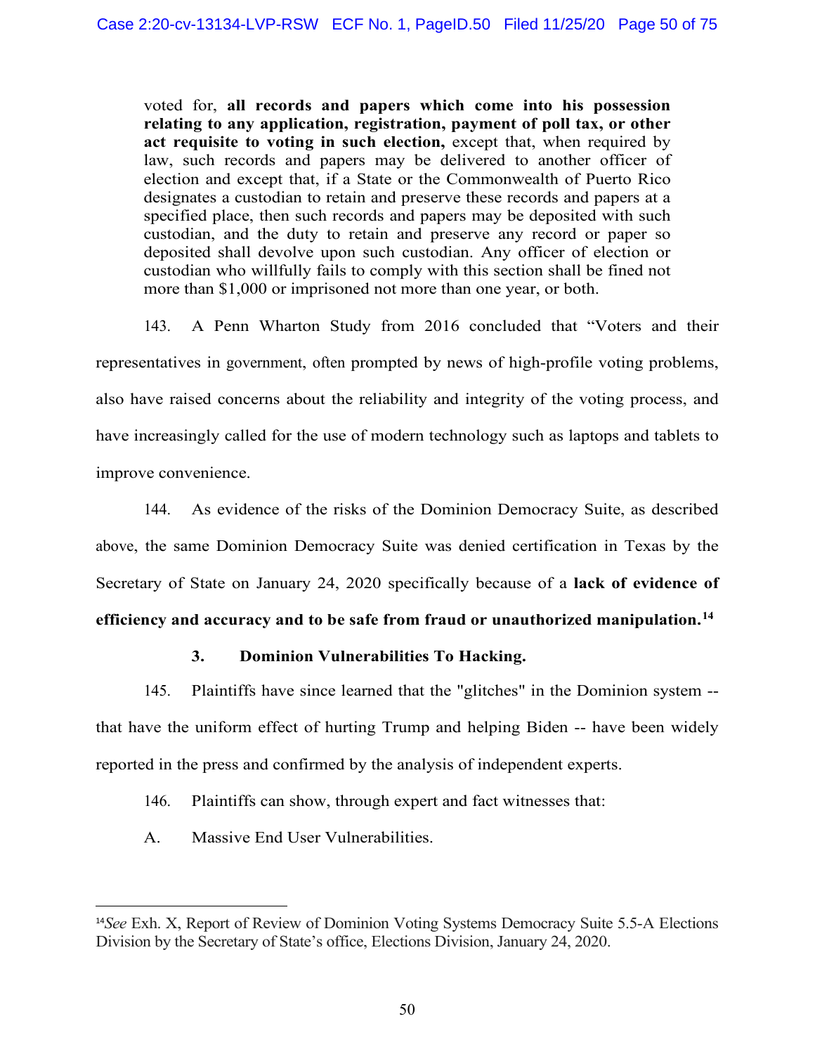> voted for, **all records and papers which come into his possession relating to any application, registration, payment of poll tax, or other act requisite to voting in such election,** except that, when required by law, such records and papers may be delivered to another officer of election and except that, if a State or the Commonwealth of Puerto Rico designates a custodian to retain and preserve these records and papers at a specified place, then such records and papers may be deposited with such custodian, and the duty to retain and preserve any record or paper so deposited shall devolve upon such custodian. Any officer of election or custodian who willfully fails to comply with this section shall be fined not more than $1,000 or imprisoned not more than one year, or both.

143. A Penn Wharton Study from 2016 concluded that "Voters and their representatives in government, often prompted by news of high-profile voting problems, also have raised concerns about the reliability and integrity of the voting process, and have increasingly called for the use of modern technology such as laptops and tablets to improve convenience.

144. As evidence of the risks of the Dominion Democracy Suite, as described above, the same Dominion Democracy Suite was denied certification in Texas by the Secretary of State on January 24, 2020 specifically because of a **lack of evidence of efficiency and accuracy and to be safe from fraud or unauthorized manipulation.**[14]

### 3. Dominion Vulnerabilities To Hacking.

145. Plaintiffs have since learned that the "glitches" in the Dominion system -- that have the uniform effect of hurting Trump and helping Biden -- have been widely reported in the press and confirmed by the analysis of independent experts.

146. Plaintiffs can show, through expert and fact witnesses that:

A. Massive End User Vulnerabilities.

---

[14] *See* Exh. X, Report of Review of Dominion Voting Systems Democracy Suite 5.5-A Elections Division by the Secretary of State's office, Elections Division, January 24, 2020.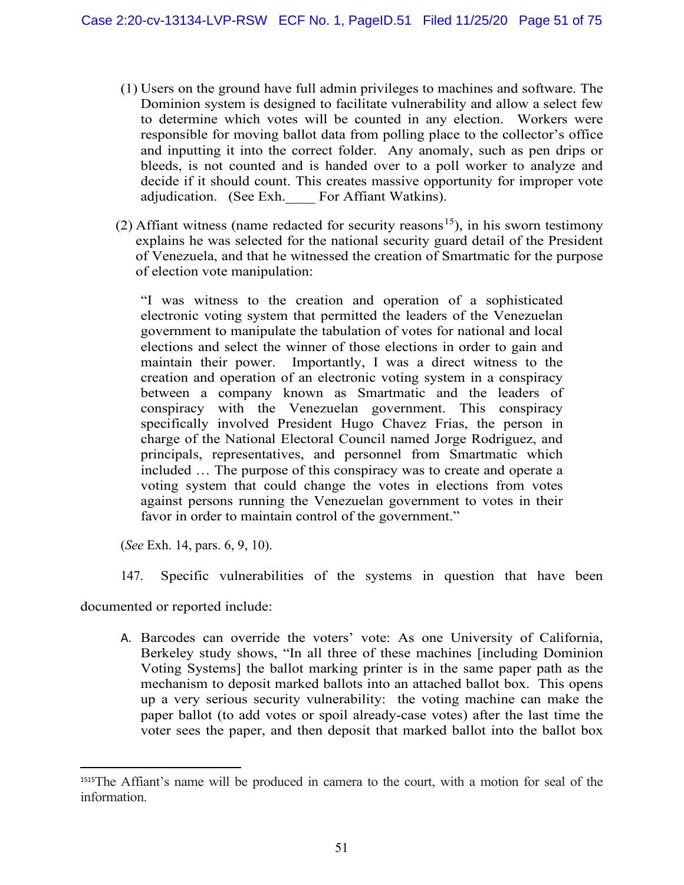(1) Users on the ground have full admin privileges to machines and software. The Dominion system is designed to facilitate vulnerability and allow a select few to determine which votes will be counted in any election. Workers were responsible for moving ballot data from polling place to the collector's office and inputting it into the correct folder. Any anomaly, such as pen drips or bleeds, is not counted and is handed over to a poll worker to analyze and decide if it should count. This creates massive opportunity for improper vote adjudication. (See Exh.____ For Affiant Watkins).

(2) Affiant witness (name redacted for security reasons[15]), in his sworn testimony explains he was selected for the national security guard detail of the President of Venezuela, and that he witnessed the creation of Smartmatic for the purpose of election vote manipulation:

> "I was witness to the creation and operation of a sophisticated electronic voting system that permitted the leaders of the Venezuelan government to manipulate the tabulation of votes for national and local elections and select the winner of those elections in order to gain and maintain their power. Importantly, I was a direct witness to the creation and operation of an electronic voting system in a conspiracy between a company known as Smartmatic and the leaders of conspiracy with the Venezuelan government. This conspiracy specifically involved President Hugo Chavez Frias, the person in charge of the National Electoral Council named Jorge Rodriguez, and principals, representatives, and personnel from Smartmatic which included … The purpose of this conspiracy was to create and operate a voting system that could change the votes in elections from votes against persons running the Venezuelan government to votes in their favor in order to maintain control of the government."

(*See* Exh. 14, pars. 6, 9, 10).

147. Specific vulnerabilities of the systems in question that have been documented or reported include:

A. Barcodes can override the voters' vote: As one University of California, Berkeley study shows, "In all three of these machines [including Dominion Voting Systems] the ballot marking printer is in the same paper path as the mechanism to deposit marked ballots into an attached ballot box. This opens up a very serious security vulnerability: the voting machine can make the paper ballot (to add votes or spoil already-case votes) after the last time the voter sees the paper, and then deposit that marked ballot into the ballot box

---

[15] The Affiant's name will be produced in camera to the court, with a motion for seal of the information.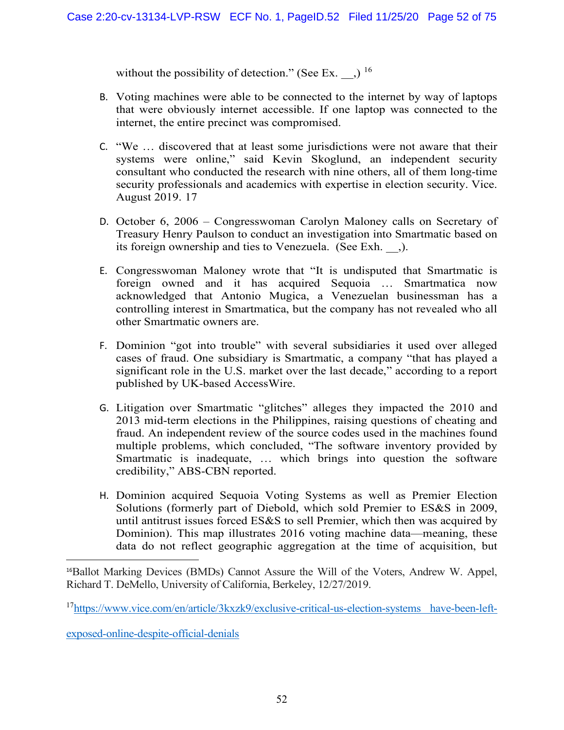without the possibility of detection." (See Ex. __,) [16]

B. Voting machines were able to be connected to the internet by way of laptops that were obviously internet accessible. If one laptop was connected to the internet, the entire precinct was compromised.

C. "We … discovered that at least some jurisdictions were not aware that their systems were online," said Kevin Skoglund, an independent security consultant who conducted the research with nine others, all of them long-time security professionals and academics with expertise in election security. Vice. August 2019. 17

D. October 6, 2006 – Congresswoman Carolyn Maloney calls on Secretary of Treasury Henry Paulson to conduct an investigation into Smartmatic based on its foreign ownership and ties to Venezuela. (See Exh. __,).

E. Congresswoman Maloney wrote that "It is undisputed that Smartmatic is foreign owned and it has acquired Sequoia … Smartmatica now acknowledged that Antonio Mugica, a Venezuelan businessman has a controlling interest in Smartmatica, but the company has not revealed who all other Smartmatic owners are.

F. Dominion "got into trouble" with several subsidiaries it used over alleged cases of fraud. One subsidiary is Smartmatic, a company "that has played a significant role in the U.S. market over the last decade," according to a report published by UK-based AccessWire.

G. Litigation over Smartmatic "glitches" alleges they impacted the 2010 and 2013 mid-term elections in the Philippines, raising questions of cheating and fraud. An independent review of the source codes used in the machines found multiple problems, which concluded, "The software inventory provided by Smartmatic is inadequate, … which brings into question the software credibility," ABS-CBN reported.

H. Dominion acquired Sequoia Voting Systems as well as Premier Election Solutions (formerly part of Diebold, which sold Premier to ES&S in 2009, until antitrust issues forced ES&S to sell Premier, which then was acquired by Dominion). This map illustrates 2016 voting machine data—meaning, these data do not reflect geographic aggregation at the time of acquisition, but

---

[16] Ballot Marking Devices (BMDs) Cannot Assure the Will of the Voters, Andrew W. Appel, Richard T. DeMello, University of California, Berkeley, 12/27/2019.

[17] https://www.vice.com/en/article/3kxzk9/exclusive-critical-us-election-systems_have-been-left-exposed-online-despite-official-denials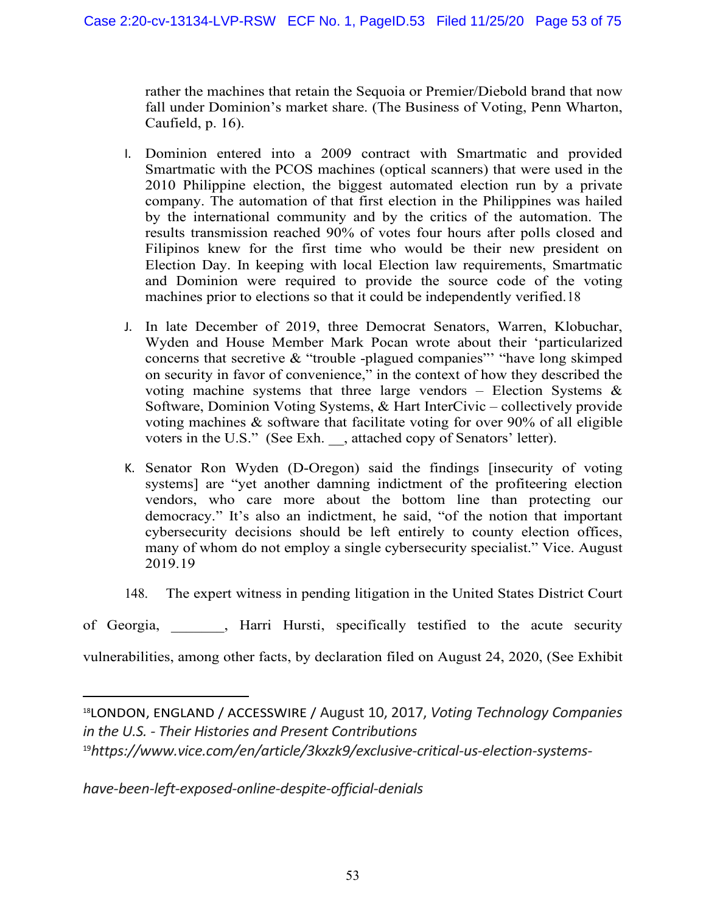rather the machines that retain the Sequoia or Premier/Diebold brand that now fall under Dominion's market share. (The Business of Voting, Penn Wharton, Caufield, p. 16).

I. Dominion entered into a 2009 contract with Smartmatic and provided Smartmatic with the PCOS machines (optical scanners) that were used in the 2010 Philippine election, the biggest automated election run by a private company. The automation of that first election in the Philippines was hailed by the international community and by the critics of the automation. The results transmission reached 90% of votes four hours after polls closed and Filipinos knew for the first time who would be their new president on Election Day. In keeping with local Election law requirements, Smartmatic and Dominion were required to provide the source code of the voting machines prior to elections so that it could be independently verified.[18]

J. In late December of 2019, three Democrat Senators, Warren, Klobuchar, Wyden and House Member Mark Pocan wrote about their 'particularized concerns that secretive & "trouble -plagued companies"' "have long skimped on security in favor of convenience," in the context of how they described the voting machine systems that three large vendors – Election Systems & Software, Dominion Voting Systems, & Hart InterCivic – collectively provide voting machines & software that facilitate voting for over 90% of all eligible voters in the U.S." (See Exh. __, attached copy of Senators' letter).

K. Senator Ron Wyden (D-Oregon) said the findings [insecurity of voting systems] are "yet another damning indictment of the profiteering election vendors, who care more about the bottom line than protecting our democracy." It's also an indictment, he said, "of the notion that important cybersecurity decisions should be left entirely to county election offices, many of whom do not employ a single cybersecurity specialist." Vice. August 2019.[19]

148. The expert witness in pending litigation in the United States District Court of Georgia, _______, Harri Hursti, specifically testified to the acute security vulnerabilities, among other facts, by declaration filed on August 24, 2020, (See Exhibit

---

[18] LONDON, ENGLAND / ACCESSWIRE / August 10, 2017, *Voting Technology Companies in the U.S. - Their Histories and Present Contributions*

[19] *https://www.vice.com/en/article/3kxzk9/exclusive-critical-us-election-systems-have-been-left-exposed-online-despite-official-denials*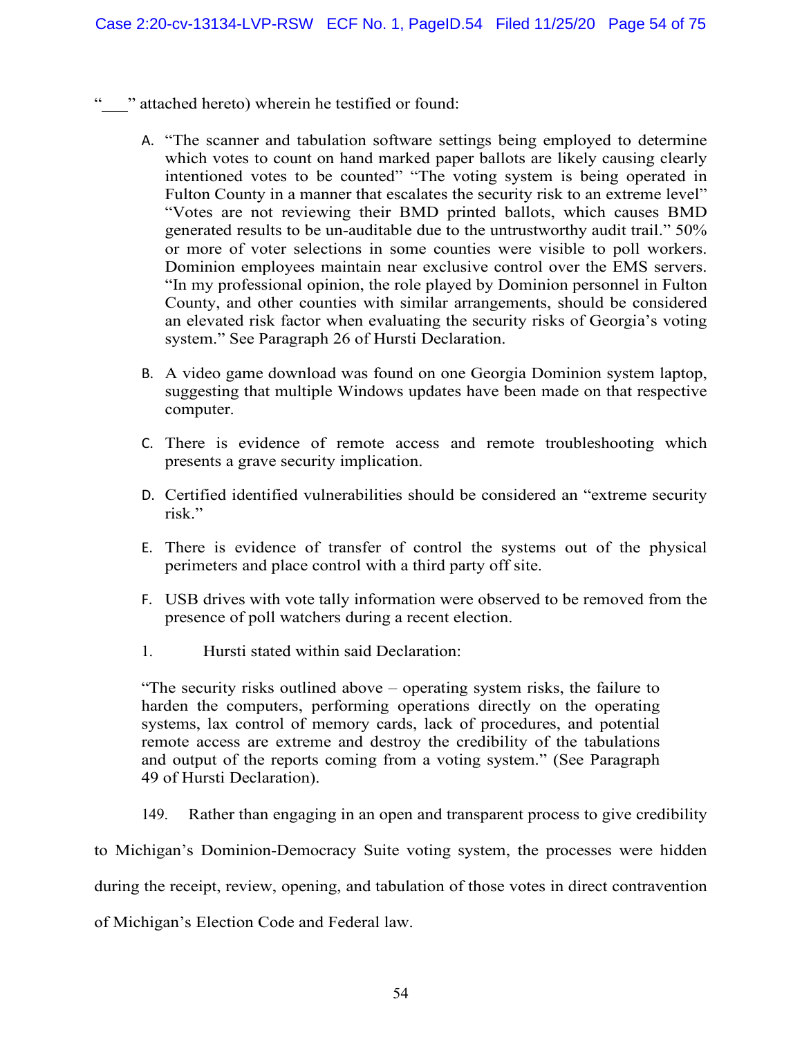"\_\_\_" attached hereto) wherein he testified or found:

A. "The scanner and tabulation software settings being employed to determine which votes to count on hand marked paper ballots are likely causing clearly intentioned votes to be counted" "The voting system is being operated in Fulton County in a manner that escalates the security risk to an extreme level" "Votes are not reviewing their BMD printed ballots, which causes BMD generated results to be un-auditable due to the untrustworthy audit trail." 50% or more of voter selections in some counties were visible to poll workers. Dominion employees maintain near exclusive control over the EMS servers. "In my professional opinion, the role played by Dominion personnel in Fulton County, and other counties with similar arrangements, should be considered an elevated risk factor when evaluating the security risks of Georgia's voting system." See Paragraph 26 of Hursti Declaration.

B. A video game download was found on one Georgia Dominion system laptop, suggesting that multiple Windows updates have been made on that respective computer.

C. There is evidence of remote access and remote troubleshooting which presents a grave security implication.

D. Certified identified vulnerabilities should be considered an "extreme security risk."

E. There is evidence of transfer of control the systems out of the physical perimeters and place control with a third party off site.

F. USB drives with vote tally information were observed to be removed from the presence of poll watchers during a recent election.

1. Hursti stated within said Declaration:

> "The security risks outlined above – operating system risks, the failure to harden the computers, performing operations directly on the operating systems, lax control of memory cards, lack of procedures, and potential remote access are extreme and destroy the credibility of the tabulations and output of the reports coming from a voting system." (See Paragraph 49 of Hursti Declaration).

149. Rather than engaging in an open and transparent process to give credibility to Michigan's Dominion-Democracy Suite voting system, the processes were hidden during the receipt, review, opening, and tabulation of those votes in direct contravention of Michigan's Election Code and Federal law.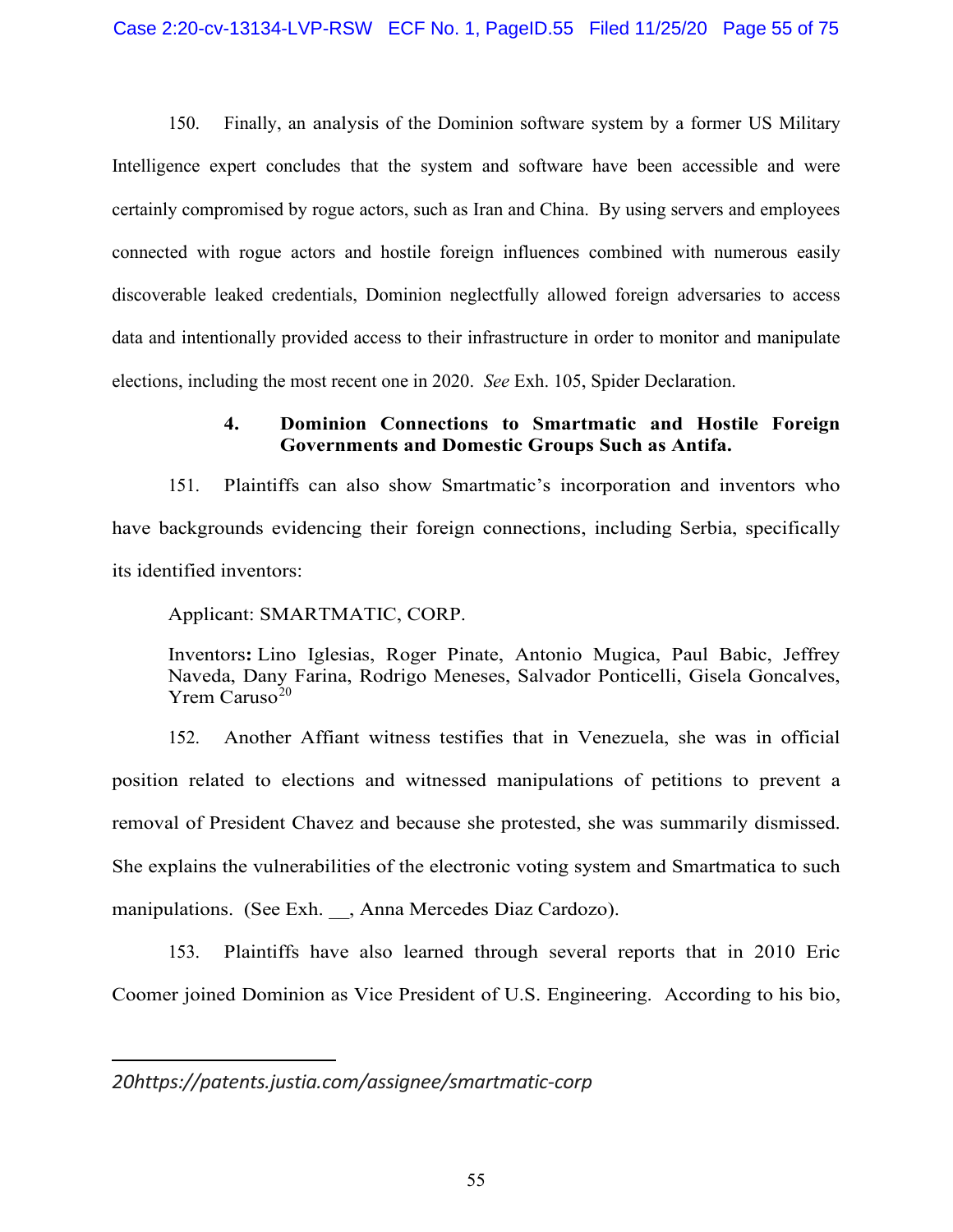150. Finally, an analysis of the Dominion software system by a former US Military Intelligence expert concludes that the system and software have been accessible and were certainly compromised by rogue actors, such as Iran and China. By using servers and employees connected with rogue actors and hostile foreign influences combined with numerous easily discoverable leaked credentials, Dominion neglectfully allowed foreign adversaries to access data and intentionally provided access to their infrastructure in order to monitor and manipulate elections, including the most recent one in 2020. *See* Exh. 105, Spider Declaration.

#### 4. Dominion Connections to Smartmatic and Hostile Foreign Governments and Domestic Groups Such as Antifa.

151. Plaintiffs can also show Smartmatic's incorporation and inventors who have backgrounds evidencing their foreign connections, including Serbia, specifically its identified inventors:

> Applicant: SMARTMATIC, CORP.
>
> Inventors**:** Lino Iglesias, Roger Pinate, Antonio Mugica, Paul Babic, Jeffrey Naveda, Dany Farina, Rodrigo Meneses, Salvador Ponticelli, Gisela Goncalves, Yrem Caruso[20]

152. Another Affiant witness testifies that in Venezuela, she was in official position related to elections and witnessed manipulations of petitions to prevent a removal of President Chavez and because she protested, she was summarily dismissed. She explains the vulnerabilities of the electronic voting system and Smartmatica to such manipulations. (See Exh. __, Anna Mercedes Diaz Cardozo).

153. Plaintiffs have also learned through several reports that in 2010 Eric Coomer joined Dominion as Vice President of U.S. Engineering. According to his bio,

---

*20https://patents.justia.com/assignee/smartmatic-corp*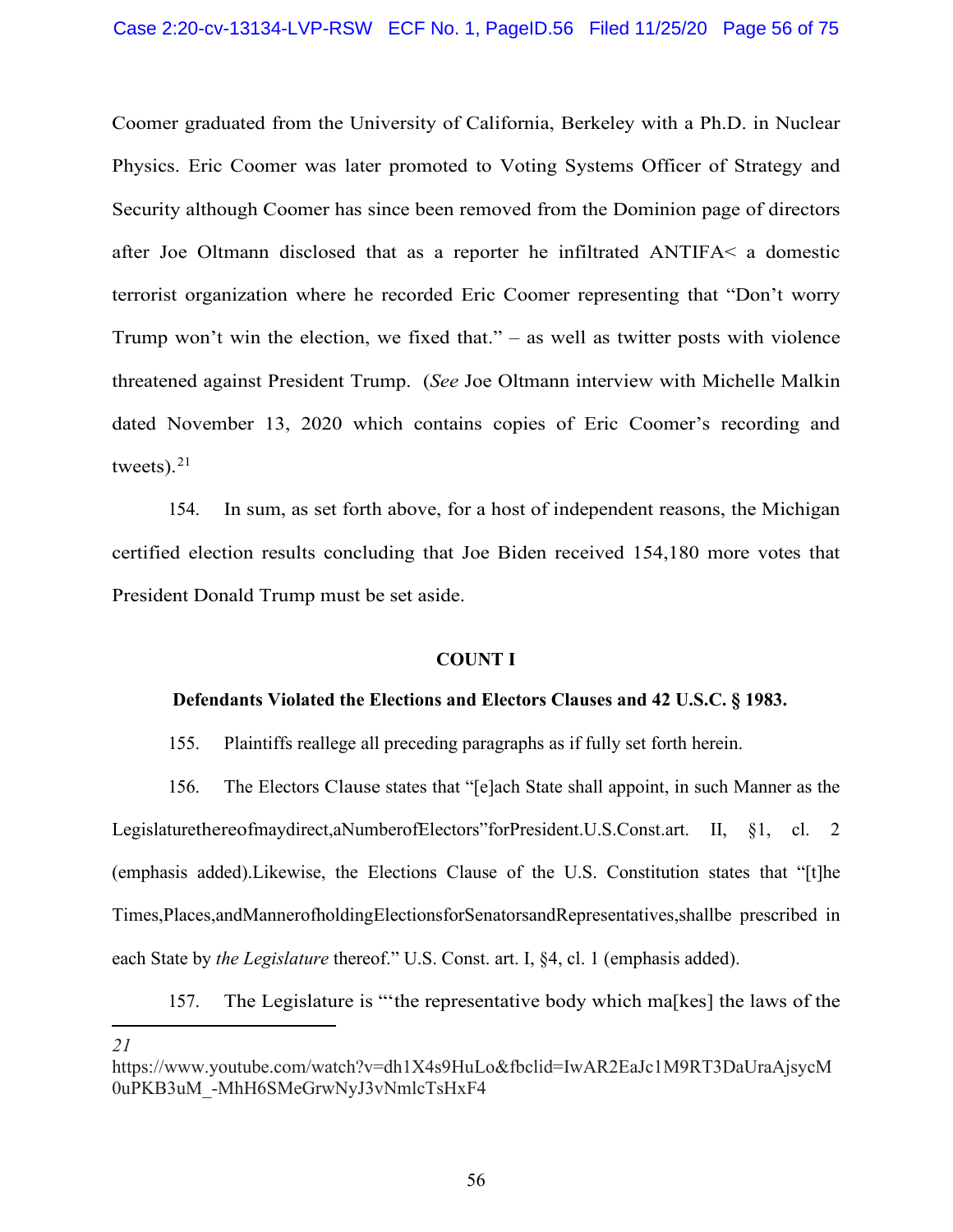Coomer graduated from the University of California, Berkeley with a Ph.D. in Nuclear Physics. Eric Coomer was later promoted to Voting Systems Officer of Strategy and Security although Coomer has since been removed from the Dominion page of directors after Joe Oltmann disclosed that as a reporter he infiltrated ANTIFA< a domestic terrorist organization where he recorded Eric Coomer representing that "Don't worry Trump won't win the election, we fixed that." – as well as twitter posts with violence threatened against President Trump. (*See* Joe Oltmann interview with Michelle Malkin dated November 13, 2020 which contains copies of Eric Coomer's recording and tweets).[21]

154. In sum, as set forth above, for a host of independent reasons, the Michigan certified election results concluding that Joe Biden received 154,180 more votes that President Donald Trump must be set aside.

**COUNT I**

**Defendants Violated the Elections and Electors Clauses and 42 U.S.C. § 1983.**

155. Plaintiffs reallege all preceding paragraphs as if fully set forth herein.

156. The Electors Clause states that "[e]ach State shall appoint, in such Manner as the Legislaturethereofmaydirect,aNumberofElectors"forPresident.U.S.Const.art. II, §1, cl. 2 (emphasis added).Likewise, the Elections Clause of the U.S. Constitution states that "[t]he Times,Places,andMannerofholdingElectionsforSenatorsandRepresentatives,shallbe prescribed in each State by *the Legislature* thereof." U.S. Const. art. I, §4, cl. 1 (emphasis added).

157. The Legislature is "'the representative body which ma[kes] the laws of the

---

*21* https://www.youtube.com/watch?v=dh1X4s9HuLo&fbclid=IwAR2EaJc1M9RT3DaUraAjsycM0uPKB3uM_-MhH6SMeGrwNyJ3vNmlcTsHxF4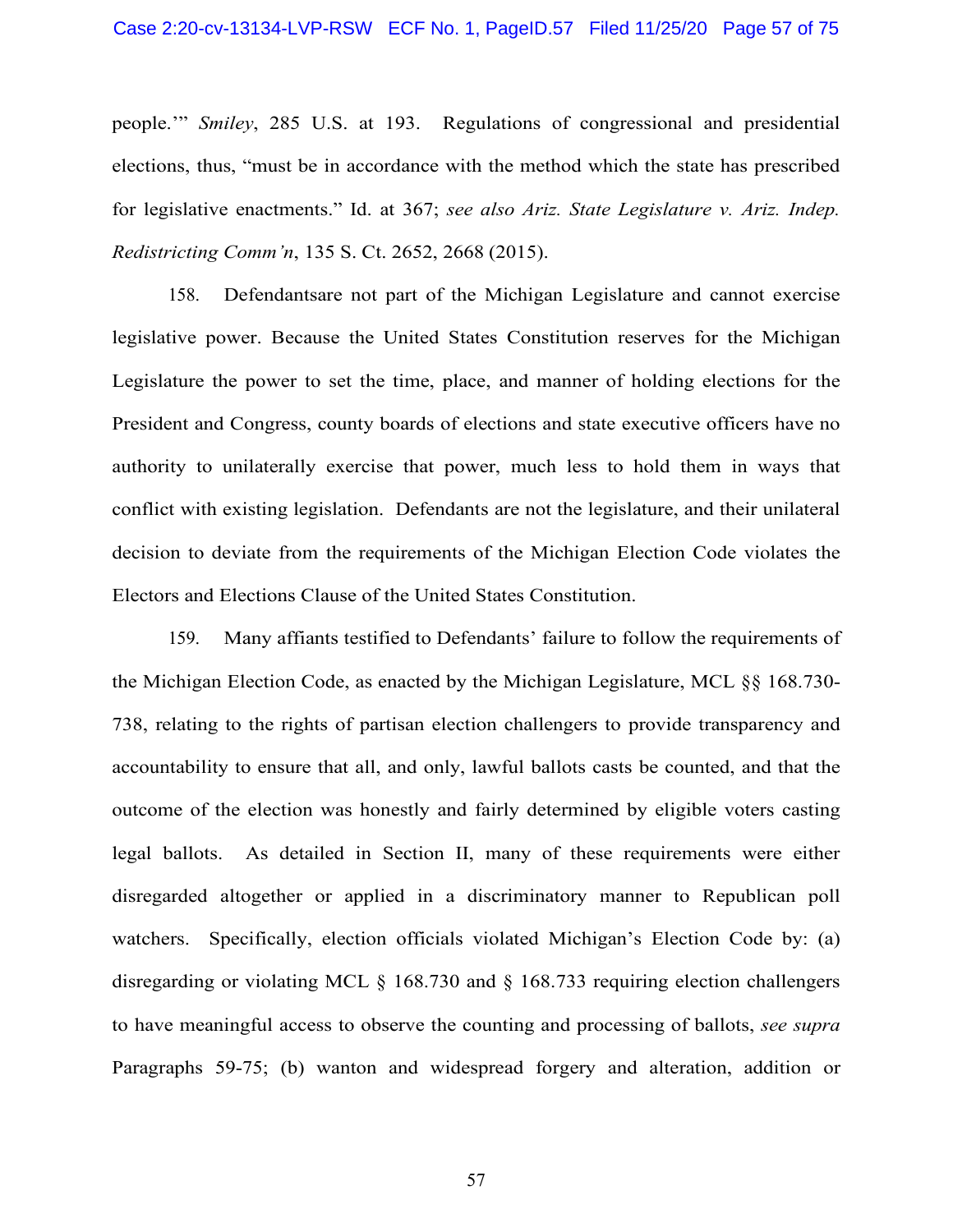people.'" *Smiley*, 285 U.S. at 193. Regulations of congressional and presidential elections, thus, "must be in accordance with the method which the state has prescribed for legislative enactments." Id. at 367; *see also Ariz. State Legislature v. Ariz. Indep. Redistricting Comm'n*, 135 S. Ct. 2652, 2668 (2015).

158. Defendantsare not part of the Michigan Legislature and cannot exercise legislative power. Because the United States Constitution reserves for the Michigan Legislature the power to set the time, place, and manner of holding elections for the President and Congress, county boards of elections and state executive officers have no authority to unilaterally exercise that power, much less to hold them in ways that conflict with existing legislation. Defendants are not the legislature, and their unilateral decision to deviate from the requirements of the Michigan Election Code violates the Electors and Elections Clause of the United States Constitution.

159. Many affiants testified to Defendants' failure to follow the requirements of the Michigan Election Code, as enacted by the Michigan Legislature, MCL §§ 168.730-738, relating to the rights of partisan election challengers to provide transparency and accountability to ensure that all, and only, lawful ballots casts be counted, and that the outcome of the election was honestly and fairly determined by eligible voters casting legal ballots. As detailed in Section II, many of these requirements were either disregarded altogether or applied in a discriminatory manner to Republican poll watchers. Specifically, election officials violated Michigan's Election Code by: (a) disregarding or violating MCL § 168.730 and § 168.733 requiring election challengers to have meaningful access to observe the counting and processing of ballots, *see supra* Paragraphs 59-75; (b) wanton and widespread forgery and alteration, addition or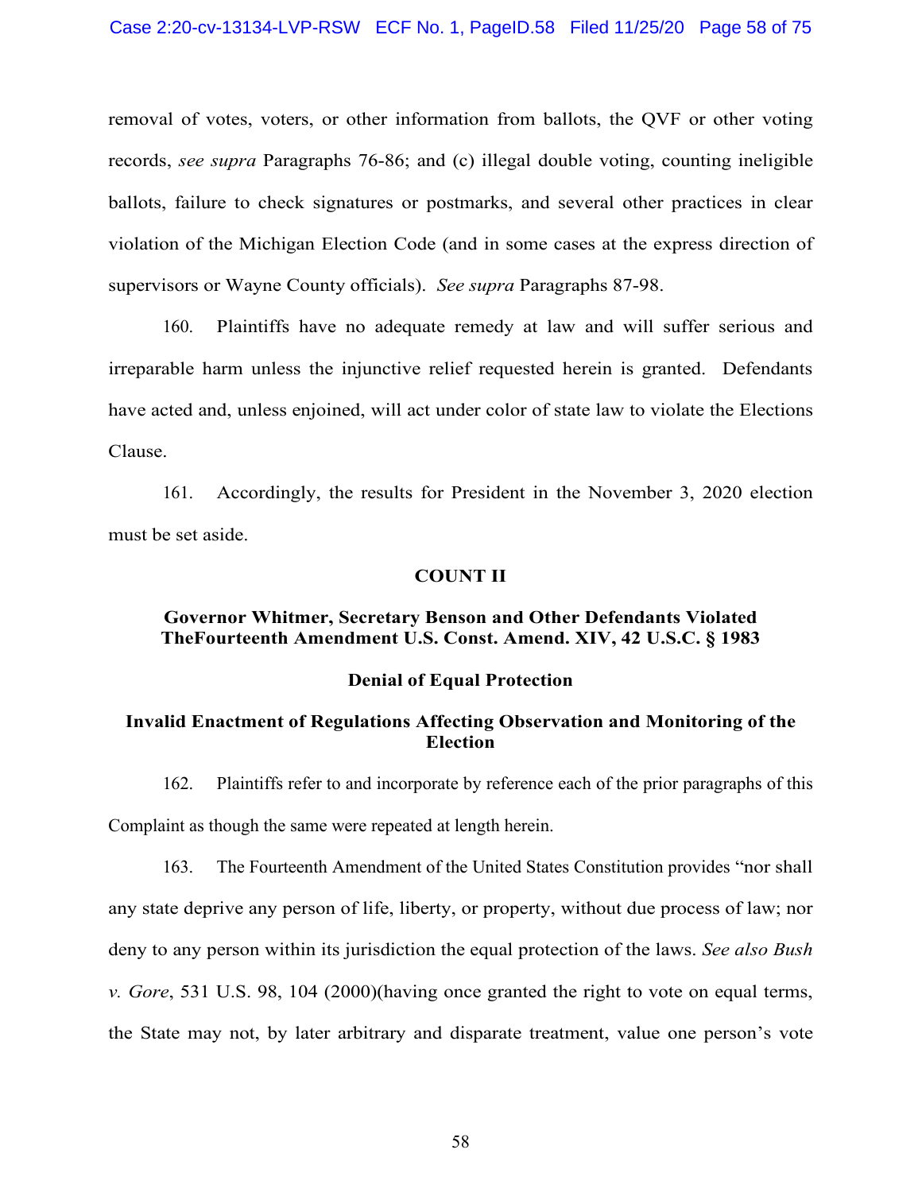removal of votes, voters, or other information from ballots, the QVF or other voting records, *see supra* Paragraphs 76-86; and (c) illegal double voting, counting ineligible ballots, failure to check signatures or postmarks, and several other practices in clear violation of the Michigan Election Code (and in some cases at the express direction of supervisors or Wayne County officials). *See supra* Paragraphs 87-98.

160. Plaintiffs have no adequate remedy at law and will suffer serious and irreparable harm unless the injunctive relief requested herein is granted. Defendants have acted and, unless enjoined, will act under color of state law to violate the Elections Clause.

161. Accordingly, the results for President in the November 3, 2020 election must be set aside.

**COUNT II**

**Governor Whitmer, Secretary Benson and Other Defendants Violated TheFourteenth Amendment U.S. Const. Amend. XIV, 42 U.S.C. § 1983**

**Denial of Equal Protection**

**Invalid Enactment of Regulations Affecting Observation and Monitoring of the Election**

162. Plaintiffs refer to and incorporate by reference each of the prior paragraphs of this Complaint as though the same were repeated at length herein.

163. The Fourteenth Amendment of the United States Constitution provides "nor shall any state deprive any person of life, liberty, or property, without due process of law; nor deny to any person within its jurisdiction the equal protection of the laws. *See also Bush v. Gore*, 531 U.S. 98, 104 (2000)(having once granted the right to vote on equal terms, the State may not, by later arbitrary and disparate treatment, value one person's vote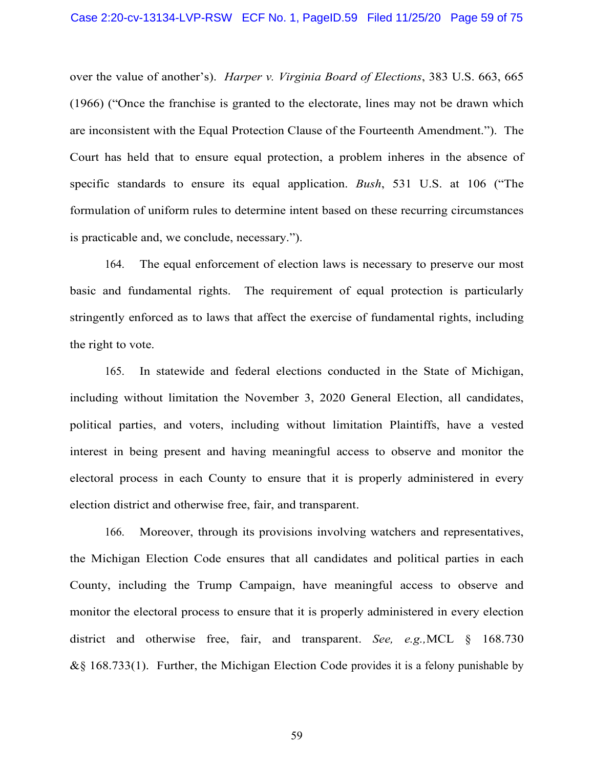over the value of another's). *Harper v. Virginia Board of Elections*, 383 U.S. 663, 665 (1966) ("Once the franchise is granted to the electorate, lines may not be drawn which are inconsistent with the Equal Protection Clause of the Fourteenth Amendment."). The Court has held that to ensure equal protection, a problem inheres in the absence of specific standards to ensure its equal application. *Bush*, 531 U.S. at 106 ("The formulation of uniform rules to determine intent based on these recurring circumstances is practicable and, we conclude, necessary.").

164. The equal enforcement of election laws is necessary to preserve our most basic and fundamental rights. The requirement of equal protection is particularly stringently enforced as to laws that affect the exercise of fundamental rights, including the right to vote.

165. In statewide and federal elections conducted in the State of Michigan, including without limitation the November 3, 2020 General Election, all candidates, political parties, and voters, including without limitation Plaintiffs, have a vested interest in being present and having meaningful access to observe and monitor the electoral process in each County to ensure that it is properly administered in every election district and otherwise free, fair, and transparent.

166. Moreover, through its provisions involving watchers and representatives, the Michigan Election Code ensures that all candidates and political parties in each County, including the Trump Campaign, have meaningful access to observe and monitor the electoral process to ensure that it is properly administered in every election district and otherwise free, fair, and transparent. *See, e.g.,* MCL § 168.730 &§ 168.733(1). Further, the Michigan Election Code provides it is a felony punishable by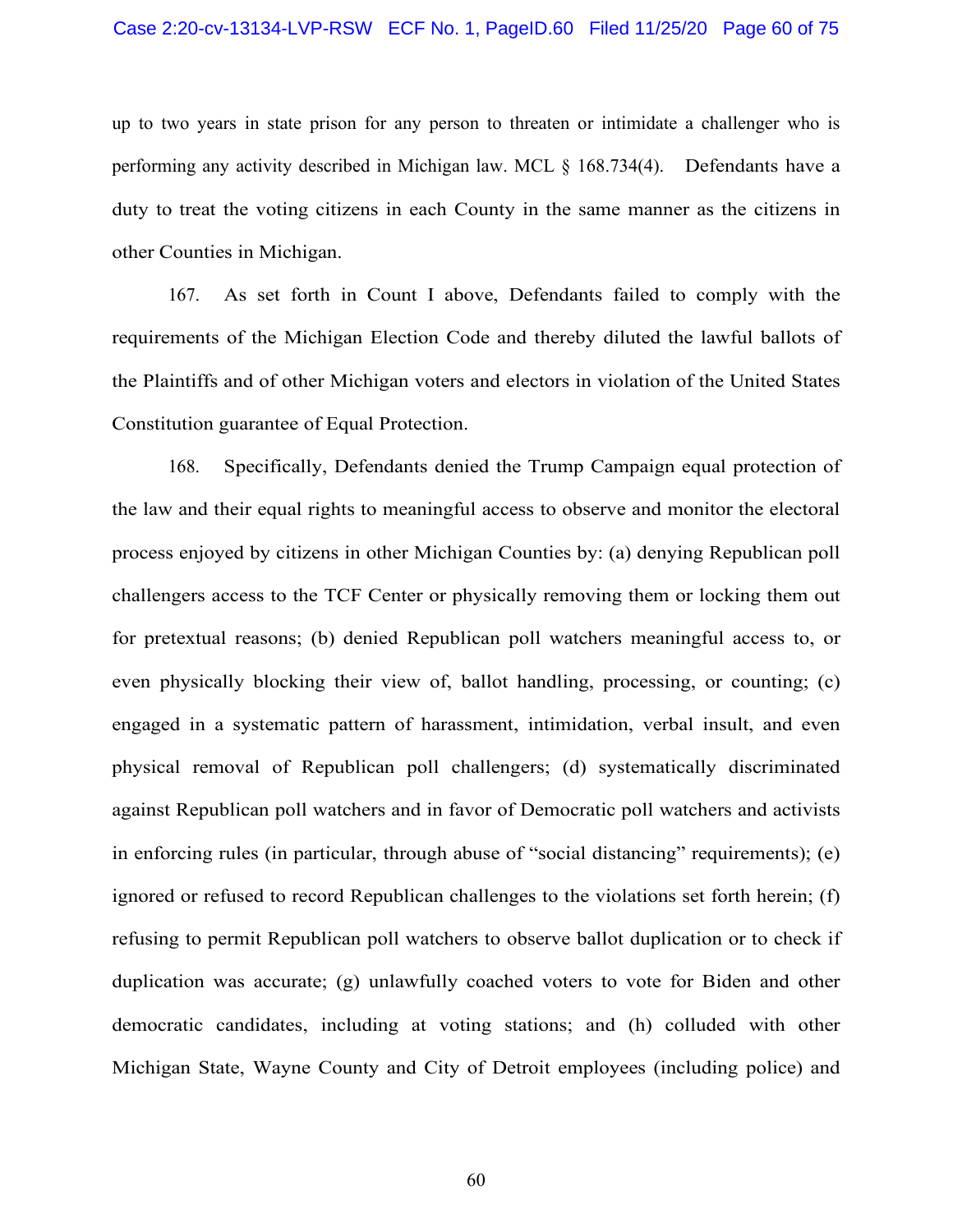up to two years in state prison for any person to threaten or intimidate a challenger who is performing any activity described in Michigan law. MCL § 168.734(4). Defendants have a duty to treat the voting citizens in each County in the same manner as the citizens in other Counties in Michigan.

167. As set forth in Count I above, Defendants failed to comply with the requirements of the Michigan Election Code and thereby diluted the lawful ballots of the Plaintiffs and of other Michigan voters and electors in violation of the United States Constitution guarantee of Equal Protection.

168. Specifically, Defendants denied the Trump Campaign equal protection of the law and their equal rights to meaningful access to observe and monitor the electoral process enjoyed by citizens in other Michigan Counties by: (a) denying Republican poll challengers access to the TCF Center or physically removing them or locking them out for pretextual reasons; (b) denied Republican poll watchers meaningful access to, or even physically blocking their view of, ballot handling, processing, or counting; (c) engaged in a systematic pattern of harassment, intimidation, verbal insult, and even physical removal of Republican poll challengers; (d) systematically discriminated against Republican poll watchers and in favor of Democratic poll watchers and activists in enforcing rules (in particular, through abuse of "social distancing" requirements); (e) ignored or refused to record Republican challenges to the violations set forth herein; (f) refusing to permit Republican poll watchers to observe ballot duplication or to check if duplication was accurate; (g) unlawfully coached voters to vote for Biden and other democratic candidates, including at voting stations; and (h) colluded with other Michigan State, Wayne County and City of Detroit employees (including police) and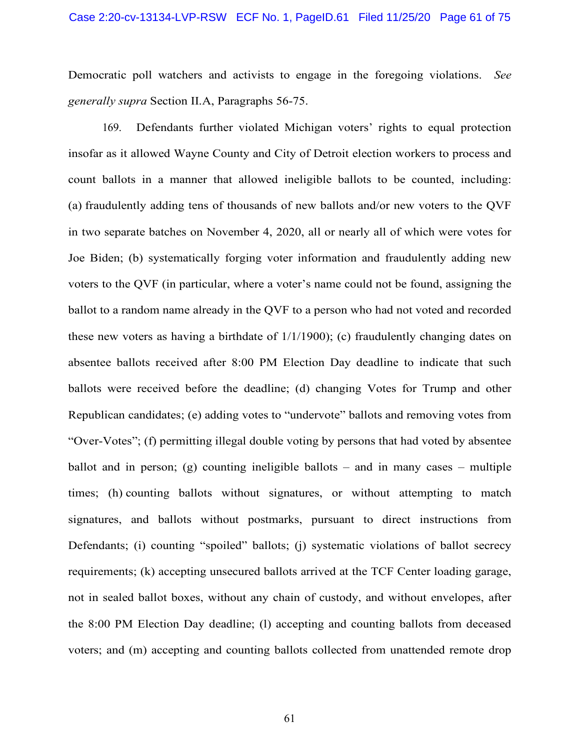Democratic poll watchers and activists to engage in the foregoing violations. *See generally supra* Section II.A, Paragraphs 56-75.

169. Defendants further violated Michigan voters' rights to equal protection insofar as it allowed Wayne County and City of Detroit election workers to process and count ballots in a manner that allowed ineligible ballots to be counted, including: (a) fraudulently adding tens of thousands of new ballots and/or new voters to the QVF in two separate batches on November 4, 2020, all or nearly all of which were votes for Joe Biden; (b) systematically forging voter information and fraudulently adding new voters to the QVF (in particular, where a voter's name could not be found, assigning the ballot to a random name already in the QVF to a person who had not voted and recorded these new voters as having a birthdate of 1/1/1900); (c) fraudulently changing dates on absentee ballots received after 8:00 PM Election Day deadline to indicate that such ballots were received before the deadline; (d) changing Votes for Trump and other Republican candidates; (e) adding votes to "undervote" ballots and removing votes from "Over-Votes"; (f) permitting illegal double voting by persons that had voted by absentee ballot and in person; (g) counting ineligible ballots – and in many cases – multiple times; (h) counting ballots without signatures, or without attempting to match signatures, and ballots without postmarks, pursuant to direct instructions from Defendants; (i) counting "spoiled" ballots; (j) systematic violations of ballot secrecy requirements; (k) accepting unsecured ballots arrived at the TCF Center loading garage, not in sealed ballot boxes, without any chain of custody, and without envelopes, after the 8:00 PM Election Day deadline; (l) accepting and counting ballots from deceased voters; and (m) accepting and counting ballots collected from unattended remote drop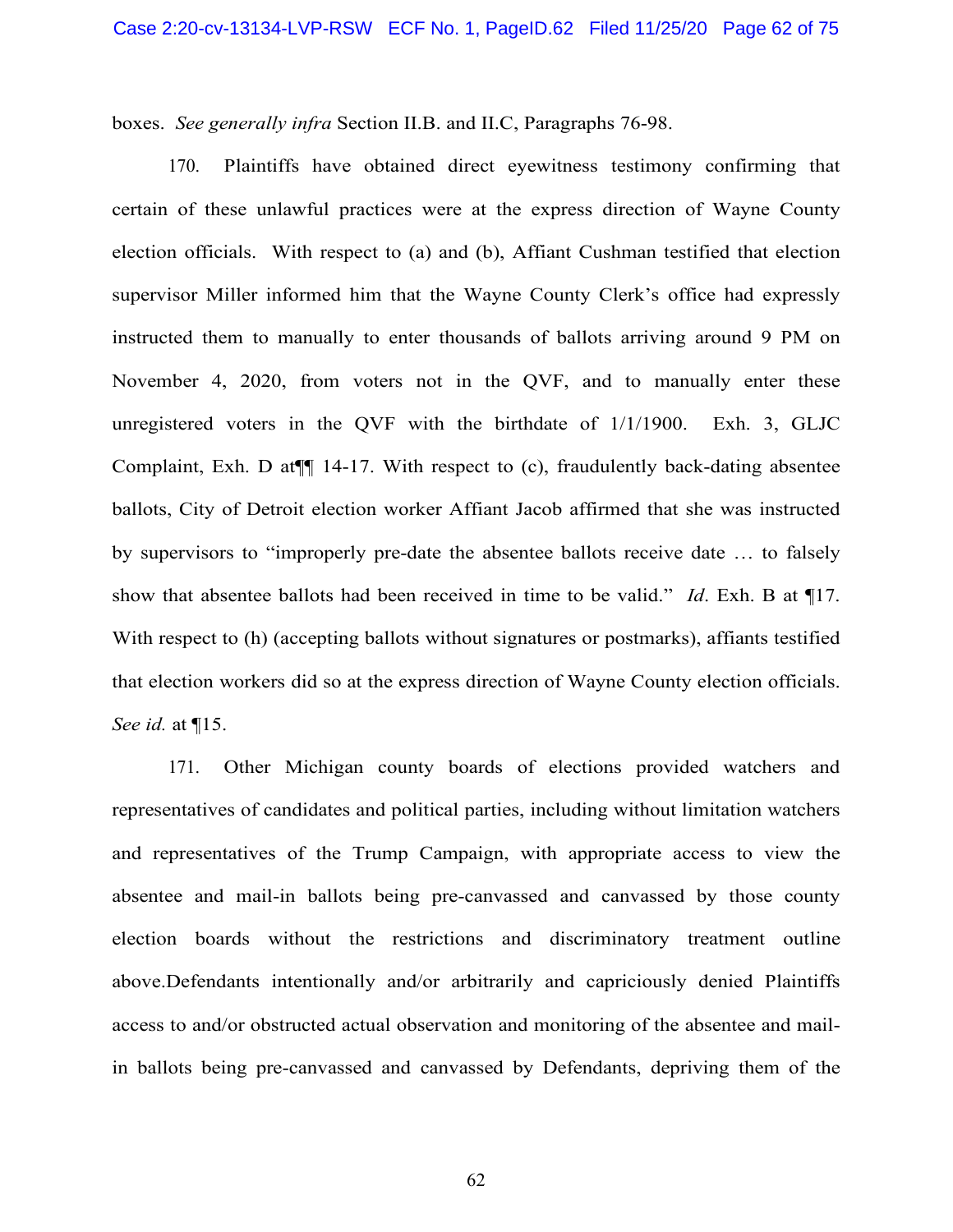boxes. *See generally infra* Section II.B. and II.C, Paragraphs 76-98.

170. Plaintiffs have obtained direct eyewitness testimony confirming that certain of these unlawful practices were at the express direction of Wayne County election officials. With respect to (a) and (b), Affiant Cushman testified that election supervisor Miller informed him that the Wayne County Clerk's office had expressly instructed them to manually to enter thousands of ballots arriving around 9 PM on November 4, 2020, from voters not in the QVF, and to manually enter these unregistered voters in the QVF with the birthdate of 1/1/1900. Exh. 3, GLJC Complaint, Exh. D at¶¶ 14-17. With respect to (c), fraudulently back-dating absentee ballots, City of Detroit election worker Affiant Jacob affirmed that she was instructed by supervisors to "improperly pre-date the absentee ballots receive date … to falsely show that absentee ballots had been received in time to be valid." *Id*. Exh. B at ¶17. With respect to (h) (accepting ballots without signatures or postmarks), affiants testified that election workers did so at the express direction of Wayne County election officials. *See id.* at ¶15.

171. Other Michigan county boards of elections provided watchers and representatives of candidates and political parties, including without limitation watchers and representatives of the Trump Campaign, with appropriate access to view the absentee and mail-in ballots being pre-canvassed and canvassed by those county election boards without the restrictions and discriminatory treatment outline above.Defendants intentionally and/or arbitrarily and capriciously denied Plaintiffs access to and/or obstructed actual observation and monitoring of the absentee and mail-in ballots being pre-canvassed and canvassed by Defendants, depriving them of the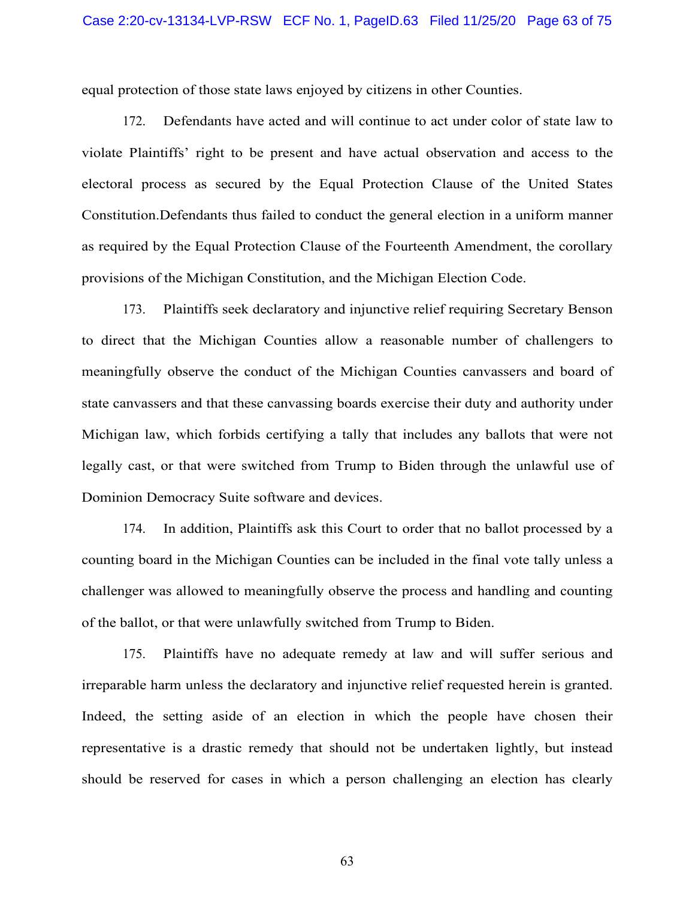equal protection of those state laws enjoyed by citizens in other Counties.

172. Defendants have acted and will continue to act under color of state law to violate Plaintiffs' right to be present and have actual observation and access to the electoral process as secured by the Equal Protection Clause of the United States Constitution.Defendants thus failed to conduct the general election in a uniform manner as required by the Equal Protection Clause of the Fourteenth Amendment, the corollary provisions of the Michigan Constitution, and the Michigan Election Code.

173. Plaintiffs seek declaratory and injunctive relief requiring Secretary Benson to direct that the Michigan Counties allow a reasonable number of challengers to meaningfully observe the conduct of the Michigan Counties canvassers and board of state canvassers and that these canvassing boards exercise their duty and authority under Michigan law, which forbids certifying a tally that includes any ballots that were not legally cast, or that were switched from Trump to Biden through the unlawful use of Dominion Democracy Suite software and devices.

174. In addition, Plaintiffs ask this Court to order that no ballot processed by a counting board in the Michigan Counties can be included in the final vote tally unless a challenger was allowed to meaningfully observe the process and handling and counting of the ballot, or that were unlawfully switched from Trump to Biden.

175. Plaintiffs have no adequate remedy at law and will suffer serious and irreparable harm unless the declaratory and injunctive relief requested herein is granted. Indeed, the setting aside of an election in which the people have chosen their representative is a drastic remedy that should not be undertaken lightly, but instead should be reserved for cases in which a person challenging an election has clearly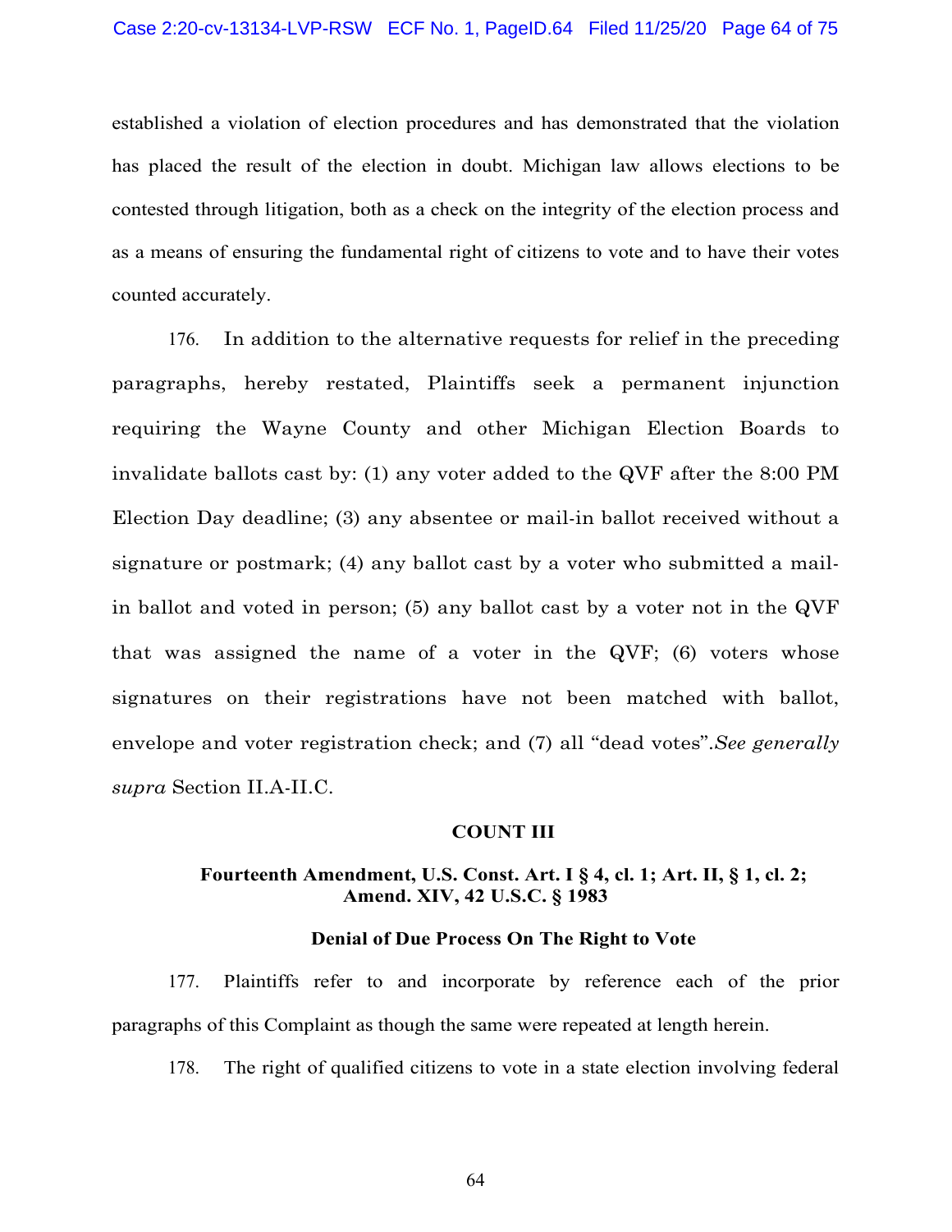established a violation of election procedures and has demonstrated that the violation has placed the result of the election in doubt. Michigan law allows elections to be contested through litigation, both as a check on the integrity of the election process and as a means of ensuring the fundamental right of citizens to vote and to have their votes counted accurately.

176. In addition to the alternative requests for relief in the preceding paragraphs, hereby restated, Plaintiffs seek a permanent injunction requiring the Wayne County and other Michigan Election Boards to invalidate ballots cast by: (1) any voter added to the QVF after the 8:00 PM Election Day deadline; (3) any absentee or mail-in ballot received without a signature or postmark; (4) any ballot cast by a voter who submitted a mail-in ballot and voted in person; (5) any ballot cast by a voter not in the QVF that was assigned the name of a voter in the QVF; (6) voters whose signatures on their registrations have not been matched with ballot, envelope and voter registration check; and (7) all "dead votes". *See generally supra* Section II.A-II.C.

**COUNT III**

**Fourteenth Amendment, U.S. Const. Art. I § 4, cl. 1; Art. II, § 1, cl. 2; Amend. XIV, 42 U.S.C. § 1983**

**Denial of Due Process On The Right to Vote**

177. Plaintiffs refer to and incorporate by reference each of the prior paragraphs of this Complaint as though the same were repeated at length herein.

178. The right of qualified citizens to vote in a state election involving federal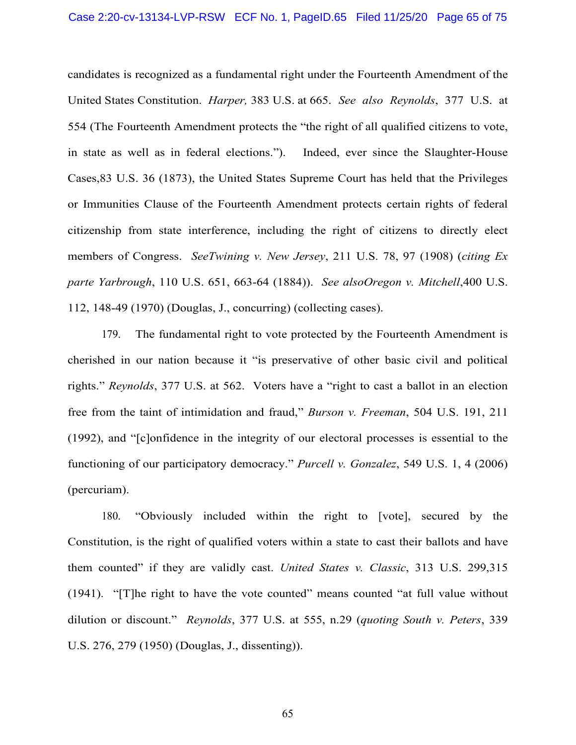candidates is recognized as a fundamental right under the Fourteenth Amendment of the United States Constitution. *Harper,* 383 U.S. at 665. *See also Reynolds*, 377 U.S. at 554 (The Fourteenth Amendment protects the "the right of all qualified citizens to vote, in state as well as in federal elections."). Indeed, ever since the Slaughter-House Cases,83 U.S. 36 (1873), the United States Supreme Court has held that the Privileges or Immunities Clause of the Fourteenth Amendment protects certain rights of federal citizenship from state interference, including the right of citizens to directly elect members of Congress. *SeeTwining v. New Jersey*, 211 U.S. 78, 97 (1908) (*citing Ex parte Yarbrough*, 110 U.S. 651, 663-64 (1884)). *See alsoOregon v. Mitchell*,400 U.S. 112, 148-49 (1970) (Douglas, J., concurring) (collecting cases).

179. The fundamental right to vote protected by the Fourteenth Amendment is cherished in our nation because it "is preservative of other basic civil and political rights." *Reynolds*, 377 U.S. at 562. Voters have a "right to cast a ballot in an election free from the taint of intimidation and fraud," *Burson v. Freeman*, 504 U.S. 191, 211 (1992), and "[c]onfidence in the integrity of our electoral processes is essential to the functioning of our participatory democracy." *Purcell v. Gonzalez*, 549 U.S. 1, 4 (2006) (percuriam).

180. "Obviously included within the right to [vote], secured by the Constitution, is the right of qualified voters within a state to cast their ballots and have them counted" if they are validly cast. *United States v. Classic*, 313 U.S. 299,315 (1941). "[T]he right to have the vote counted" means counted "at full value without dilution or discount." *Reynolds*, 377 U.S. at 555, n.29 (*quoting South v. Peters*, 339 U.S. 276, 279 (1950) (Douglas, J., dissenting)).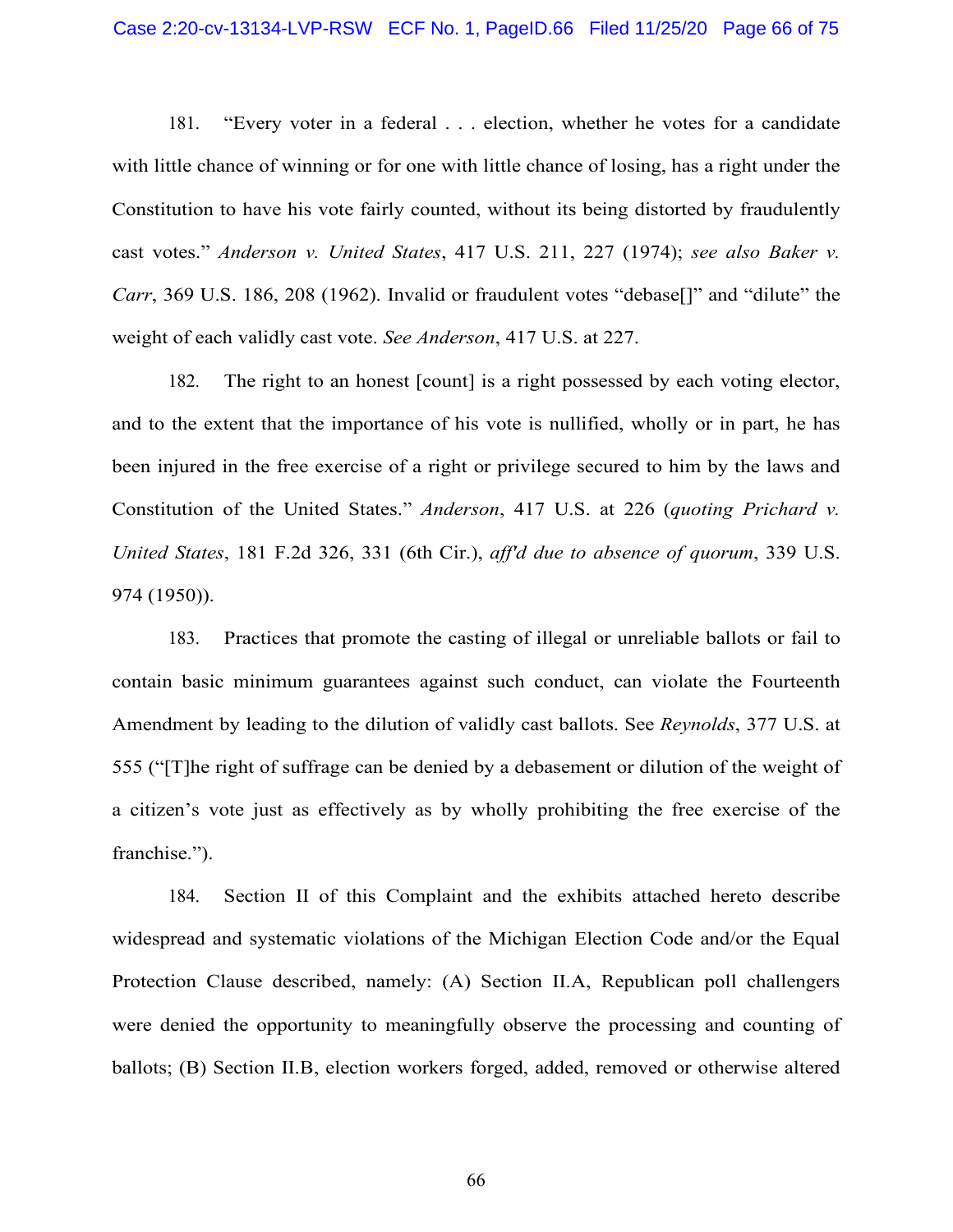181. "Every voter in a federal . . . election, whether he votes for a candidate with little chance of winning or for one with little chance of losing, has a right under the Constitution to have his vote fairly counted, without its being distorted by fraudulently cast votes." *Anderson v. United States*, 417 U.S. 211, 227 (1974); *see also Baker v. Carr*, 369 U.S. 186, 208 (1962). Invalid or fraudulent votes "debase[]" and "dilute" the weight of each validly cast vote. *See Anderson*, 417 U.S. at 227.

182. The right to an honest [count] is a right possessed by each voting elector, and to the extent that the importance of his vote is nullified, wholly or in part, he has been injured in the free exercise of a right or privilege secured to him by the laws and Constitution of the United States." *Anderson*, 417 U.S. at 226 (*quoting Prichard v. United States*, 181 F.2d 326, 331 (6th Cir.), *aff'd due to absence of quorum*, 339 U.S. 974 (1950)).

183. Practices that promote the casting of illegal or unreliable ballots or fail to contain basic minimum guarantees against such conduct, can violate the Fourteenth Amendment by leading to the dilution of validly cast ballots. See *Reynolds*, 377 U.S. at 555 ("[T]he right of suffrage can be denied by a debasement or dilution of the weight of a citizen's vote just as effectively as by wholly prohibiting the free exercise of the franchise.").

184. Section II of this Complaint and the exhibits attached hereto describe widespread and systematic violations of the Michigan Election Code and/or the Equal Protection Clause described, namely: (A) Section II.A, Republican poll challengers were denied the opportunity to meaningfully observe the processing and counting of ballots; (B) Section II.B, election workers forged, added, removed or otherwise altered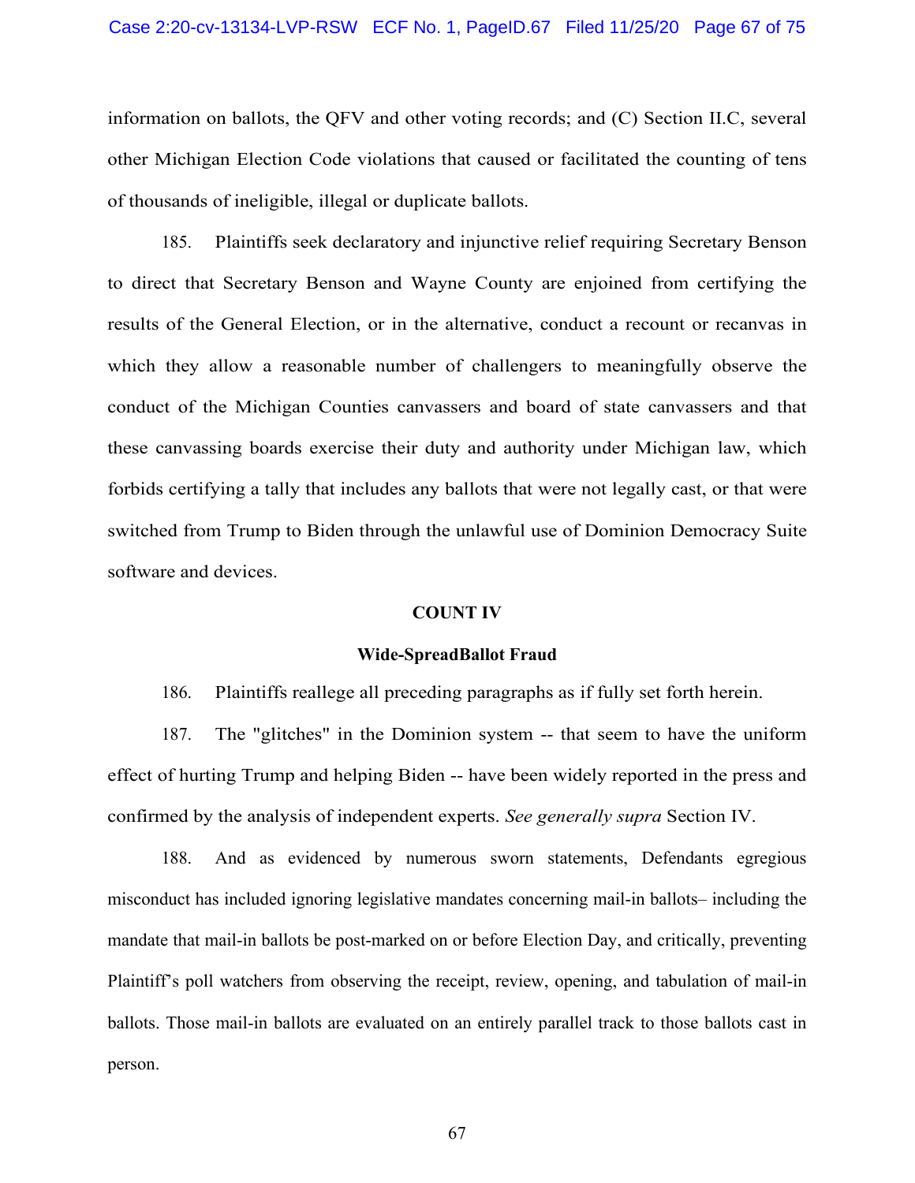information on ballots, the QFV and other voting records; and (C) Section II.C, several other Michigan Election Code violations that caused or facilitated the counting of tens of thousands of ineligible, illegal or duplicate ballots.

185. Plaintiffs seek declaratory and injunctive relief requiring Secretary Benson to direct that Secretary Benson and Wayne County are enjoined from certifying the results of the General Election, or in the alternative, conduct a recount or recanvas in which they allow a reasonable number of challengers to meaningfully observe the conduct of the Michigan Counties canvassers and board of state canvassers and that these canvassing boards exercise their duty and authority under Michigan law, which forbids certifying a tally that includes any ballots that were not legally cast, or that were switched from Trump to Biden through the unlawful use of Dominion Democracy Suite software and devices.

**COUNT IV**

**Wide-SpreadBallot Fraud**

186. Plaintiffs reallege all preceding paragraphs as if fully set forth herein.

187. The "glitches" in the Dominion system -- that seem to have the uniform effect of hurting Trump and helping Biden -- have been widely reported in the press and confirmed by the analysis of independent experts. *See generally supra* Section IV.

188. And as evidenced by numerous sworn statements, Defendants egregious misconduct has included ignoring legislative mandates concerning mail-in ballots– including the mandate that mail-in ballots be post-marked on or before Election Day, and critically, preventing Plaintiff's poll watchers from observing the receipt, review, opening, and tabulation of mail-in ballots. Those mail-in ballots are evaluated on an entirely parallel track to those ballots cast in person.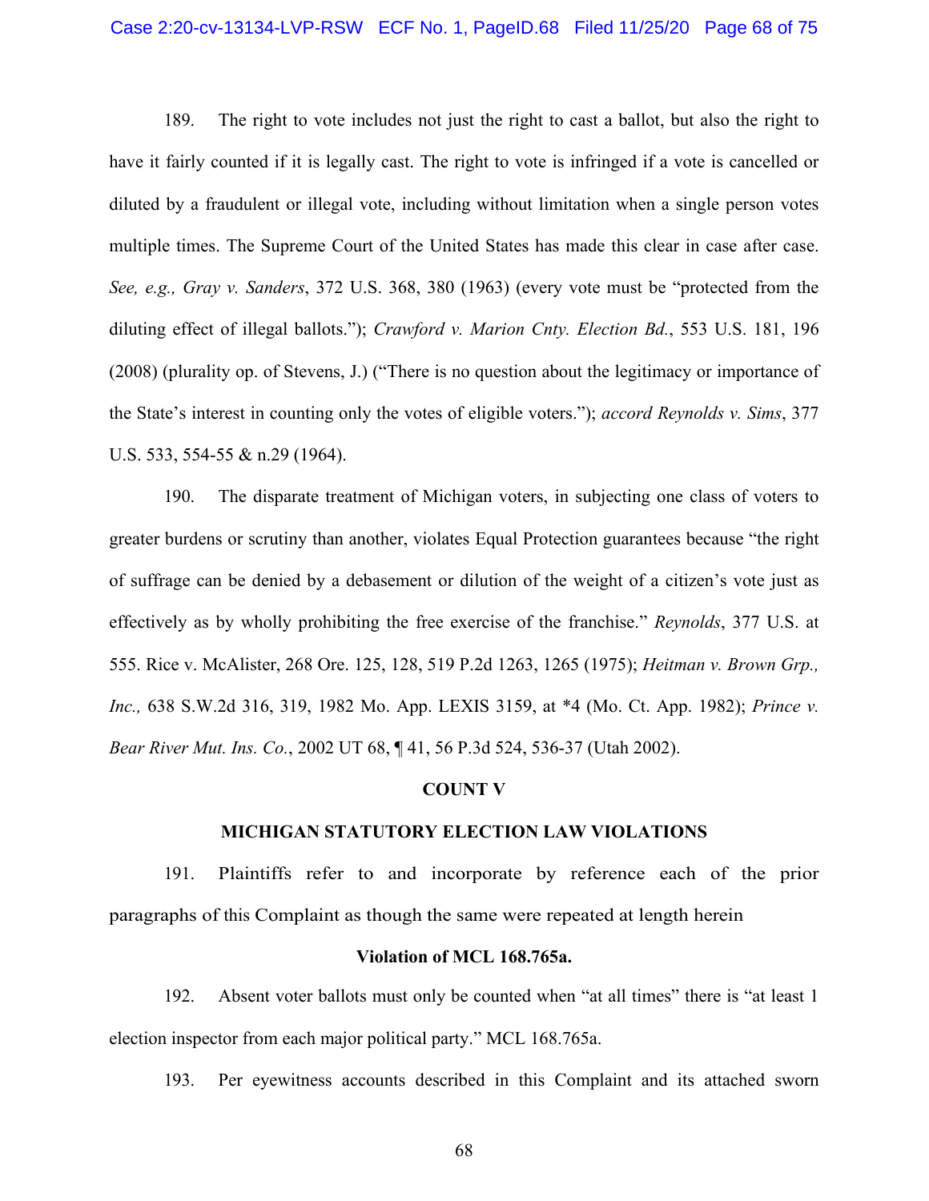189. The right to vote includes not just the right to cast a ballot, but also the right to have it fairly counted if it is legally cast. The right to vote is infringed if a vote is cancelled or diluted by a fraudulent or illegal vote, including without limitation when a single person votes multiple times. The Supreme Court of the United States has made this clear in case after case. *See, e.g., Gray v. Sanders*, 372 U.S. 368, 380 (1963) (every vote must be "protected from the diluting effect of illegal ballots."); *Crawford v. Marion Cnty. Election Bd.*, 553 U.S. 181, 196 (2008) (plurality op. of Stevens, J.) ("There is no question about the legitimacy or importance of the State's interest in counting only the votes of eligible voters."); *accord Reynolds v. Sims*, 377 U.S. 533, 554-55 & n.29 (1964).

190. The disparate treatment of Michigan voters, in subjecting one class of voters to greater burdens or scrutiny than another, violates Equal Protection guarantees because "the right of suffrage can be denied by a debasement or dilution of the weight of a citizen's vote just as effectively as by wholly prohibiting the free exercise of the franchise." *Reynolds*, 377 U.S. at 555. Rice v. McAlister, 268 Ore. 125, 128, 519 P.2d 1263, 1265 (1975); *Heitman v. Brown Grp., Inc.,* 638 S.W.2d 316, 319, 1982 Mo. App. LEXIS 3159, at *4 (Mo. Ct. App. 1982); *Prince v. Bear River Mut. Ins. Co.*, 2002 UT 68, ¶ 41, 56 P.3d 524, 536-37 (Utah 2002).

**COUNT V**

**MICHIGAN STATUTORY ELECTION LAW VIOLATIONS**

191. Plaintiffs refer to and incorporate by reference each of the prior paragraphs of this Complaint as though the same were repeated at length herein

**Violation of MCL 168.765a.**

192. Absent voter ballots must only be counted when "at all times" there is "at least 1 election inspector from each major political party." MCL 168.765a.

193. Per eyewitness accounts described in this Complaint and its attached sworn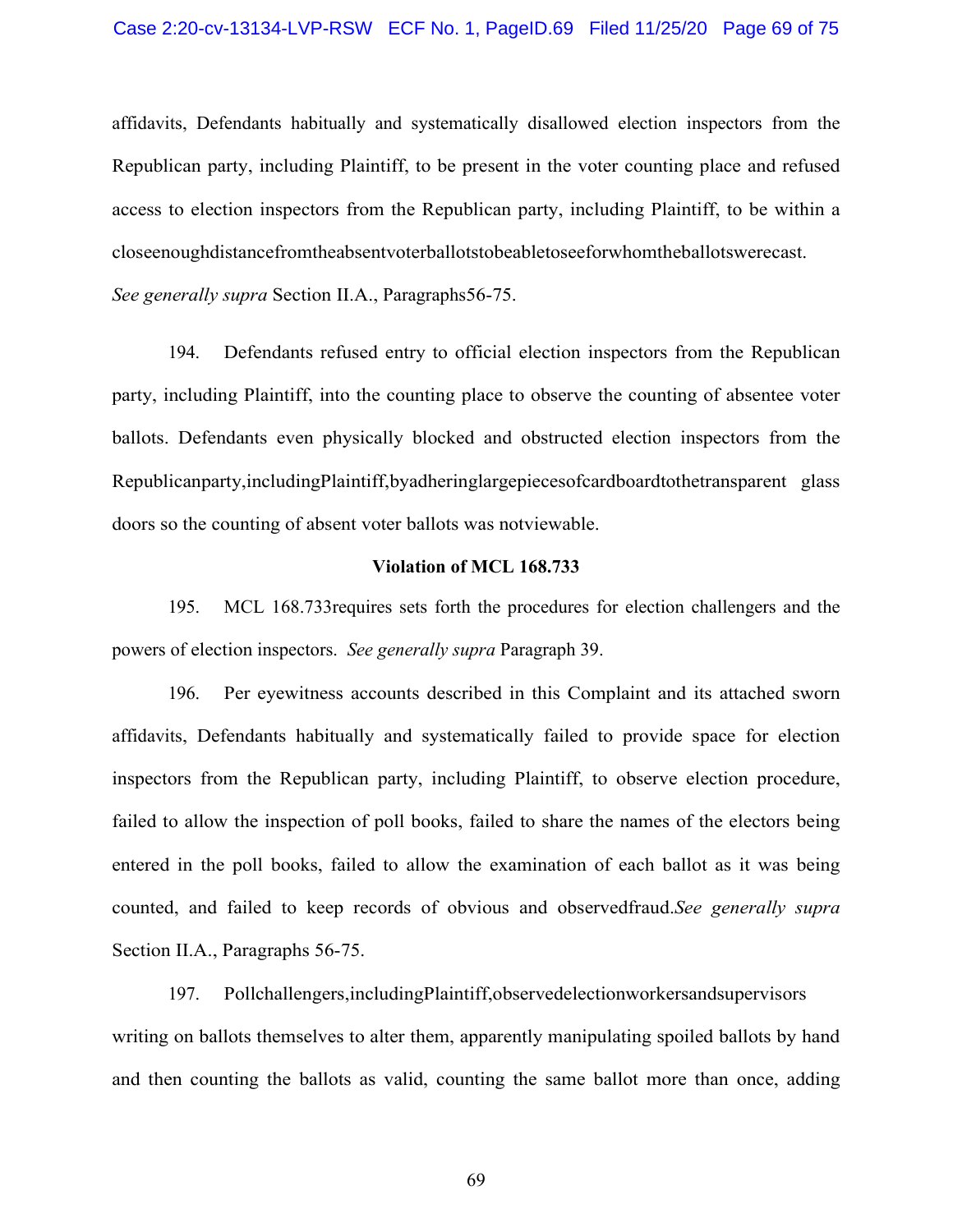affidavits, Defendants habitually and systematically disallowed election inspectors from the Republican party, including Plaintiff, to be present in the voter counting place and refused access to election inspectors from the Republican party, including Plaintiff, to be within a closeenoughdistancefromtheabsentvoterballotstobeabletoseeforwhomtheballotswerecast. *See generally supra* Section II.A., Paragraphs56-75.

194. Defendants refused entry to official election inspectors from the Republican party, including Plaintiff, into the counting place to observe the counting of absentee voter ballots. Defendants even physically blocked and obstructed election inspectors from the Republicanparty,includingPlaintiff,byadheringlargepiecesofcardboardtothetransparent glass doors so the counting of absent voter ballots was notviewable.

**Violation of MCL 168.733**

195. MCL 168.733requires sets forth the procedures for election challengers and the powers of election inspectors. *See generally supra* Paragraph 39.

196. Per eyewitness accounts described in this Complaint and its attached sworn affidavits, Defendants habitually and systematically failed to provide space for election inspectors from the Republican party, including Plaintiff, to observe election procedure, failed to allow the inspection of poll books, failed to share the names of the electors being entered in the poll books, failed to allow the examination of each ballot as it was being counted, and failed to keep records of obvious and observedfraud.*See generally supra* Section II.A., Paragraphs 56-75.

197. Pollchallengers,includingPlaintiff,observedelectionworkersandsupervisors writing on ballots themselves to alter them, apparently manipulating spoiled ballots by hand and then counting the ballots as valid, counting the same ballot more than once, adding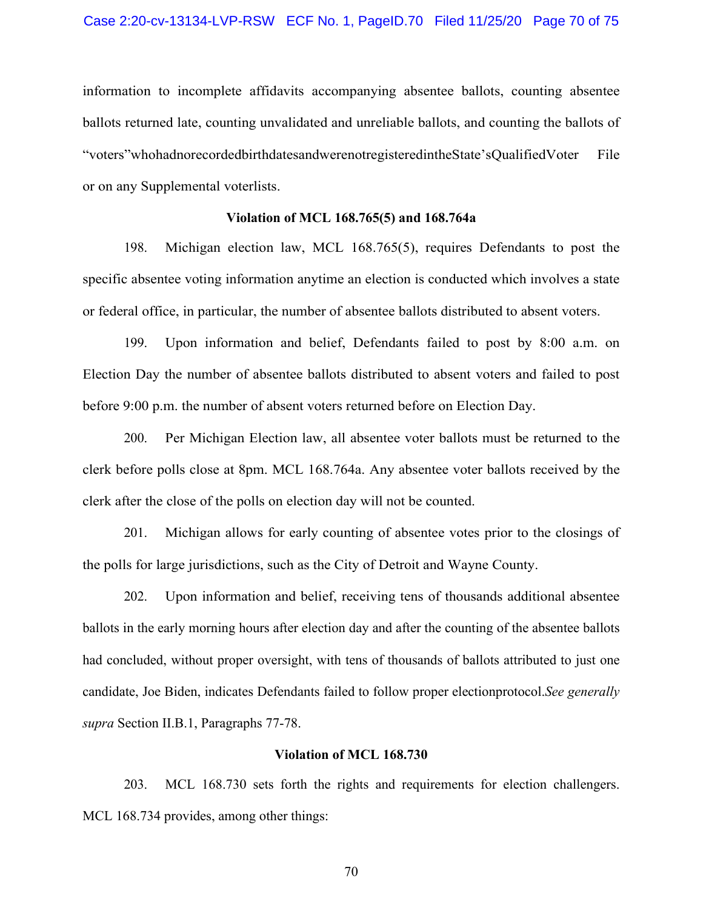information to incomplete affidavits accompanying absentee ballots, counting absentee ballots returned late, counting unvalidated and unreliable ballots, and counting the ballots of "voters"whohadnorecordedbirthdatesandwerenotregisteredintheState'sQualifiedVoter File or on any Supplemental voterlists.

**Violation of MCL 168.765(5) and 168.764a**

198. Michigan election law, MCL 168.765(5), requires Defendants to post the specific absentee voting information anytime an election is conducted which involves a state or federal office, in particular, the number of absentee ballots distributed to absent voters.

199. Upon information and belief, Defendants failed to post by 8:00 a.m. on Election Day the number of absentee ballots distributed to absent voters and failed to post before 9:00 p.m. the number of absent voters returned before on Election Day.

200. Per Michigan Election law, all absentee voter ballots must be returned to the clerk before polls close at 8pm. MCL 168.764a. Any absentee voter ballots received by the clerk after the close of the polls on election day will not be counted.

201. Michigan allows for early counting of absentee votes prior to the closings of the polls for large jurisdictions, such as the City of Detroit and Wayne County.

202. Upon information and belief, receiving tens of thousands additional absentee ballots in the early morning hours after election day and after the counting of the absentee ballots had concluded, without proper oversight, with tens of thousands of ballots attributed to just one candidate, Joe Biden, indicates Defendants failed to follow proper electionprotocol.*See generally supra* Section II.B.1, Paragraphs 77-78.

**Violation of MCL 168.730**

203. MCL 168.730 sets forth the rights and requirements for election challengers. MCL 168.734 provides, among other things: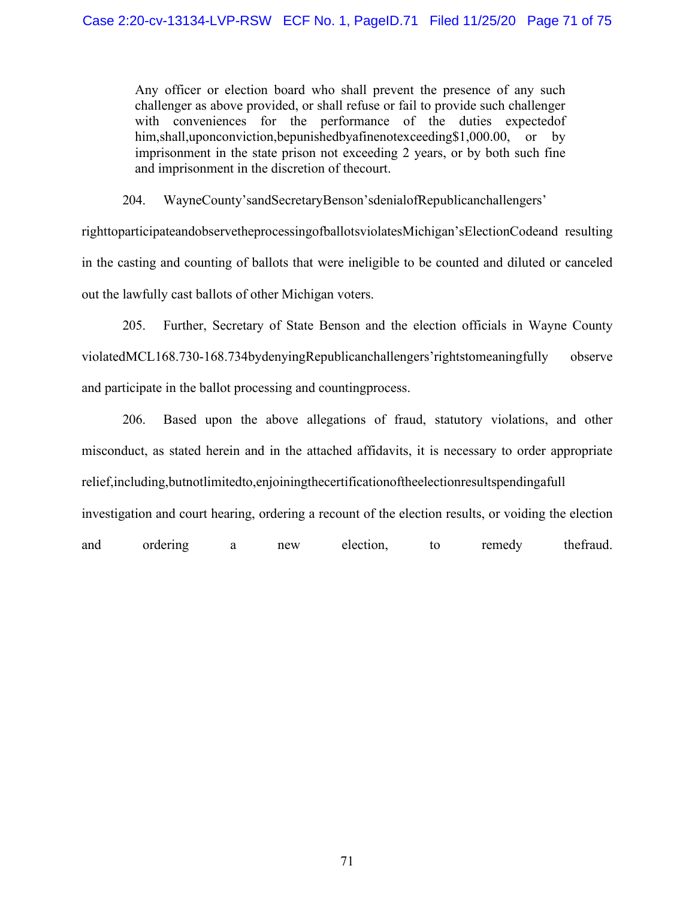> Any officer or election board who shall prevent the presence of any such challenger as above provided, or shall refuse or fail to provide such challenger with conveniences for the performance of the duties expectedof him,shall,uponconviction,bepunishedbyafinenotexceeding$1,000.00, or by imprisonment in the state prison not exceeding 2 years, or by both such fine and imprisonment in the discretion of thecourt.

204. WayneCounty'sandSecretaryBenson'sdenialofRepublicanchallengers' righttoparticipateandobservetheprocessingofballotsviolatesMichigan'sElectionCodeand resulting in the casting and counting of ballots that were ineligible to be counted and diluted or canceled out the lawfully cast ballots of other Michigan voters.

205. Further, Secretary of State Benson and the election officials in Wayne County violatedMCL168.730-168.734bydenyingRepublicanchallengers'rightstomeaningfully observe and participate in the ballot processing and countingprocess.

206. Based upon the above allegations of fraud, statutory violations, and other misconduct, as stated herein and in the attached affidavits, it is necessary to order appropriate relief,including,butnotlimitedto,enjoiningthecertificationoftheelectionresultspendingafull investigation and court hearing, ordering a recount of the election results, or voiding the election and ordering a new election, to remedy thefraud.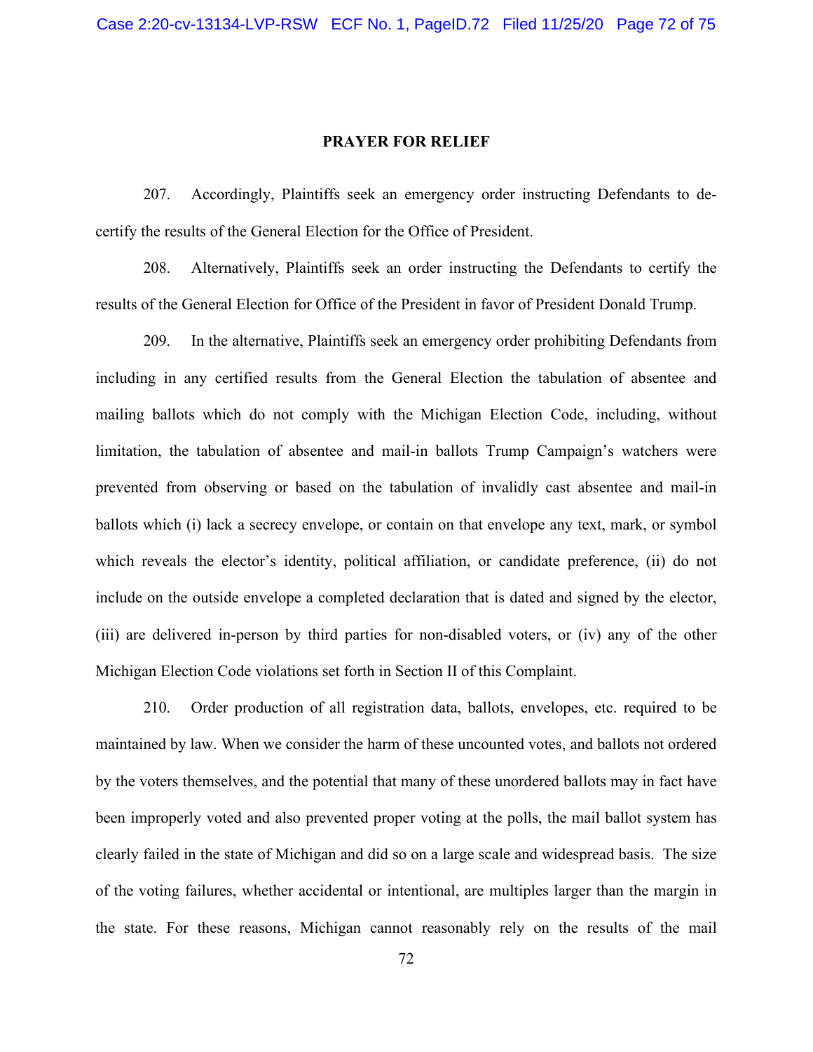## PRAYER FOR RELIEF

207. Accordingly, Plaintiffs seek an emergency order instructing Defendants to de-certify the results of the General Election for the Office of President.

208. Alternatively, Plaintiffs seek an order instructing the Defendants to certify the results of the General Election for Office of the President in favor of President Donald Trump.

209. In the alternative, Plaintiffs seek an emergency order prohibiting Defendants from including in any certified results from the General Election the tabulation of absentee and mailing ballots which do not comply with the Michigan Election Code, including, without limitation, the tabulation of absentee and mail-in ballots Trump Campaign's watchers were prevented from observing or based on the tabulation of invalidly cast absentee and mail-in ballots which (i) lack a secrecy envelope, or contain on that envelope any text, mark, or symbol which reveals the elector's identity, political affiliation, or candidate preference, (ii) do not include on the outside envelope a completed declaration that is dated and signed by the elector, (iii) are delivered in-person by third parties for non-disabled voters, or (iv) any of the other Michigan Election Code violations set forth in Section II of this Complaint.

210. Order production of all registration data, ballots, envelopes, etc. required to be maintained by law. When we consider the harm of these uncounted votes, and ballots not ordered by the voters themselves, and the potential that many of these unordered ballots may in fact have been improperly voted and also prevented proper voting at the polls, the mail ballot system has clearly failed in the state of Michigan and did so on a large scale and widespread basis. The size of the voting failures, whether accidental or intentional, are multiples larger than the margin in the state. For these reasons, Michigan cannot reasonably rely on the results of the mail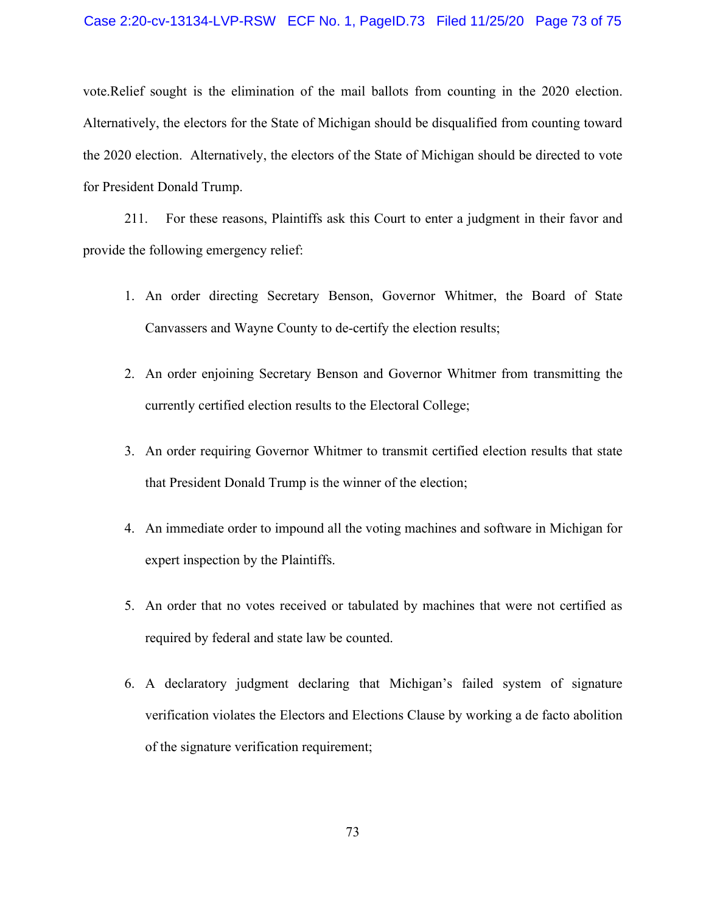vote.Relief sought is the elimination of the mail ballots from counting in the 2020 election. Alternatively, the electors for the State of Michigan should be disqualified from counting toward the 2020 election. Alternatively, the electors of the State of Michigan should be directed to vote for President Donald Trump.

211. For these reasons, Plaintiffs ask this Court to enter a judgment in their favor and provide the following emergency relief:

1. An order directing Secretary Benson, Governor Whitmer, the Board of State Canvassers and Wayne County to de-certify the election results;

2. An order enjoining Secretary Benson and Governor Whitmer from transmitting the currently certified election results to the Electoral College;

3. An order requiring Governor Whitmer to transmit certified election results that state that President Donald Trump is the winner of the election;

4. An immediate order to impound all the voting machines and software in Michigan for expert inspection by the Plaintiffs.

5. An order that no votes received or tabulated by machines that were not certified as required by federal and state law be counted.

6. A declaratory judgment declaring that Michigan's failed system of signature verification violates the Electors and Elections Clause by working a de facto abolition of the signature verification requirement;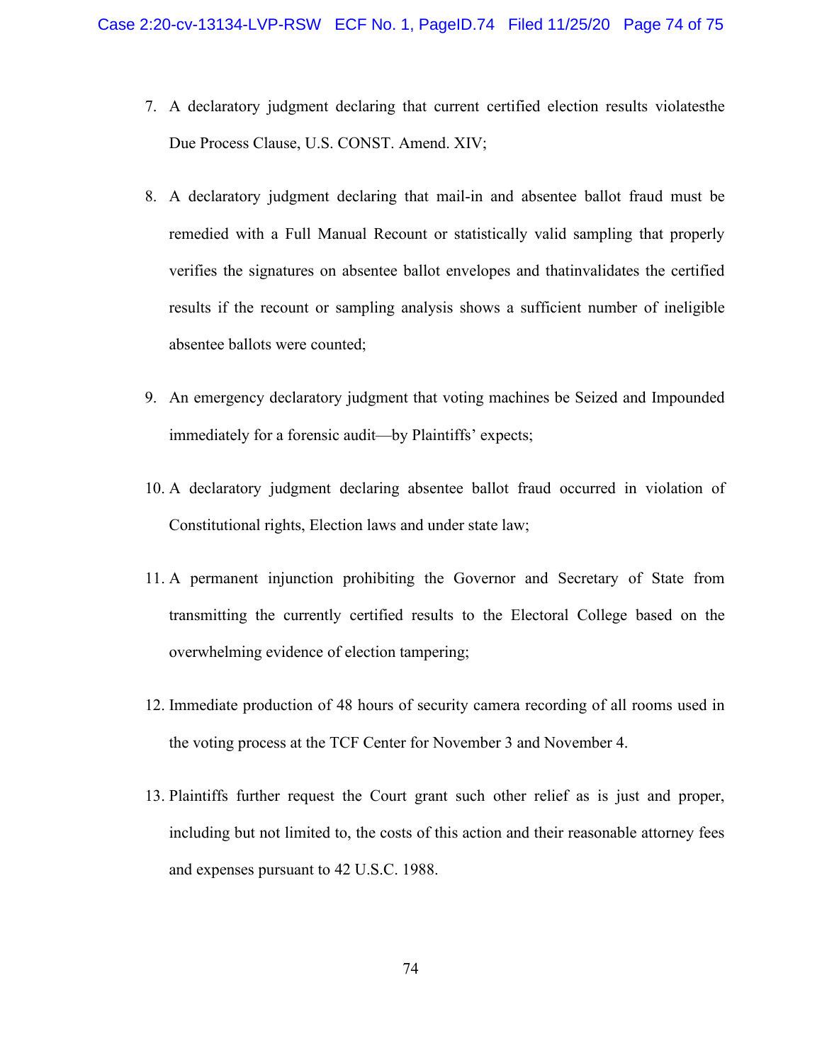7. A declaratory judgment declaring that current certified election results violatesthe Due Process Clause, U.S. CONST. Amend. XIV;

8. A declaratory judgment declaring that mail-in and absentee ballot fraud must be remedied with a Full Manual Recount or statistically valid sampling that properly verifies the signatures on absentee ballot envelopes and thatinvalidates the certified results if the recount or sampling analysis shows a sufficient number of ineligible absentee ballots were counted;

9. An emergency declaratory judgment that voting machines be Seized and Impounded immediately for a forensic audit—by Plaintiffs' expects;

10. A declaratory judgment declaring absentee ballot fraud occurred in violation of Constitutional rights, Election laws and under state law;

11. A permanent injunction prohibiting the Governor and Secretary of State from transmitting the currently certified results to the Electoral College based on the overwhelming evidence of election tampering;

12. Immediate production of 48 hours of security camera recording of all rooms used in the voting process at the TCF Center for November 3 and November 4.

13. Plaintiffs further request the Court grant such other relief as is just and proper, including but not limited to, the costs of this action and their reasonable attorney fees and expenses pursuant to 42 U.S.C. 1988.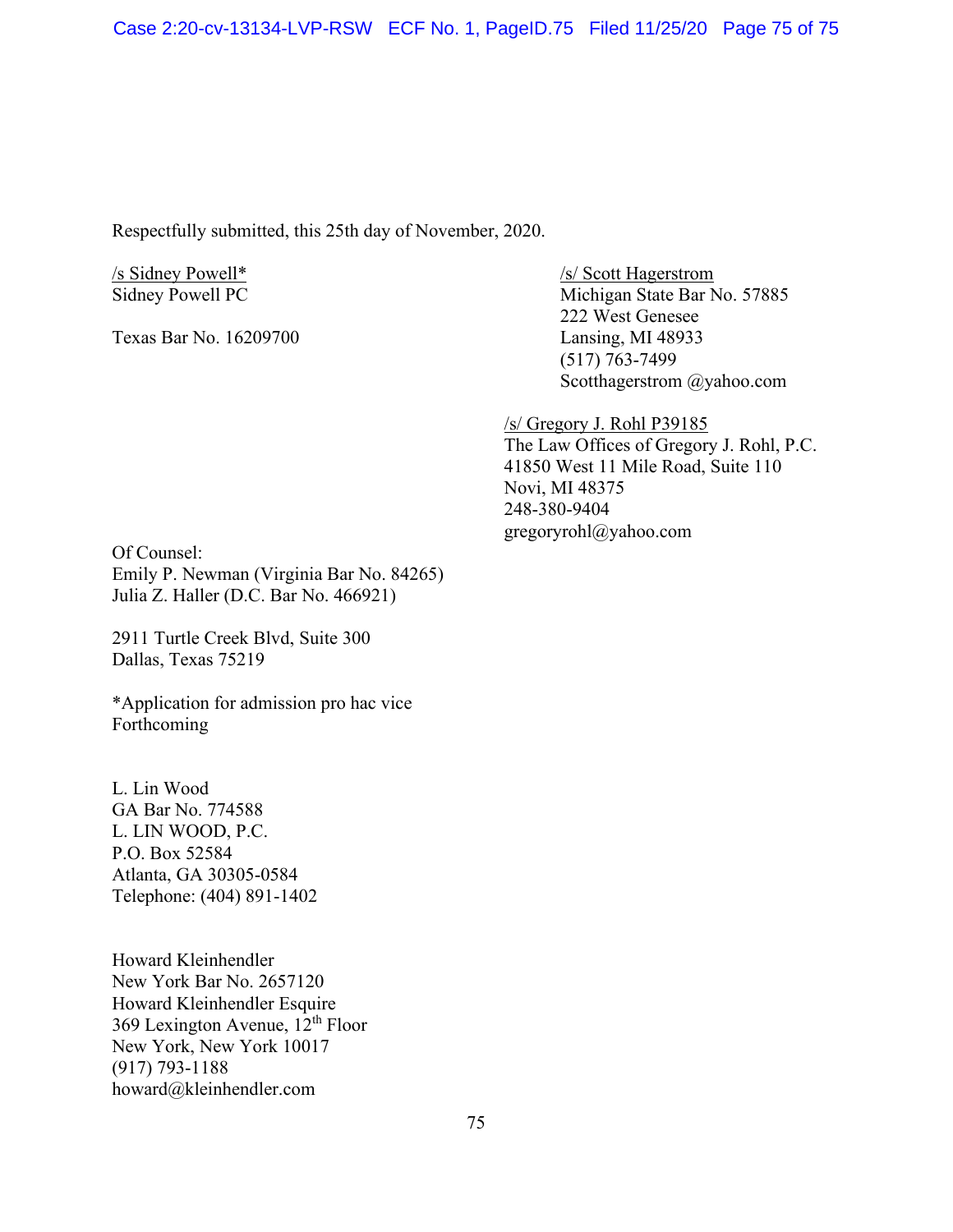Respectfully submitted, this 25th day of November, 2020.

/s Sidney Powell*
Sidney Powell PC

Texas Bar No. 16209700

/s/ Scott Hagerstrom
Michigan State Bar No. 57885
222 West Genesee
Lansing, MI 48933
(517) 763-7499
Scotthagerstrom @yahoo.com

/s/ Gregory J. Rohl P39185
The Law Offices of Gregory J. Rohl, P.C.
41850 West 11 Mile Road, Suite 110
Novi, MI 48375
248-380-9404
gregoryrohl@yahoo.com

Of Counsel:
Emily P. Newman (Virginia Bar No. 84265)
Julia Z. Haller (D.C. Bar No. 466921)

2911 Turtle Creek Blvd, Suite 300
Dallas, Texas 75219

*Application for admission pro hac vice
Forthcoming

L. Lin Wood
GA Bar No. 774588
L. LIN WOOD, P.C.
P.O. Box 52584
Atlanta, GA 30305-0584
Telephone: (404) 891-1402

Howard Kleinhendler
New York Bar No. 2657120
Howard Kleinhendler Esquire
369 Lexington Avenue, 12th Floor
New York, New York 10017
(917) 793-1188
howard@kleinhendler.com